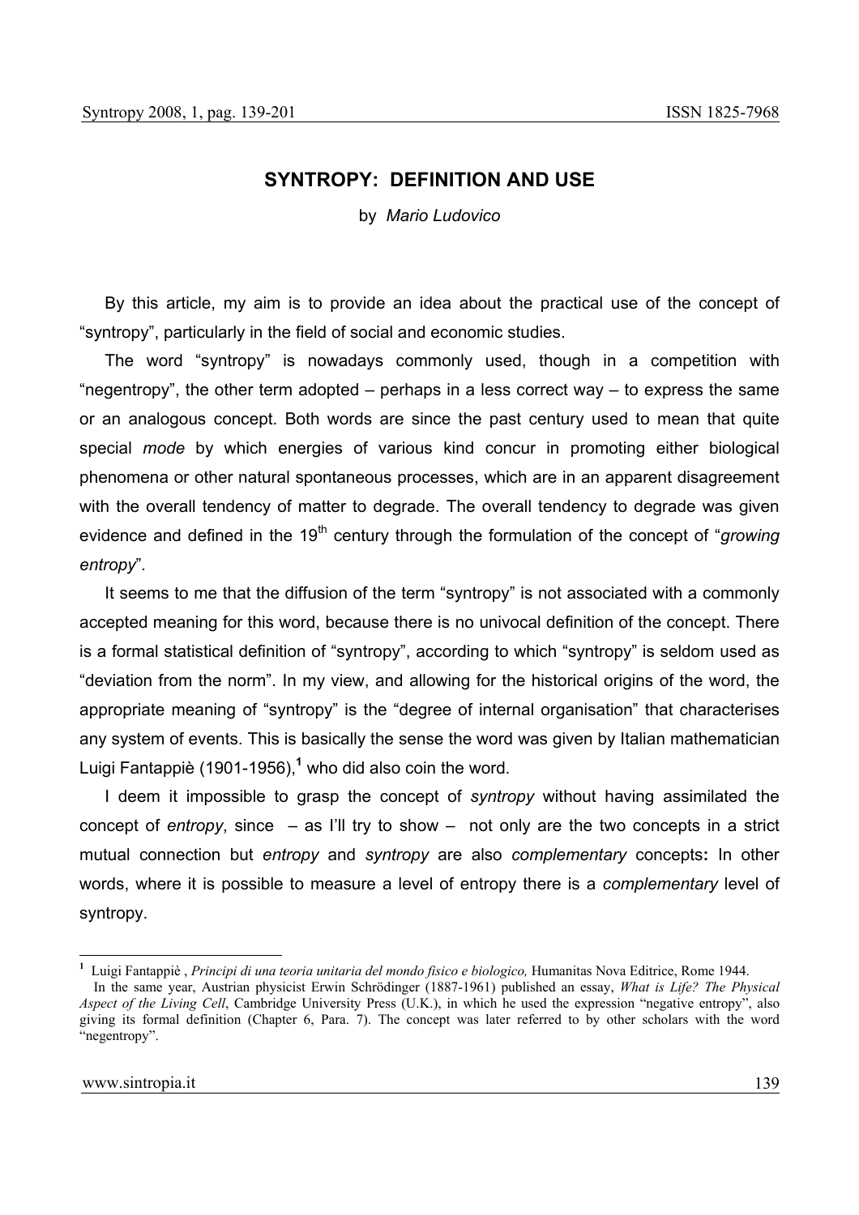# SYNTROPY: DEFINITION AND USE

by *Mario Ludovico*

By this article, my aim is to provide an idea about the practical use of the concept of "syntropy", particularly in the field of social and economic studies.

The word "syntropy" is nowadays commonly used, though in a competition with "negentropy", the other term adopted – perhaps in a less correct way – to express the same or an analogous concept. Both words are since the past century used to mean that quite special *mode* by which energies of various kind concur in promoting either biological phenomena or other natural spontaneous processes, which are in an apparent disagreement with the overall tendency of matter to degrade. The overall tendency to degrade was given evidence and defined in the 19th century through the formulation of the concept of "*growing entropy*".

It seems to me that the diffusion of the term "syntropy" is not associated with a commonly accepted meaning for this word, because there is no univocal definition of the concept. There is a formal statistical definition of "syntropy", according to which "syntropy" is seldom used as "deviation from the norm". In my view, and allowing for the historical origins of the word, the appropriate meaning of "syntropy" is the "degree of internal organisation" that characterises any system of events. This is basically the sense the word was given by Italian mathematician Luigi Fantappiè (1901-1956),[1] who did also coin the word.

I deem it impossible to grasp the concept of *syntropy* without having assimilated the concept of *entropy*, since – as I'll try to show – not only are the two concepts in a strict mutual connection but *entropy* and *syntropy* are also *complementary* concepts**:** In other words, where it is possible to measure a level of entropy there is a *complementary* level of syntropy.

---

[1] Luigi Fantappiè , *Principi di una teoria unitaria del mondo fisico e biologico,* Humanitas Nova Editrice, Rome 1944.
In the same year, Austrian physicist Erwin Schrödinger (1887-1961) published an essay, *What is Life? The Physical Aspect of the Living Cell*, Cambridge University Press (U.K.), in which he used the expression "negative entropy", also giving its formal definition (Chapter 6, Para. 7). The concept was later referred to by other scholars with the word "negentropy".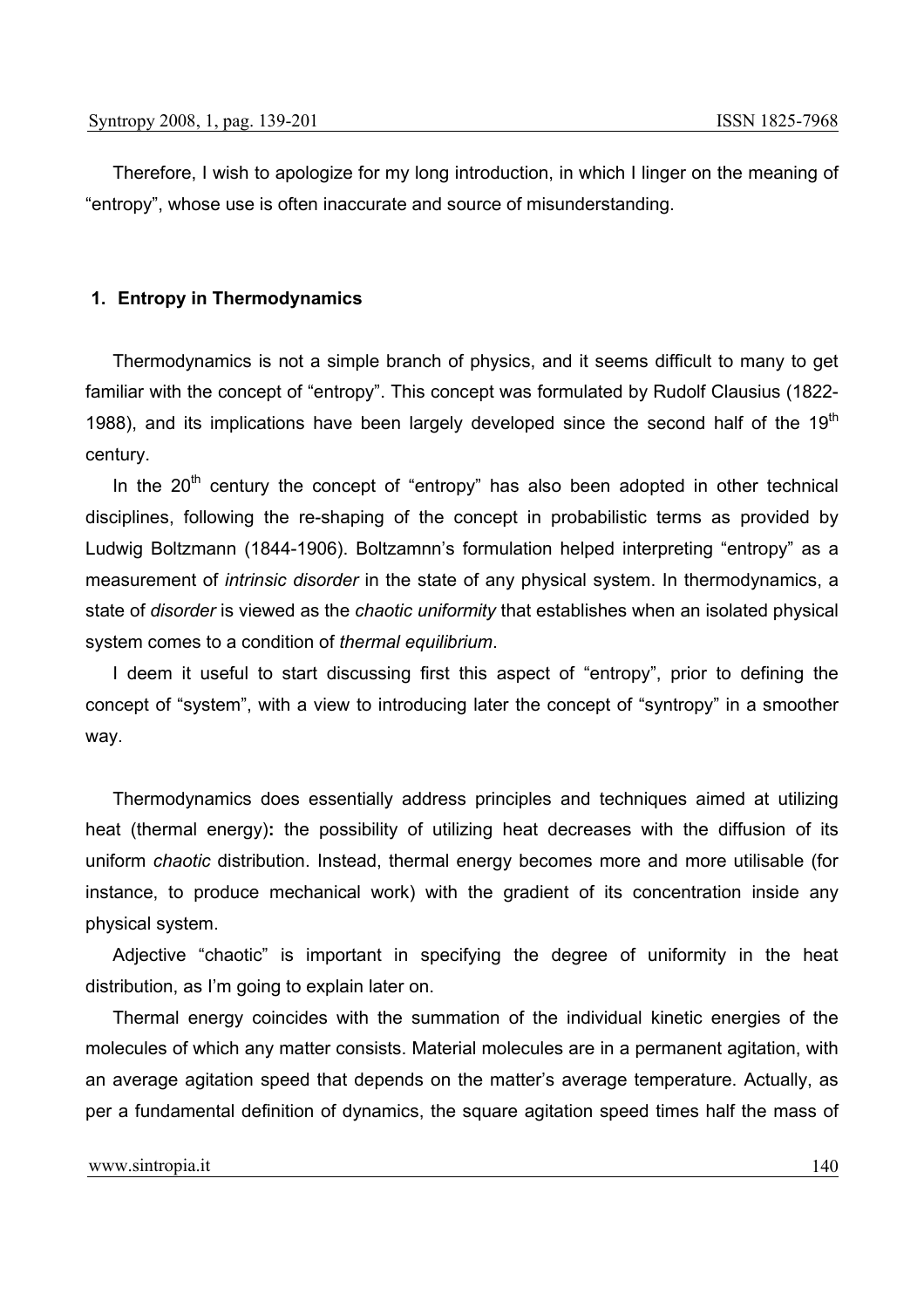Therefore, I wish to apologize for my long introduction, in which I linger on the meaning of "entropy", whose use is often inaccurate and source of misunderstanding.

## 1. Entropy in Thermodynamics

Thermodynamics is not a simple branch of physics, and it seems difficult to many to get familiar with the concept of "entropy". This concept was formulated by Rudolf Clausius (1822-1988), and its implications have been largely developed since the second half of the 19th century.

In the 20th century the concept of "entropy" has also been adopted in other technical disciplines, following the re-shaping of the concept in probabilistic terms as provided by Ludwig Boltzmann (1844-1906). Boltzamnn's formulation helped interpreting "entropy" as a measurement of *intrinsic disorder* in the state of any physical system. In thermodynamics, a state of *disorder* is viewed as the *chaotic uniformity* that establishes when an isolated physical system comes to a condition of *thermal equilibrium*.

I deem it useful to start discussing first this aspect of "entropy", prior to defining the concept of "system", with a view to introducing later the concept of "syntropy" in a smoother way.

Thermodynamics does essentially address principles and techniques aimed at utilizing heat (thermal energy)**:** the possibility of utilizing heat decreases with the diffusion of its uniform *chaotic* distribution. Instead, thermal energy becomes more and more utilisable (for instance, to produce mechanical work) with the gradient of its concentration inside any physical system.

Adjective "chaotic" is important in specifying the degree of uniformity in the heat distribution, as I'm going to explain later on.

Thermal energy coincides with the summation of the individual kinetic energies of the molecules of which any matter consists. Material molecules are in a permanent agitation, with an average agitation speed that depends on the matter's average temperature. Actually, as per a fundamental definition of dynamics, the square agitation speed times half the mass of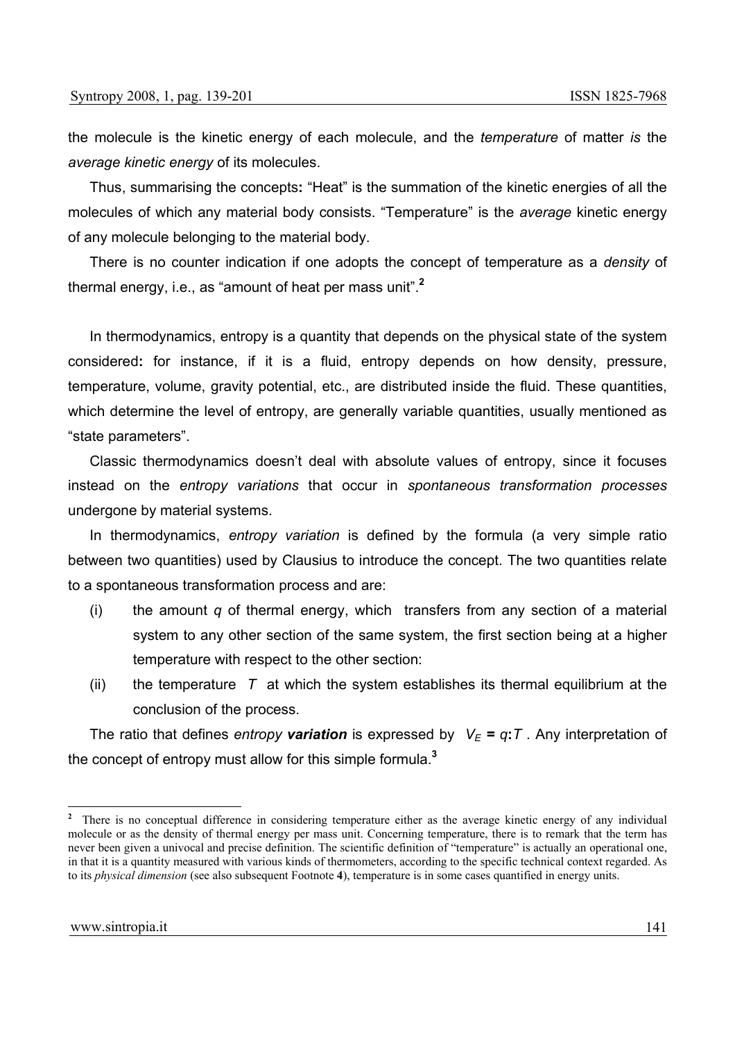the molecule is the kinetic energy of each molecule, and the *temperature* of matter *is* the *average kinetic energy* of its molecules.

Thus, summarising the concepts**:** "Heat" is the summation of the kinetic energies of all the molecules of which any material body consists. "Temperature" is the *average* kinetic energy of any molecule belonging to the material body.

There is no counter indication if one adopts the concept of temperature as a *density* of thermal energy, i.e., as "amount of heat per mass unit".[2]

In thermodynamics, entropy is a quantity that depends on the physical state of the system considered**:** for instance, if it is a fluid, entropy depends on how density, pressure, temperature, volume, gravity potential, etc., are distributed inside the fluid. These quantities, which determine the level of entropy, are generally variable quantities, usually mentioned as "state parameters".

Classic thermodynamics doesn't deal with absolute values of entropy, since it focuses instead on the *entropy variations* that occur in *spontaneous transformation processes* undergone by material systems.

In thermodynamics, *entropy variation* is defined by the formula (a very simple ratio between two quantities) used by Clausius to introduce the concept. The two quantities relate to a spontaneous transformation process and are:

(i) the amount $q$ of thermal energy, which transfers from any section of a material system to any other section of the same system, the first section being at a higher temperature with respect to the other section:

(ii) the temperature $T$ at which the system establishes its thermal equilibrium at the conclusion of the process.

The ratio that defines *entropy* ***variation*** is expressed by $V_E = q:T$ . Any interpretation of the concept of entropy must allow for this simple formula.[3]

---

[2] There is no conceptual difference in considering temperature either as the average kinetic energy of any individual molecule or as the density of thermal energy per mass unit. Concerning temperature, there is to remark that the term has never been given a univocal and precise definition. The scientific definition of "temperature" is actually an operational one, in that it is a quantity measured with various kinds of thermometers, according to the specific technical context regarded. As to its *physical dimension* (see also subsequent Footnote **4**), temperature is in some cases quantified in energy units.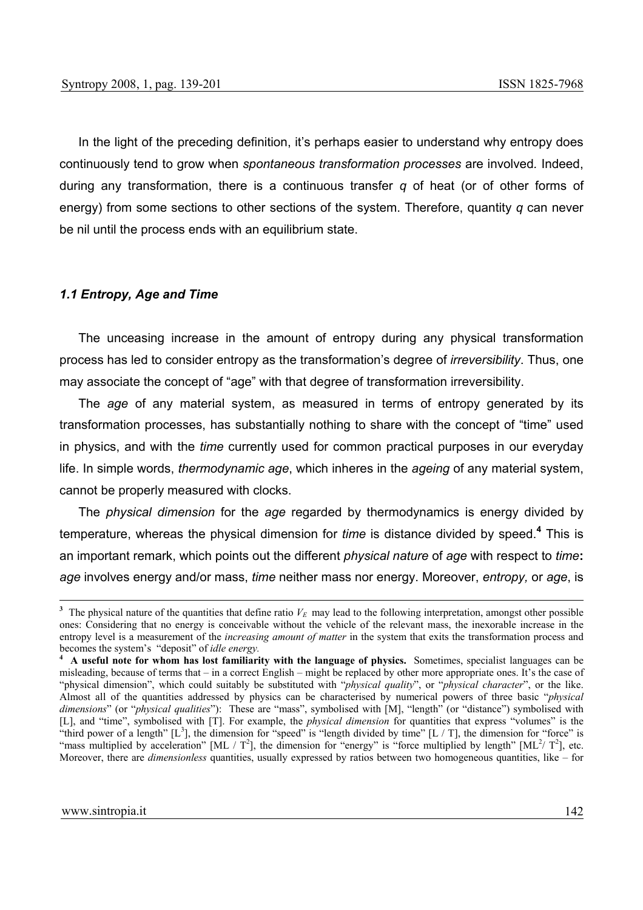In the light of the preceding definition, it's perhaps easier to understand why entropy does continuously tend to grow when *spontaneous transformation processes* are involved. Indeed, during any transformation, there is a continuous transfer $q$ of heat (or of other forms of energy) from some sections to other sections of the system. Therefore, quantity $q$ can never be nil until the process ends with an equilibrium state.

### *1.1 Entropy, Age and Time*

The unceasing increase in the amount of entropy during any physical transformation process has led to consider entropy as the transformation's degree of *irreversibility*. Thus, one may associate the concept of "age" with that degree of transformation irreversibility.

The *age* of any material system, as measured in terms of entropy generated by its transformation processes, has substantially nothing to share with the concept of "time" used in physics, and with the *time* currently used for common practical purposes in our everyday life. In simple words, *thermodynamic age*, which inheres in the *ageing* of any material system, cannot be properly measured with clocks.

The *physical dimension* for the *age* regarded by thermodynamics is energy divided by temperature, whereas the physical dimension for *time* is distance divided by speed.[4] This is an important remark, which points out the different *physical nature* of *age* with respect to *time*: *age* involves energy and/or mass, *time* neither mass nor energy. Moreover, *entropy,* or *age*, is

---

[3] The physical nature of the quantities that define ratio $V_E$ may lead to the following interpretation, amongst other possible ones: Considering that no energy is conceivable without the vehicle of the relevant mass, the inexorable increase in the entropy level is a measurement of the *increasing amount of matter* in the system that exits the transformation process and becomes the system's "deposit" of *idle energy.*

[4] **A useful note for whom has lost familiarity with the language of physics.** Sometimes, specialist languages can be misleading, because of terms that – in a correct English – might be replaced by other more appropriate ones. It's the case of "physical dimension", which could suitably be substituted with "*physical quality*", or "*physical character*", or the like. Almost all of the quantities addressed by physics can be characterised by numerical powers of three basic "*physical dimensions*" (or "*physical qualities*"): These are "mass", symbolised with [M], "length" (or "distance") symbolised with [L], and "time", symbolised with [T]. For example, the *physical dimension* for quantities that express "volumes" is the "third power of a length" [$L^3$], the dimension for "speed" is "length divided by time" [L / T], the dimension for "force" is "mass multiplied by acceleration" [ML / $T^2$], the dimension for "energy" is "force multiplied by length" [$ML^2$/ $T^2$], etc. Moreover, there are *dimensionless* quantities, usually expressed by ratios between two homogeneous quantities, like – for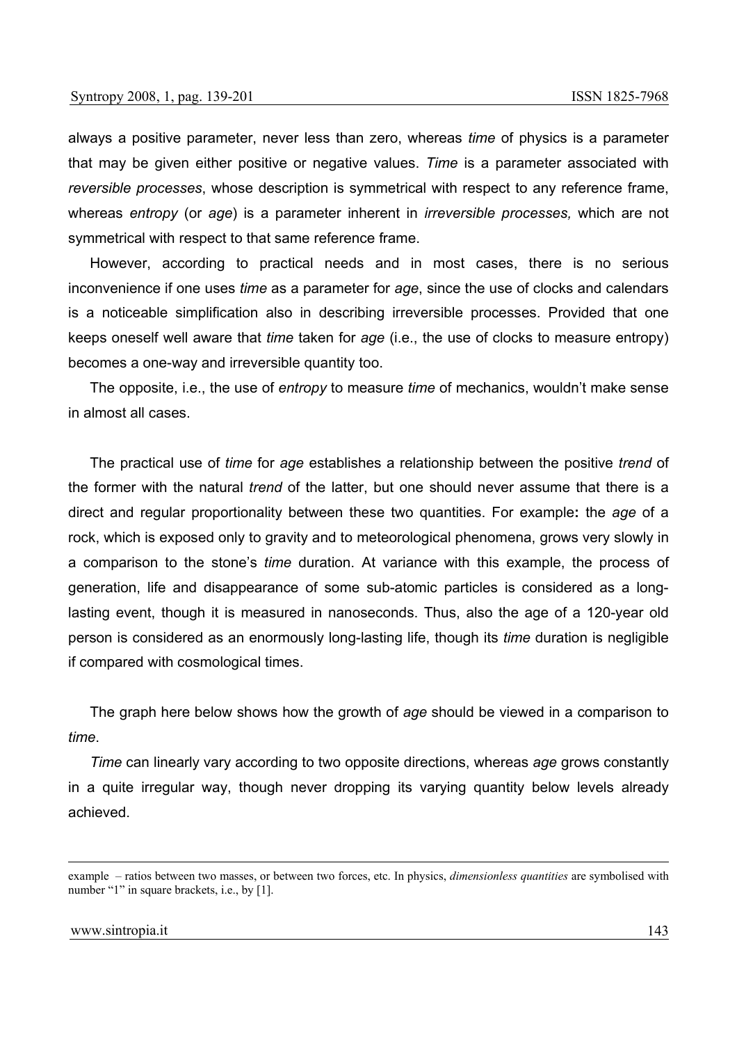always a positive parameter, never less than zero, whereas *time* of physics is a parameter that may be given either positive or negative values. *Time* is a parameter associated with *reversible processes*, whose description is symmetrical with respect to any reference frame, whereas *entropy* (or *age*) is a parameter inherent in *irreversible processes,* which are not symmetrical with respect to that same reference frame.

However, according to practical needs and in most cases, there is no serious inconvenience if one uses *time* as a parameter for *age*, since the use of clocks and calendars is a noticeable simplification also in describing irreversible processes. Provided that one keeps oneself well aware that *time* taken for *age* (i.e., the use of clocks to measure entropy) becomes a one-way and irreversible quantity too.

The opposite, i.e., the use of *entropy* to measure *time* of mechanics, wouldn't make sense in almost all cases.

The practical use of *time* for *age* establishes a relationship between the positive *trend* of the former with the natural *trend* of the latter, but one should never assume that there is a direct and regular proportionality between these two quantities. For example**:** the *age* of a rock, which is exposed only to gravity and to meteorological phenomena, grows very slowly in a comparison to the stone's *time* duration. At variance with this example, the process of generation, life and disappearance of some sub-atomic particles is considered as a long-lasting event, though it is measured in nanoseconds. Thus, also the age of a 120-year old person is considered as an enormously long-lasting life, though its *time* duration is negligible if compared with cosmological times.

The graph here below shows how the growth of *age* should be viewed in a comparison to *time*.

*Time* can linearly vary according to two opposite directions, whereas *age* grows constantly in a quite irregular way, though never dropping its varying quantity below levels already achieved.

---

example – ratios between two masses, or between two forces, etc. In physics, *dimensionless quantities* are symbolised with number "1" in square brackets, i.e., by [1].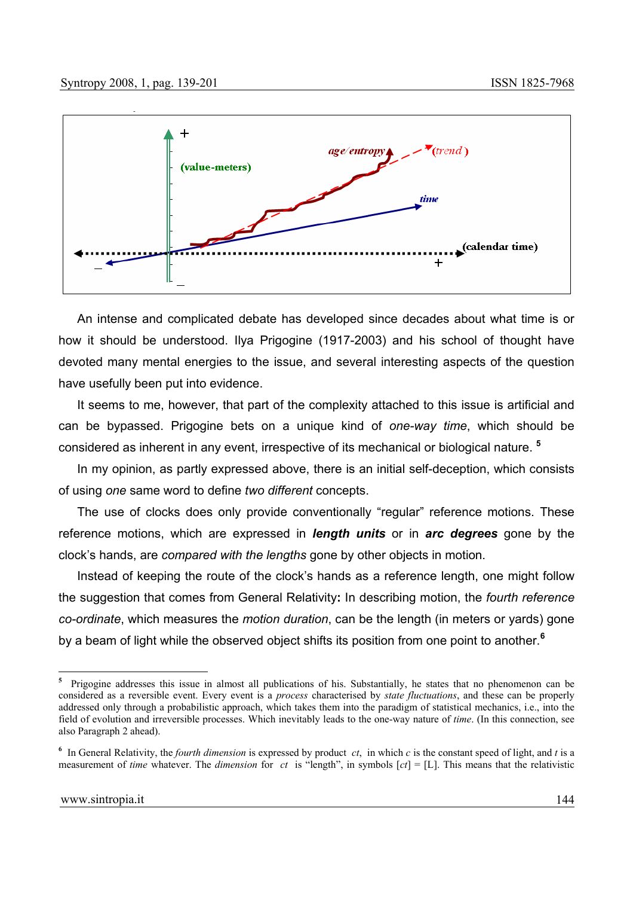An intense and complicated debate has developed since decades about what time is or how it should be understood. Ilya Prigogine (1917-2003) and his school of thought have devoted many mental energies to the issue, and several interesting aspects of the question have usefully been put into evidence.

It seems to me, however, that part of the complexity attached to this issue is artificial and can be bypassed. Prigogine bets on a unique kind of *one-way time*, which should be considered as inherent in any event, irrespective of its mechanical or biological nature. [5]

In my opinion, as partly expressed above, there is an initial self-deception, which consists of using *one* same word to define *two different* concepts.

The use of clocks does only provide conventionally "regular" reference motions. These reference motions, which are expressed in ***length units*** or in ***arc degrees*** gone by the clock's hands, are *compared with the lengths* gone by other objects in motion.

Instead of keeping the route of the clock's hands as a reference length, one might follow the suggestion that comes from General Relativity**:** In describing motion, the *fourth reference co-ordinate*, which measures the *motion duration*, can be the length (in meters or yards) gone by a beam of light while the observed object shifts its position from one point to another.[6]

---

[5] Prigogine addresses this issue in almost all publications of his. Substantially, he states that no phenomenon can be considered as a reversible event. Every event is a *process* characterised by *state fluctuations*, and these can be properly addressed only through a probabilistic approach, which takes them into the paradigm of statistical mechanics, i.e., into the field of evolution and irreversible processes. Which inevitably leads to the one-way nature of *time*. (In this connection, see also Paragraph 2 ahead).

[6] In General Relativity, the *fourth dimension* is expressed by product $ct$, in which $c$ is the constant speed of light, and $t$ is a measurement of *time* whatever. The *dimension* for $ct$ is "length", in symbols $[ct] = [L]$. This means that the relativistic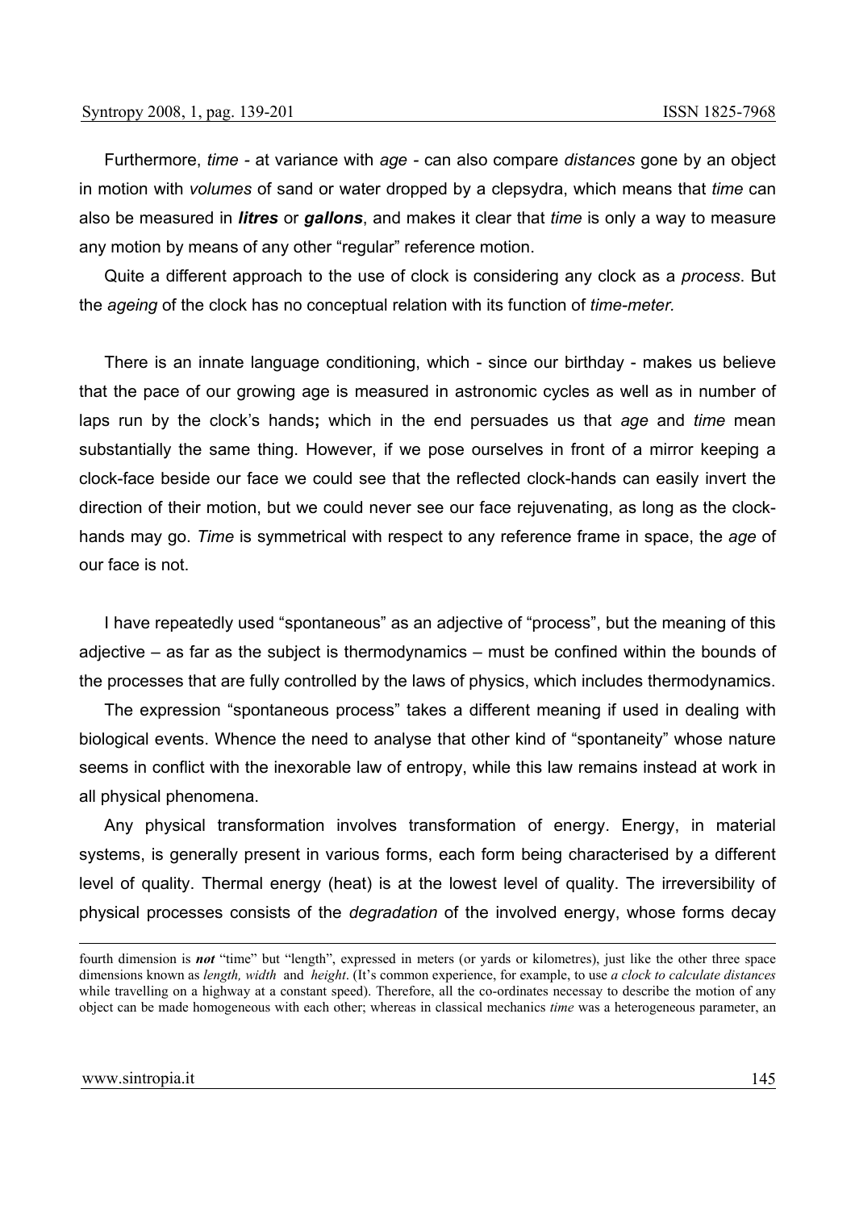Furthermore, *time* - at variance with *age* - can also compare *distances* gone by an object in motion with *volumes* of sand or water dropped by a clepsydra, which means that *time* can also be measured in ***litres*** or ***gallons***, and makes it clear that *time* is only a way to measure any motion by means of any other "regular" reference motion.

Quite a different approach to the use of clock is considering any clock as a *process*. But the *ageing* of the clock has no conceptual relation with its function of *time-meter.*

There is an innate language conditioning, which - since our birthday - makes us believe that the pace of our growing age is measured in astronomic cycles as well as in number of laps run by the clock's hands**;** which in the end persuades us that *age* and *time* mean substantially the same thing. However, if we pose ourselves in front of a mirror keeping a clock-face beside our face we could see that the reflected clock-hands can easily invert the direction of their motion, but we could never see our face rejuvenating, as long as the clock-hands may go. *Time* is symmetrical with respect to any reference frame in space, the *age* of our face is not.

I have repeatedly used "spontaneous" as an adjective of "process", but the meaning of this adjective – as far as the subject is thermodynamics – must be confined within the bounds of the processes that are fully controlled by the laws of physics, which includes thermodynamics.

The expression "spontaneous process" takes a different meaning if used in dealing with biological events. Whence the need to analyse that other kind of "spontaneity" whose nature seems in conflict with the inexorable law of entropy, while this law remains instead at work in all physical phenomena.

Any physical transformation involves transformation of energy. Energy, in material systems, is generally present in various forms, each form being characterised by a different level of quality. Thermal energy (heat) is at the lowest level of quality. The irreversibility of physical processes consists of the *degradation* of the involved energy, whose forms decay

---

fourth dimension is ***not*** "time" but "length", expressed in meters (or yards or kilometres), just like the other three space dimensions known as *length, width* and *height*. (It's common experience, for example, to use *a clock to calculate distances* while travelling on a highway at a constant speed). Therefore, all the co-ordinates necessay to describe the motion of any object can be made homogeneous with each other; whereas in classical mechanics *time* was a heterogeneous parameter, an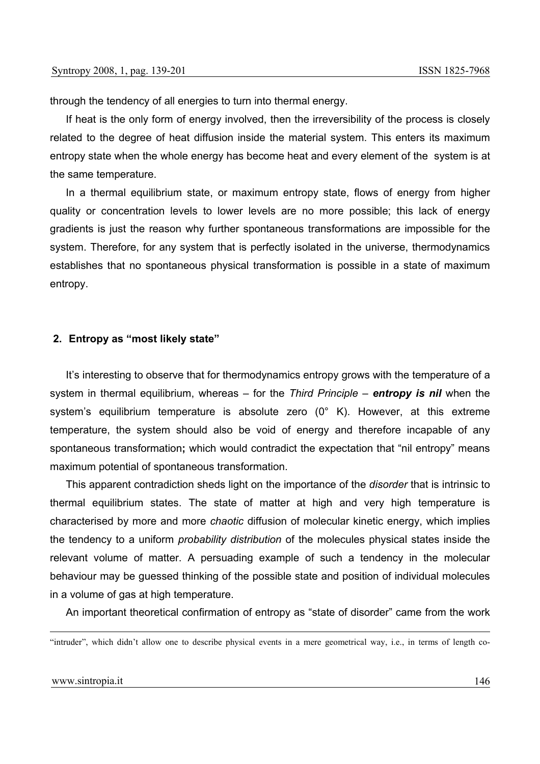through the tendency of all energies to turn into thermal energy.

If heat is the only form of energy involved, then the irreversibility of the process is closely related to the degree of heat diffusion inside the material system. This enters its maximum entropy state when the whole energy has become heat and every element of the system is at the same temperature.

In a thermal equilibrium state, or maximum entropy state, flows of energy from higher quality or concentration levels to lower levels are no more possible; this lack of energy gradients is just the reason why further spontaneous transformations are impossible for the system. Therefore, for any system that is perfectly isolated in the universe, thermodynamics establishes that no spontaneous physical transformation is possible in a state of maximum entropy.

## 2. Entropy as "most likely state"

It's interesting to observe that for thermodynamics entropy grows with the temperature of a system in thermal equilibrium, whereas – for the *Third Principle* – ***entropy is nil*** when the system's equilibrium temperature is absolute zero (0° K). However, at this extreme temperature, the system should also be void of energy and therefore incapable of any spontaneous transformation**;** which would contradict the expectation that "nil entropy" means maximum potential of spontaneous transformation.

This apparent contradiction sheds light on the importance of the *disorder* that is intrinsic to thermal equilibrium states. The state of matter at high and very high temperature is characterised by more and more *chaotic* diffusion of molecular kinetic energy, which implies the tendency to a uniform *probability distribution* of the molecules physical states inside the relevant volume of matter. A persuading example of such a tendency in the molecular behaviour may be guessed thinking of the possible state and position of individual molecules in a volume of gas at high temperature.

An important theoretical confirmation of entropy as "state of disorder" came from the work

"intruder", which didn't allow one to describe physical events in a mere geometrical way, i.e., in terms of length co-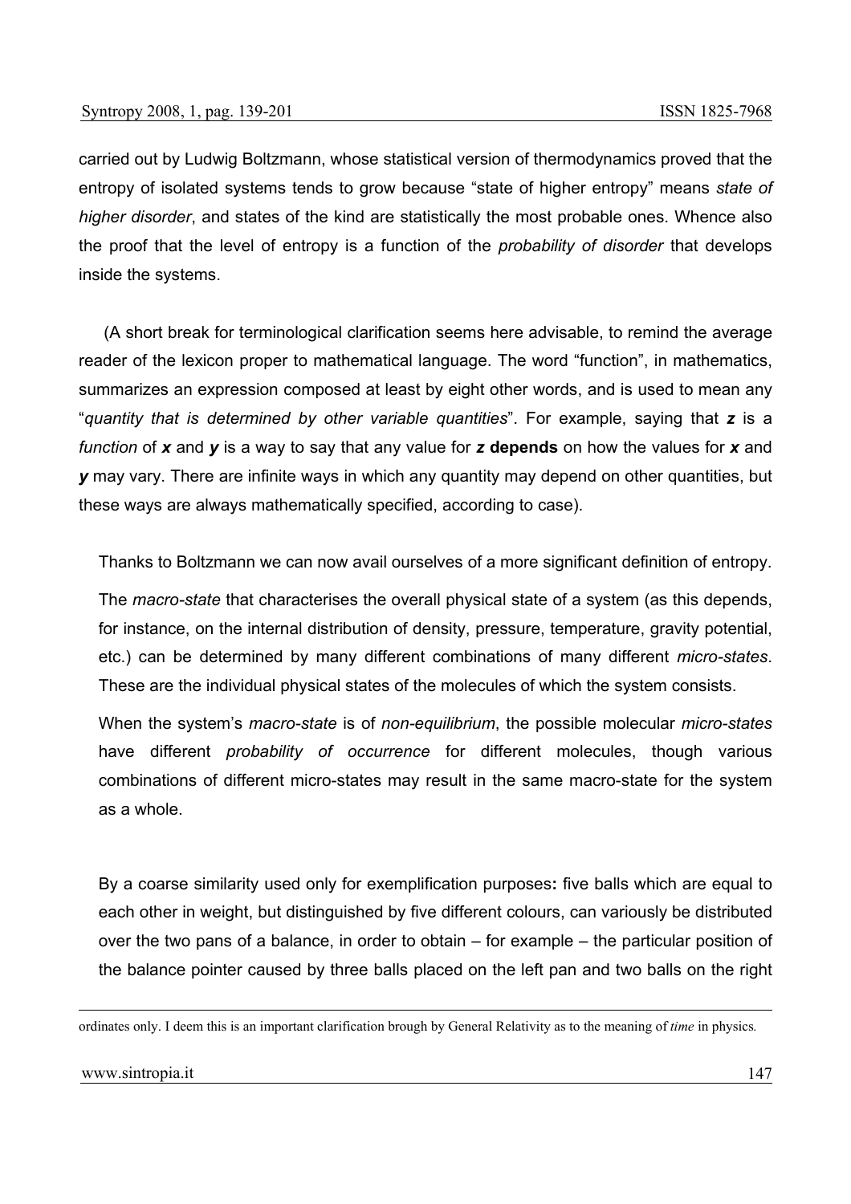carried out by Ludwig Boltzmann, whose statistical version of thermodynamics proved that the entropy of isolated systems tends to grow because "state of higher entropy" means *state of higher disorder*, and states of the kind are statistically the most probable ones. Whence also the proof that the level of entropy is a function of the *probability of disorder* that develops inside the systems.

(A short break for terminological clarification seems here advisable, to remind the average reader of the lexicon proper to mathematical language. The word "function", in mathematics, summarizes an expression composed at least by eight other words, and is used to mean any "*quantity that is determined by other variable quantities*". For example, saying that ***z*** is a *function* of ***x*** and ***y*** is a way to say that any value for ***z*** **depends** on how the values for ***x*** and ***y*** may vary. There are infinite ways in which any quantity may depend on other quantities, but these ways are always mathematically specified, according to case).

Thanks to Boltzmann we can now avail ourselves of a more significant definition of entropy.

The *macro-state* that characterises the overall physical state of a system (as this depends, for instance, on the internal distribution of density, pressure, temperature, gravity potential, etc.) can be determined by many different combinations of many different *micro-states*. These are the individual physical states of the molecules of which the system consists.

When the system's *macro-state* is of *non-equilibrium*, the possible molecular *micro-states* have different *probability of occurrence* for different molecules, though various combinations of different micro-states may result in the same macro-state for the system as a whole.

By a coarse similarity used only for exemplification purposes**:** five balls which are equal to each other in weight, but distinguished by five different colours, can variously be distributed over the two pans of a balance, in order to obtain – for example – the particular position of the balance pointer caused by three balls placed on the left pan and two balls on the right

ordinates only. I deem this is an important clarification brough by General Relativity as to the meaning of *time* in physics.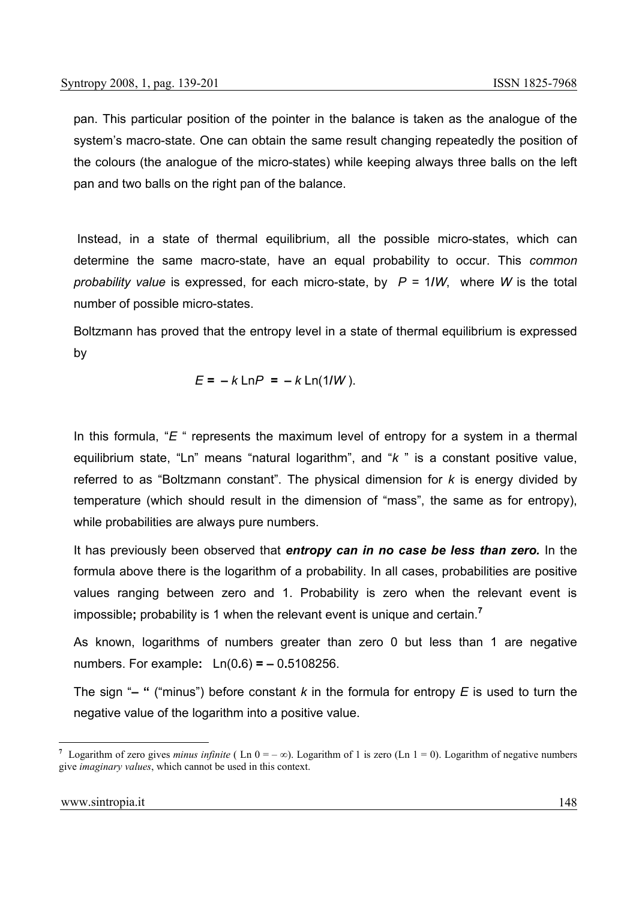pan. This particular position of the pointer in the balance is taken as the analogue of the system's macro-state. One can obtain the same result changing repeatedly the position of the colours (the analogue of the micro-states) while keeping always three balls on the left pan and two balls on the right pan of the balance.

Instead, in a state of thermal equilibrium, all the possible micro-states, which can determine the same macro-state, have an equal probability to occur. This *common probability value* is expressed, for each micro-state, by $P = 1/W$, where $W$ is the total number of possible micro-states.

Boltzmann has proved that the entropy level in a state of thermal equilibrium is expressed by

$$E = -k \,\mathrm{Ln}P = -k \,\mathrm{Ln}(1/W).$$

In this formula, "$E$" represents the maximum level of entropy for a system in a thermal equilibrium state, "Ln" means "natural logarithm", and "$k$" is a constant positive value, referred to as "Boltzmann constant". The physical dimension for $k$ is energy divided by temperature (which should result in the dimension of "mass", the same as for entropy), while probabilities are always pure numbers.

It has previously been observed that ***entropy can in no case be less than zero.*** In the formula above there is the logarithm of a probability. In all cases, probabilities are positive values ranging between zero and 1. Probability is zero when the relevant event is impossible**;** probability is 1 when the relevant event is unique and certain.[7]

As known, logarithms of numbers greater than zero 0 but less than 1 are negative numbers. For example**:** $\mathrm{Ln}(0.6) = -0.5108256$.

The sign "**–**" ("minus") before constant $k$ in the formula for entropy $E$ is used to turn the negative value of the logarithm into a positive value.

---

[7] Logarithm of zero gives *minus infinite* ( $\mathrm{Ln}\ 0 = -\infty$). Logarithm of 1 is zero ($\mathrm{Ln}\ 1 = 0$). Logarithm of negative numbers give *imaginary values*, which cannot be used in this context.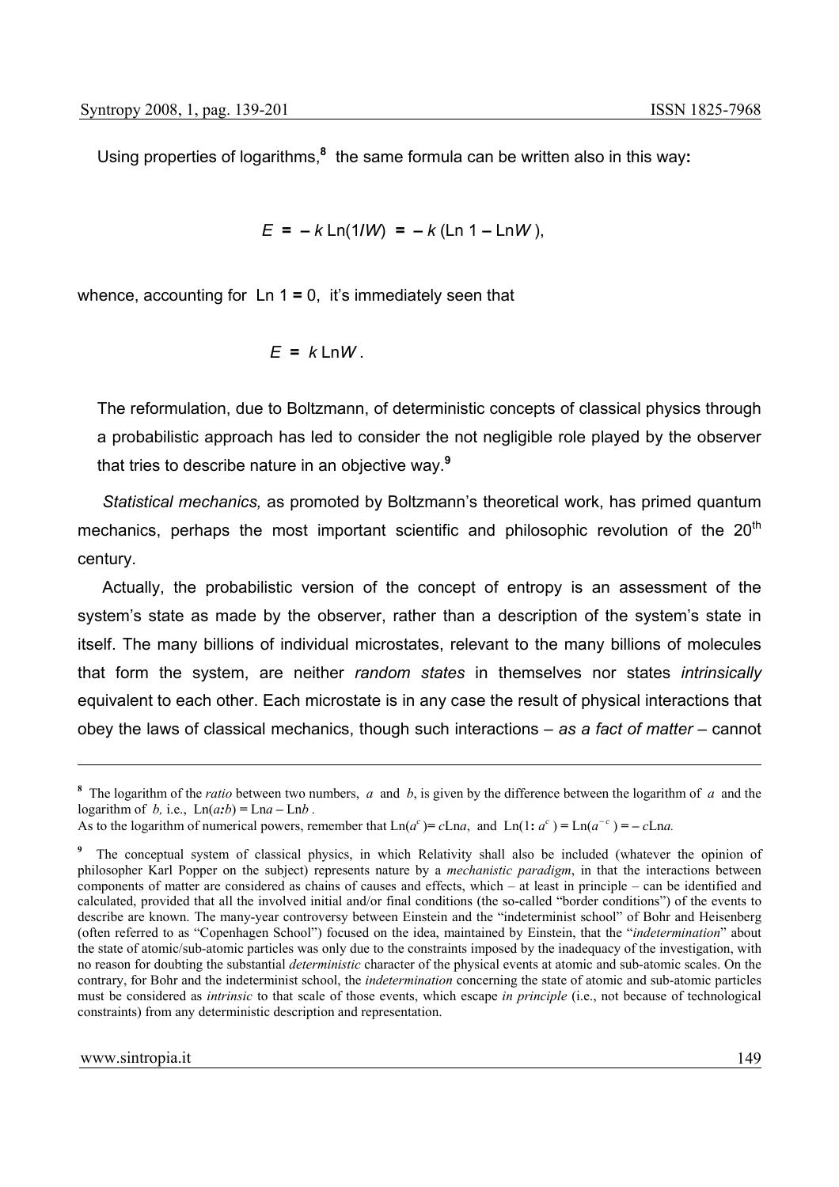Using properties of logarithms,[8] the same formula can be written also in this way**:**

$$E = -k\,\mathrm{Ln}(1/W) = -k\,(\mathrm{Ln}\,1 - \mathrm{Ln}W),$$

whence, accounting for $\mathrm{Ln}\,1 = 0$, it's immediately seen that

$$E = k\,\mathrm{Ln}W.$$

The reformulation, due to Boltzmann, of deterministic concepts of classical physics through a probabilistic approach has led to consider the not negligible role played by the observer that tries to describe nature in an objective way.[9]

*Statistical mechanics,* as promoted by Boltzmann's theoretical work, has primed quantum mechanics, perhaps the most important scientific and philosophic revolution of the 20th century.

Actually, the probabilistic version of the concept of entropy is an assessment of the system's state as made by the observer, rather than a description of the system's state in itself. The many billions of individual microstates, relevant to the many billions of molecules that form the system, are neither *random states* in themselves nor states *intrinsically* equivalent to each other. Each microstate is in any case the result of physical interactions that obey the laws of classical mechanics, though such interactions – *as a fact of matter* – cannot

---

[8] The logarithm of the *ratio* between two numbers, $a$ and $b$, is given by the difference between the logarithm of $a$ and the logarithm of $b$, i.e., $\mathrm{Ln}(a{:}b) = \mathrm{Ln}a - \mathrm{Ln}b$.
As to the logarithm of numerical powers, remember that $\mathrm{Ln}(a^c) = c\mathrm{Ln}a$, and $\mathrm{Ln}(1{:}\,a^c) = \mathrm{Ln}(a^{-c}) = -c\mathrm{Ln}a$.

[9] The conceptual system of classical physics, in which Relativity shall also be included (whatever the opinion of philosopher Karl Popper on the subject) represents nature by a *mechanistic paradigm*, in that the interactions between components of matter are considered as chains of causes and effects, which – at least in principle – can be identified and calculated, provided that all the involved initial and/or final conditions (the so-called "border conditions") of the events to describe are known. The many-year controversy between Einstein and the "indeterminist school" of Bohr and Heisenberg (often referred to as "Copenhagen School") focused on the idea, maintained by Einstein, that the "*indetermination*" about the state of atomic/sub-atomic particles was only due to the constraints imposed by the inadequacy of the investigation, with no reason for doubting the substantial *deterministic* character of the physical events at atomic and sub-atomic scales. On the contrary, for Bohr and the indeterminist school, the *indetermination* concerning the state of atomic and sub-atomic particles must be considered as *intrinsic* to that scale of those events, which escape *in principle* (i.e., not because of technological constraints) from any deterministic description and representation.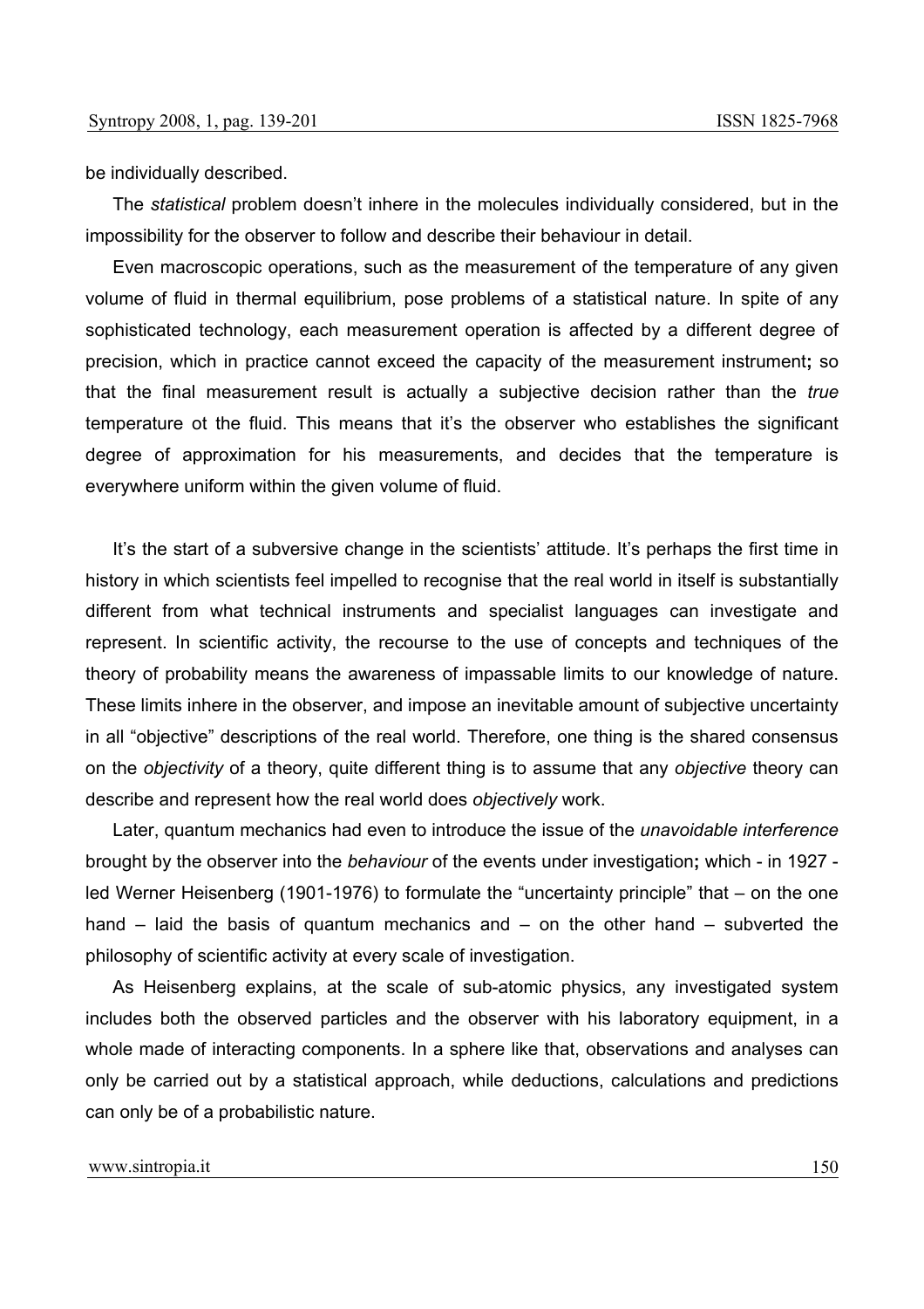be individually described.

The *statistical* problem doesn't inhere in the molecules individually considered, but in the impossibility for the observer to follow and describe their behaviour in detail.

Even macroscopic operations, such as the measurement of the temperature of any given volume of fluid in thermal equilibrium, pose problems of a statistical nature. In spite of any sophisticated technology, each measurement operation is affected by a different degree of precision, which in practice cannot exceed the capacity of the measurement instrument**;** so that the final measurement result is actually a subjective decision rather than the *true* temperature ot the fluid. This means that it's the observer who establishes the significant degree of approximation for his measurements, and decides that the temperature is everywhere uniform within the given volume of fluid.

It's the start of a subversive change in the scientists' attitude. It's perhaps the first time in history in which scientists feel impelled to recognise that the real world in itself is substantially different from what technical instruments and specialist languages can investigate and represent. In scientific activity, the recourse to the use of concepts and techniques of the theory of probability means the awareness of impassable limits to our knowledge of nature. These limits inhere in the observer, and impose an inevitable amount of subjective uncertainty in all "objective" descriptions of the real world. Therefore, one thing is the shared consensus on the *objectivity* of a theory, quite different thing is to assume that any *objective* theory can describe and represent how the real world does *objectively* work.

Later, quantum mechanics had even to introduce the issue of the *unavoidable interference* brought by the observer into the *behaviour* of the events under investigation**;** which - in 1927 - led Werner Heisenberg (1901-1976) to formulate the "uncertainty principle" that – on the one hand – laid the basis of quantum mechanics and – on the other hand – subverted the philosophy of scientific activity at every scale of investigation.

As Heisenberg explains, at the scale of sub-atomic physics, any investigated system includes both the observed particles and the observer with his laboratory equipment, in a whole made of interacting components. In a sphere like that, observations and analyses can only be carried out by a statistical approach, while deductions, calculations and predictions can only be of a probabilistic nature.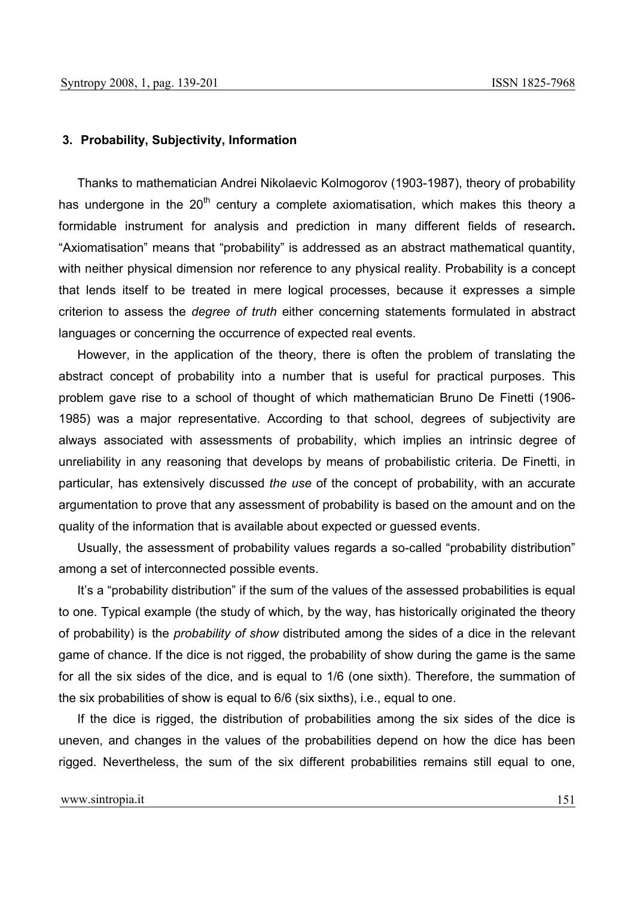## 3. Probability, Subjectivity, Information

Thanks to mathematician Andrei Nikolaevic Kolmogorov (1903-1987), theory of probability has undergone in the 20th century a complete axiomatisation, which makes this theory a formidable instrument for analysis and prediction in many different fields of research**.** "Axiomatisation" means that "probability" is addressed as an abstract mathematical quantity, with neither physical dimension nor reference to any physical reality. Probability is a concept that lends itself to be treated in mere logical processes, because it expresses a simple criterion to assess the *degree of truth* either concerning statements formulated in abstract languages or concerning the occurrence of expected real events.

However, in the application of the theory, there is often the problem of translating the abstract concept of probability into a number that is useful for practical purposes. This problem gave rise to a school of thought of which mathematician Bruno De Finetti (1906-1985) was a major representative. According to that school, degrees of subjectivity are always associated with assessments of probability, which implies an intrinsic degree of unreliability in any reasoning that develops by means of probabilistic criteria. De Finetti, in particular, has extensively discussed *the use* of the concept of probability, with an accurate argumentation to prove that any assessment of probability is based on the amount and on the quality of the information that is available about expected or guessed events.

Usually, the assessment of probability values regards a so-called "probability distribution" among a set of interconnected possible events.

It's a "probability distribution" if the sum of the values of the assessed probabilities is equal to one. Typical example (the study of which, by the way, has historically originated the theory of probability) is the *probability of show* distributed among the sides of a dice in the relevant game of chance. If the dice is not rigged, the probability of show during the game is the same for all the six sides of the dice, and is equal to 1/6 (one sixth). Therefore, the summation of the six probabilities of show is equal to 6/6 (six sixths), i.e., equal to one.

If the dice is rigged, the distribution of probabilities among the six sides of the dice is uneven, and changes in the values of the probabilities depend on how the dice has been rigged. Nevertheless, the sum of the six different probabilities remains still equal to one,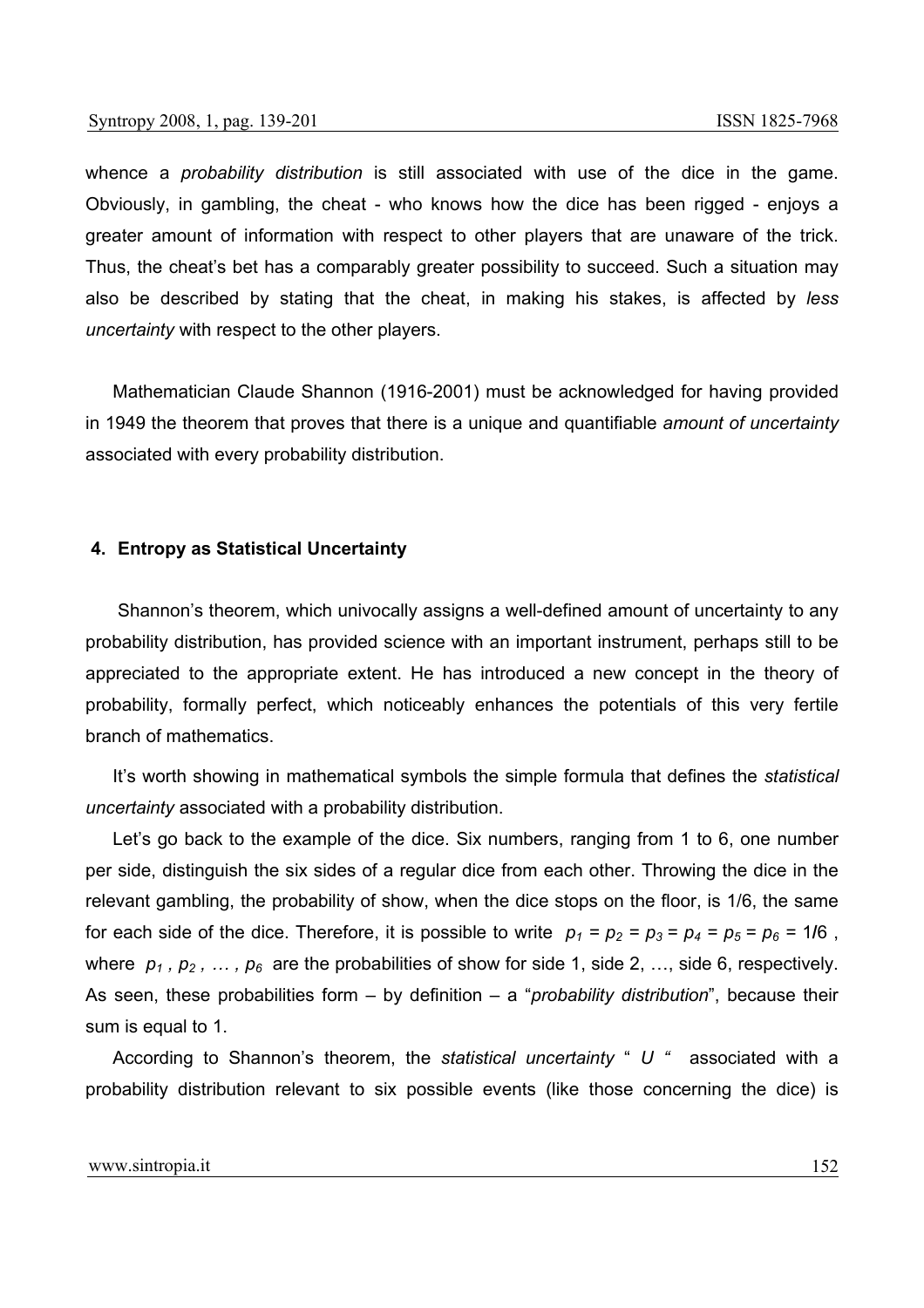whence a *probability distribution* is still associated with use of the dice in the game. Obviously, in gambling, the cheat - who knows how the dice has been rigged - enjoys a greater amount of information with respect to other players that are unaware of the trick. Thus, the cheat's bet has a comparably greater possibility to succeed. Such a situation may also be described by stating that the cheat, in making his stakes, is affected by *less uncertainty* with respect to the other players.

Mathematician Claude Shannon (1916-2001) must be acknowledged for having provided in 1949 the theorem that proves that there is a unique and quantifiable *amount of uncertainty* associated with every probability distribution.

## 4. Entropy as Statistical Uncertainty

Shannon's theorem, which univocally assigns a well-defined amount of uncertainty to any probability distribution, has provided science with an important instrument, perhaps still to be appreciated to the appropriate extent. He has introduced a new concept in the theory of probability, formally perfect, which noticeably enhances the potentials of this very fertile branch of mathematics.

It's worth showing in mathematical symbols the simple formula that defines the *statistical uncertainty* associated with a probability distribution.

Let's go back to the example of the dice. Six numbers, ranging from 1 to 6, one number per side, distinguish the six sides of a regular dice from each other. Throwing the dice in the relevant gambling, the probability of show, when the dice stops on the floor, is 1/6, the same for each side of the dice. Therefore, it is possible to write $p_1 = p_2 = p_3 = p_4 = p_5 = p_6 = 1/6$ , where $p_1, p_2, \ldots, p_6$ are the probabilities of show for side 1, side 2, …, side 6, respectively. As seen, these probabilities form – by definition – a "*probability distribution*", because their sum is equal to 1.

According to Shannon's theorem, the *statistical uncertainty* " $U$ " associated with a probability distribution relevant to six possible events (like those concerning the dice) is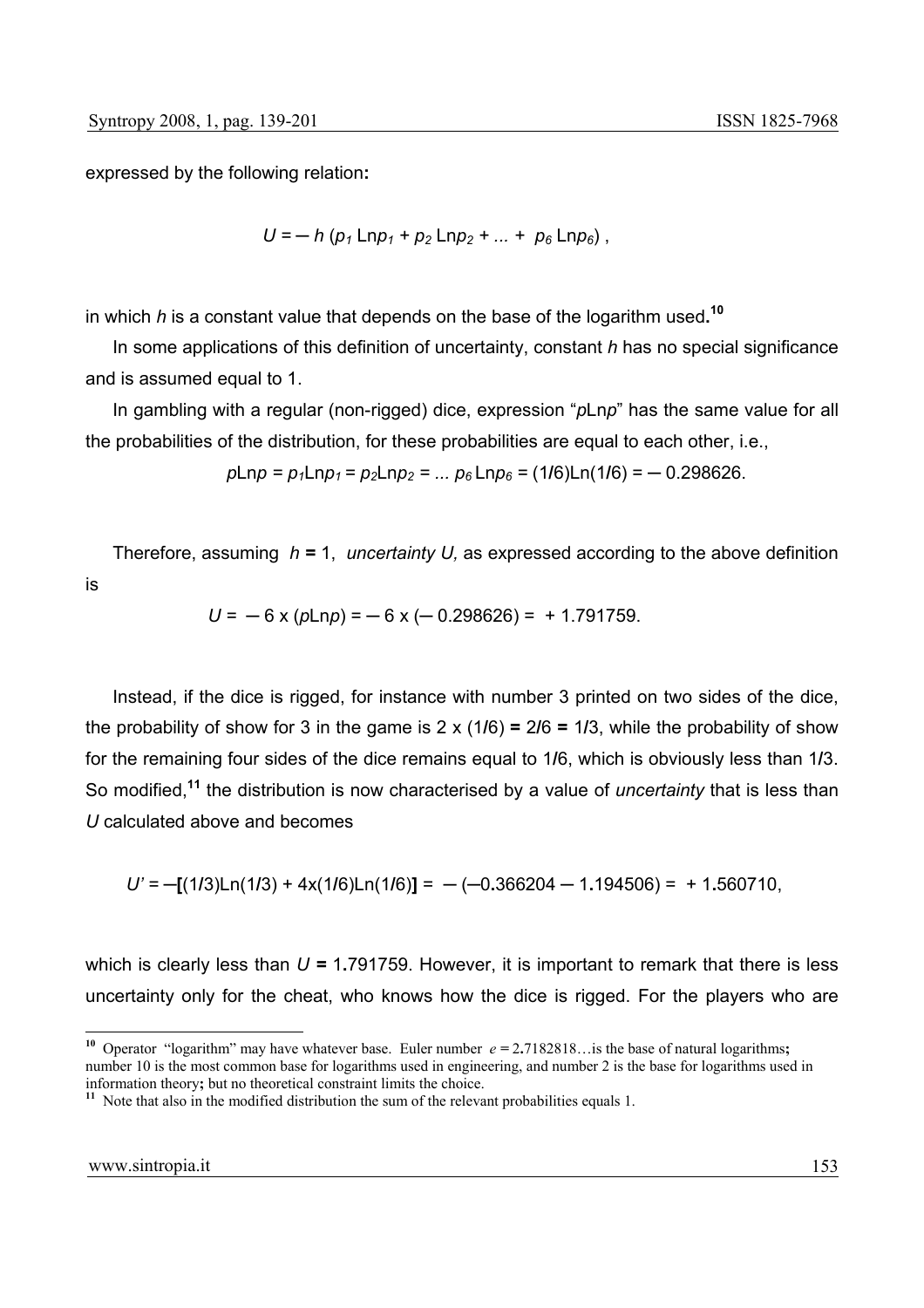expressed by the following relation**:**

$$U = -\, h\,(p_1\,\mathrm{Ln}p_1 + p_2\,\mathrm{Ln}p_2 + \ldots + \; p_6\,\mathrm{Ln}p_6)\,,$$

in which $h$ is a constant value that depends on the base of the logarithm used**.**[10]

In some applications of this definition of uncertainty, constant $h$ has no special significance and is assumed equal to 1.

In gambling with a regular (non-rigged) dice, expression "$p\mathrm{Ln}p$" has the same value for all the probabilities of the distribution, for these probabilities are equal to each other, i.e.,

$$p\mathrm{Ln}p = p_1\mathrm{Ln}p_1 = p_2\mathrm{Ln}p_2 = \ldots\; p_6\,\mathrm{Ln}p_6 = (1/6)\mathrm{Ln}(1/6) = -\,0.298626.$$

Therefore, assuming $h = 1$, *uncertainty U,* as expressed according to the above definition is

$$U = \,-\,6 \times (p\mathrm{Ln}p) = -\,6 \times (-\,0.298626) = \;+\,1.791759.$$

Instead, if the dice is rigged, for instance with number 3 printed on two sides of the dice, the probability of show for 3 in the game is 2 x (1/6) **=** 2/6 **=** 1/3, while the probability of show for the remaining four sides of the dice remains equal to 1/6, which is obviously less than 1/3. So modified,[11] the distribution is now characterised by a value of *uncertainty* that is less than $U$ calculated above and becomes

$$U' = -\big[(1/3)\mathrm{Ln}(1/3) + 4\mathrm{x}(1/6)\mathrm{Ln}(1/6)\big] = \,-\,(-0.366204 - 1.194506) = \;+\,1.560710,$$

which is clearly less than $U$ **=** 1**.**791759. However, it is important to remark that there is less uncertainty only for the cheat, who knows how the dice is rigged. For the players who are

---

[10] Operator "logarithm" may have whatever base. Euler number $e$ = 2**.**7182818…is the base of natural logarithms**;** number 10 is the most common base for logarithms used in engineering, and number 2 is the base for logarithms used in information theory**;** but no theoretical constraint limits the choice.

[11] Note that also in the modified distribution the sum of the relevant probabilities equals 1.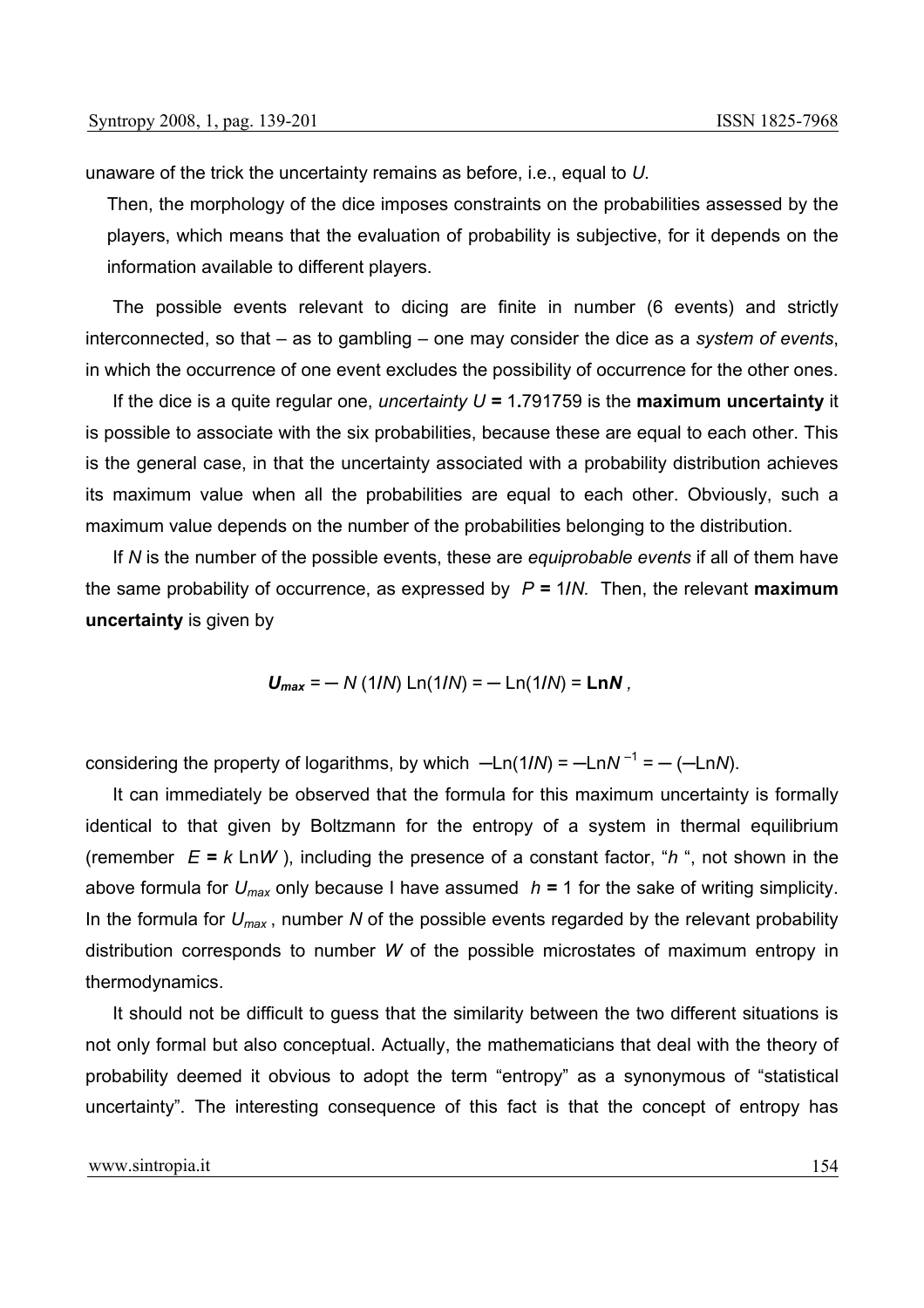unaware of the trick the uncertainty remains as before, i.e., equal to $U$.

Then, the morphology of the dice imposes constraints on the probabilities assessed by the players, which means that the evaluation of probability is subjective, for it depends on the information available to different players.

The possible events relevant to dicing are finite in number (6 events) and strictly interconnected, so that – as to gambling – one may consider the dice as a *system of events*, in which the occurrence of one event excludes the possibility of occurrence for the other ones.

If the dice is a quite regular one, *uncertainty* $U = 1.791759$ is the **maximum uncertainty** it is possible to associate with the six probabilities, because these are equal to each other. This is the general case, in that the uncertainty associated with a probability distribution achieves its maximum value when all the probabilities are equal to each other. Obviously, such a maximum value depends on the number of the probabilities belonging to the distribution.

If $N$ is the number of the possible events, these are *equiprobable events* if all of them have the same probability of occurrence, as expressed by $P = 1/N$. Then, the relevant **maximum uncertainty** is given by

$$U_{max} = -N\,(1/N)\,\mathrm{Ln}(1/N) = -\mathrm{Ln}(1/N) = \mathbf{Ln}\boldsymbol{N}\,,$$

considering the property of logarithms, by which $-\mathrm{Ln}(1/N) = -\mathrm{Ln}N^{-1} = -(-\mathrm{Ln}N)$.

It can immediately be observed that the formula for this maximum uncertainty is formally identical to that given by Boltzmann for the entropy of a system in thermal equilibrium (remember $E = k\,\mathrm{Ln}W$ ), including the presence of a constant factor, "$h$ ", not shown in the above formula for $U_{max}$ only because I have assumed $h = 1$ for the sake of writing simplicity. In the formula for $U_{max}$ , number $N$ of the possible events regarded by the relevant probability distribution corresponds to number $W$ of the possible microstates of maximum entropy in thermodynamics.

It should not be difficult to guess that the similarity between the two different situations is not only formal but also conceptual. Actually, the mathematicians that deal with the theory of probability deemed it obvious to adopt the term "entropy" as a synonymous of "statistical uncertainty". The interesting consequence of this fact is that the concept of entropy has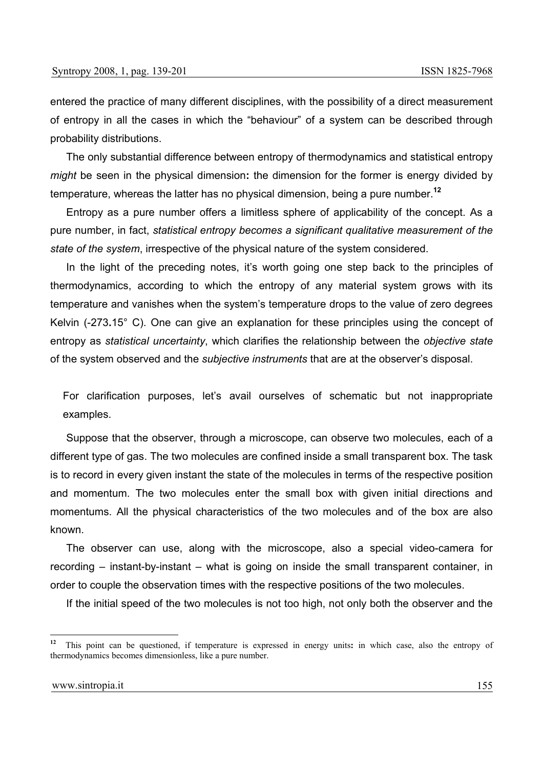entered the practice of many different disciplines, with the possibility of a direct measurement of entropy in all the cases in which the "behaviour" of a system can be described through probability distributions.

The only substantial difference between entropy of thermodynamics and statistical entropy *might* be seen in the physical dimension**:** the dimension for the former is energy divided by temperature, whereas the latter has no physical dimension, being a pure number.[12]

Entropy as a pure number offers a limitless sphere of applicability of the concept. As a pure number, in fact, *statistical entropy becomes a significant qualitative measurement of the state of the system*, irrespective of the physical nature of the system considered.

In the light of the preceding notes, it's worth going one step back to the principles of thermodynamics, according to which the entropy of any material system grows with its temperature and vanishes when the system's temperature drops to the value of zero degrees Kelvin (-273**.**15° C). One can give an explanation for these principles using the concept of entropy as *statistical uncertainty*, which clarifies the relationship between the *objective state* of the system observed and the *subjective instruments* that are at the observer's disposal.

For clarification purposes, let's avail ourselves of schematic but not inappropriate examples.

Suppose that the observer, through a microscope, can observe two molecules, each of a different type of gas. The two molecules are confined inside a small transparent box. The task is to record in every given instant the state of the molecules in terms of the respective position and momentum. The two molecules enter the small box with given initial directions and momentums. All the physical characteristics of the two molecules and of the box are also known.

The observer can use, along with the microscope, also a special video-camera for recording – instant-by-instant – what is going on inside the small transparent container, in order to couple the observation times with the respective positions of the two molecules.

If the initial speed of the two molecules is not too high, not only both the observer and the

---

[12] This point can be questioned, if temperature is expressed in energy units**:** in which case, also the entropy of thermodynamics becomes dimensionless, like a pure number.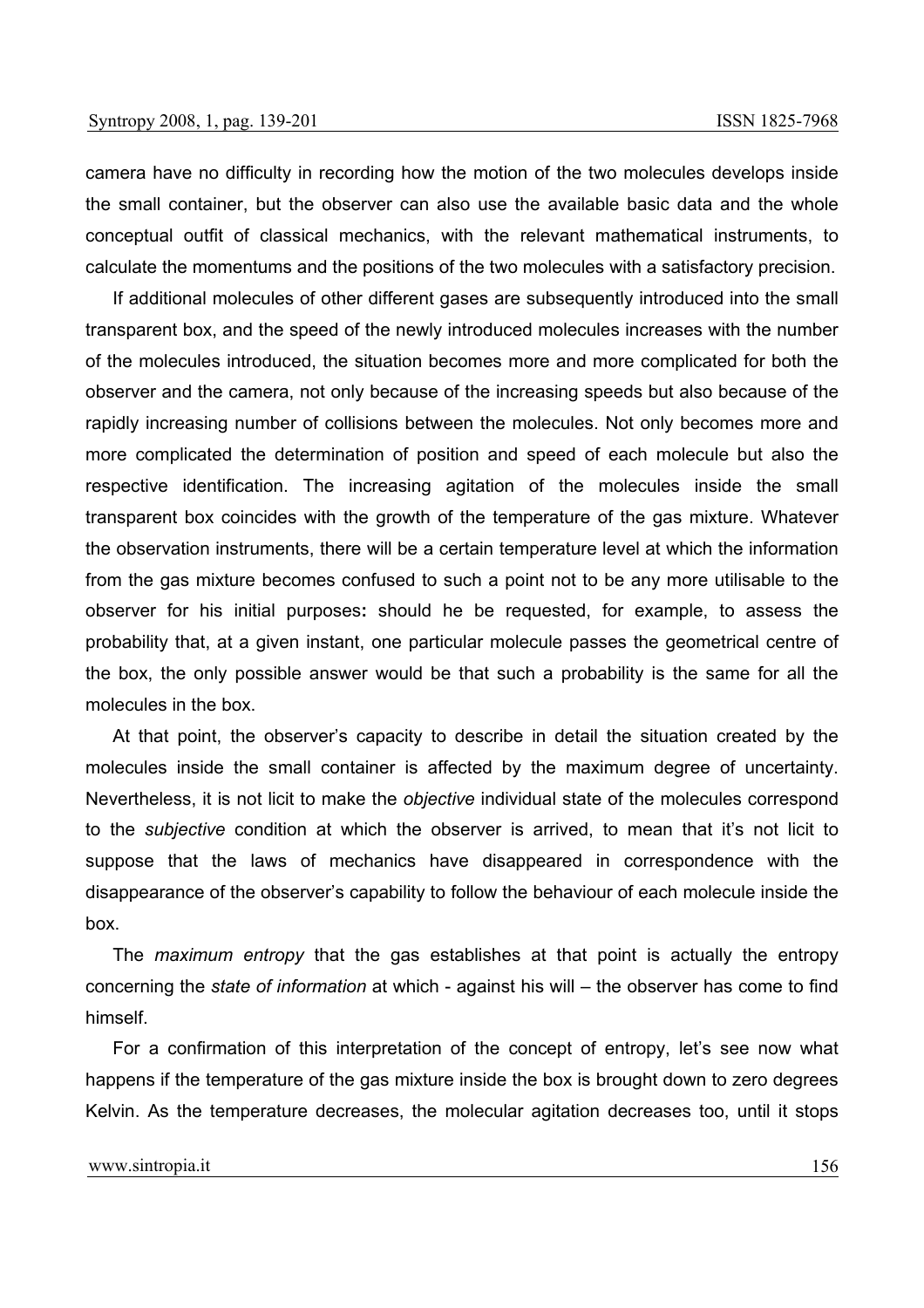camera have no difficulty in recording how the motion of the two molecules develops inside the small container, but the observer can also use the available basic data and the whole conceptual outfit of classical mechanics, with the relevant mathematical instruments, to calculate the momentums and the positions of the two molecules with a satisfactory precision.

If additional molecules of other different gases are subsequently introduced into the small transparent box, and the speed of the newly introduced molecules increases with the number of the molecules introduced, the situation becomes more and more complicated for both the observer and the camera, not only because of the increasing speeds but also because of the rapidly increasing number of collisions between the molecules. Not only becomes more and more complicated the determination of position and speed of each molecule but also the respective identification. The increasing agitation of the molecules inside the small transparent box coincides with the growth of the temperature of the gas mixture. Whatever the observation instruments, there will be a certain temperature level at which the information from the gas mixture becomes confused to such a point not to be any more utilisable to the observer for his initial purposes**:** should he be requested, for example, to assess the probability that, at a given instant, one particular molecule passes the geometrical centre of the box, the only possible answer would be that such a probability is the same for all the molecules in the box.

At that point, the observer's capacity to describe in detail the situation created by the molecules inside the small container is affected by the maximum degree of uncertainty. Nevertheless, it is not licit to make the *objective* individual state of the molecules correspond to the *subjective* condition at which the observer is arrived, to mean that it's not licit to suppose that the laws of mechanics have disappeared in correspondence with the disappearance of the observer's capability to follow the behaviour of each molecule inside the box.

The *maximum entropy* that the gas establishes at that point is actually the entropy concerning the *state of information* at which - against his will – the observer has come to find himself.

For a confirmation of this interpretation of the concept of entropy, let's see now what happens if the temperature of the gas mixture inside the box is brought down to zero degrees Kelvin. As the temperature decreases, the molecular agitation decreases too, until it stops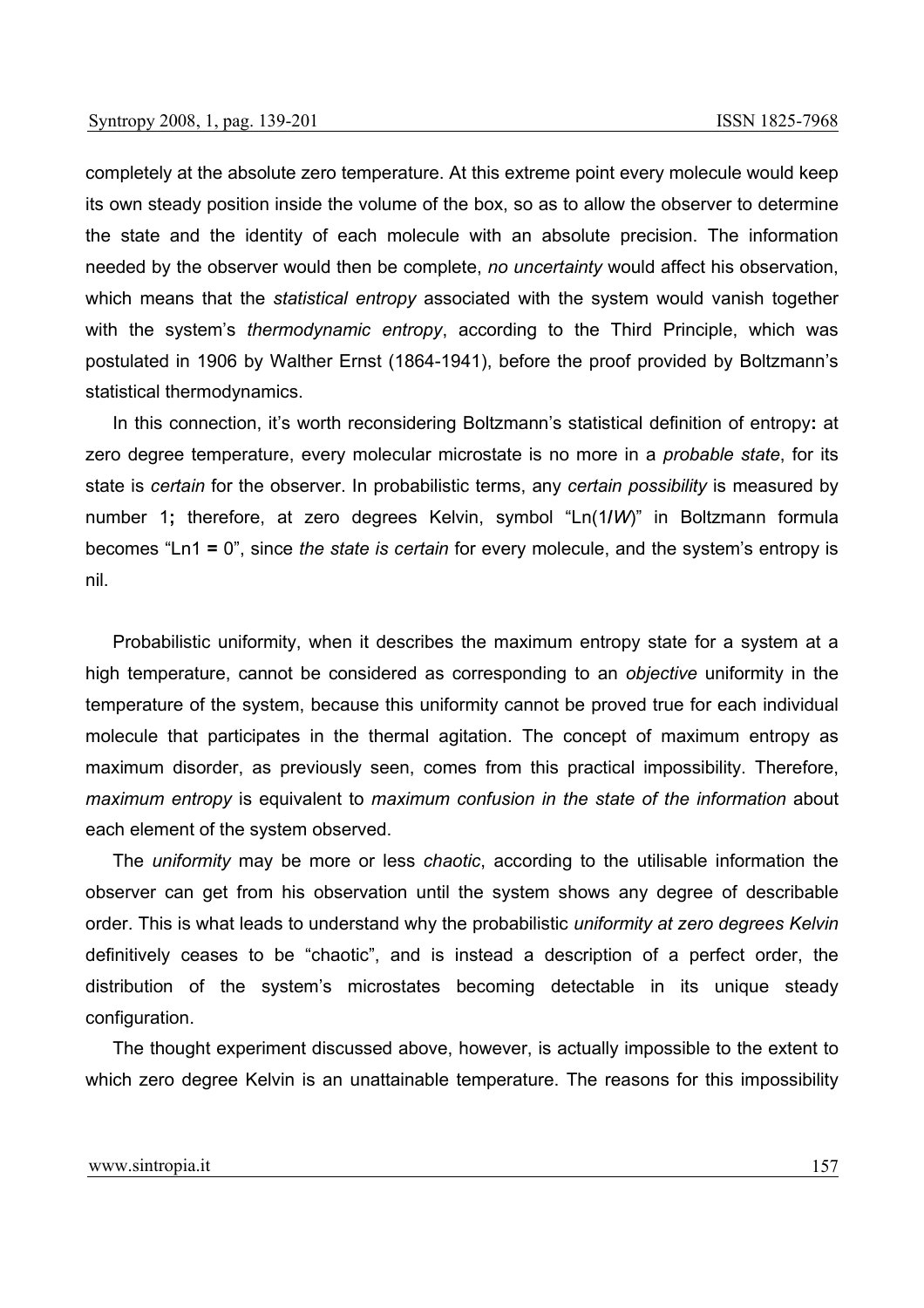completely at the absolute zero temperature. At this extreme point every molecule would keep its own steady position inside the volume of the box, so as to allow the observer to determine the state and the identity of each molecule with an absolute precision. The information needed by the observer would then be complete, *no uncertainty* would affect his observation, which means that the *statistical entropy* associated with the system would vanish together with the system's *thermodynamic entropy*, according to the Third Principle, which was postulated in 1906 by Walther Ernst (1864-1941), before the proof provided by Boltzmann's statistical thermodynamics.

In this connection, it's worth reconsidering Boltzmann's statistical definition of entropy**:** at zero degree temperature, every molecular microstate is no more in a *probable state*, for its state is *certain* for the observer. In probabilistic terms, any *certain possibility* is measured by number 1**;** therefore, at zero degrees Kelvin, symbol "Ln(1/*W*)" in Boltzmann formula becomes "Ln1 **=** 0", since *the state is certain* for every molecule, and the system's entropy is nil.

Probabilistic uniformity, when it describes the maximum entropy state for a system at a high temperature, cannot be considered as corresponding to an *objective* uniformity in the temperature of the system, because this uniformity cannot be proved true for each individual molecule that participates in the thermal agitation. The concept of maximum entropy as maximum disorder, as previously seen, comes from this practical impossibility. Therefore, *maximum entropy* is equivalent to *maximum confusion in the state of the information* about each element of the system observed.

The *uniformity* may be more or less *chaotic*, according to the utilisable information the observer can get from his observation until the system shows any degree of describable order. This is what leads to understand why the probabilistic *uniformity at zero degrees Kelvin* definitively ceases to be "chaotic", and is instead a description of a perfect order, the distribution of the system's microstates becoming detectable in its unique steady configuration.

The thought experiment discussed above, however, is actually impossible to the extent to which zero degree Kelvin is an unattainable temperature. The reasons for this impossibility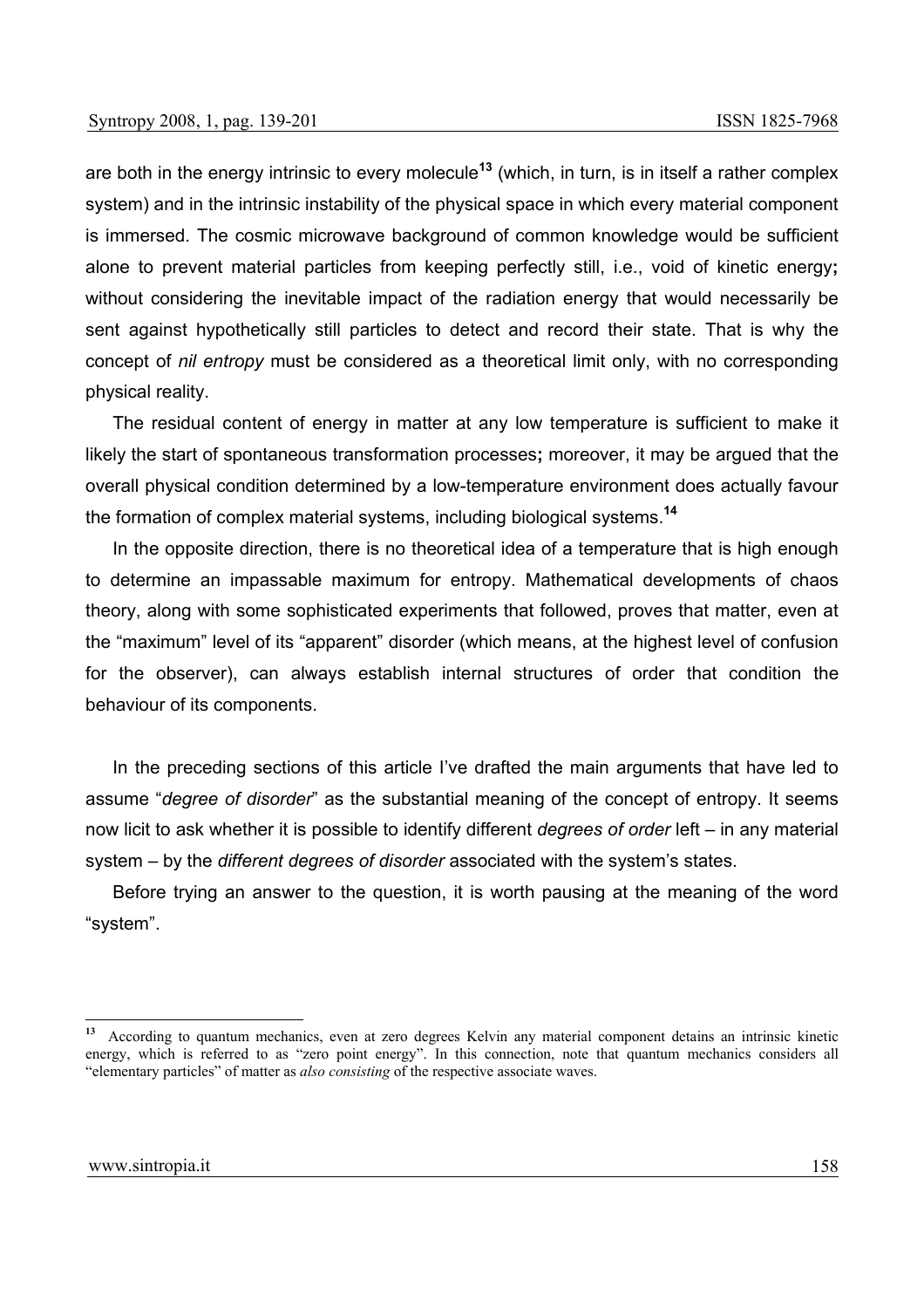are both in the energy intrinsic to every molecule[13] (which, in turn, is in itself a rather complex system) and in the intrinsic instability of the physical space in which every material component is immersed. The cosmic microwave background of common knowledge would be sufficient alone to prevent material particles from keeping perfectly still, i.e., void of kinetic energy**;** without considering the inevitable impact of the radiation energy that would necessarily be sent against hypothetically still particles to detect and record their state. That is why the concept of *nil entropy* must be considered as a theoretical limit only, with no corresponding physical reality.

The residual content of energy in matter at any low temperature is sufficient to make it likely the start of spontaneous transformation processes**;** moreover, it may be argued that the overall physical condition determined by a low-temperature environment does actually favour the formation of complex material systems, including biological systems.[14]

In the opposite direction, there is no theoretical idea of a temperature that is high enough to determine an impassable maximum for entropy. Mathematical developments of chaos theory, along with some sophisticated experiments that followed, proves that matter, even at the "maximum" level of its "apparent" disorder (which means, at the highest level of confusion for the observer), can always establish internal structures of order that condition the behaviour of its components.

In the preceding sections of this article I've drafted the main arguments that have led to assume "*degree of disorder*" as the substantial meaning of the concept of entropy. It seems now licit to ask whether it is possible to identify different *degrees of order* left – in any material system – by the *different degrees of disorder* associated with the system's states.

Before trying an answer to the question, it is worth pausing at the meaning of the word "system".

---

[13] According to quantum mechanics, even at zero degrees Kelvin any material component detains an intrinsic kinetic energy, which is referred to as "zero point energy". In this connection, note that quantum mechanics considers all "elementary particles" of matter as *also consisting* of the respective associate waves.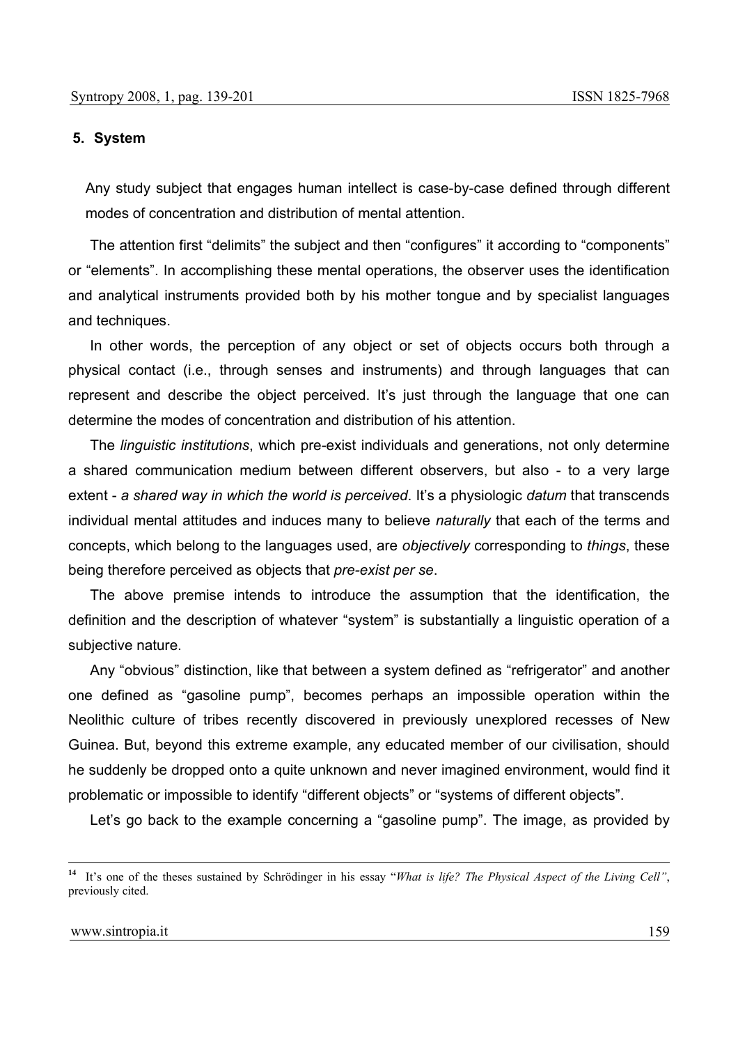## 5. System

Any study subject that engages human intellect is case-by-case defined through different modes of concentration and distribution of mental attention.

The attention first "delimits" the subject and then "configures" it according to "components" or "elements". In accomplishing these mental operations, the observer uses the identification and analytical instruments provided both by his mother tongue and by specialist languages and techniques.

In other words, the perception of any object or set of objects occurs both through a physical contact (i.e., through senses and instruments) and through languages that can represent and describe the object perceived. It's just through the language that one can determine the modes of concentration and distribution of his attention.

The *linguistic institutions*, which pre-exist individuals and generations, not only determine a shared communication medium between different observers, but also - to a very large extent - *a shared way in which the world is perceived*. It's a physiologic *datum* that transcends individual mental attitudes and induces many to believe *naturally* that each of the terms and concepts, which belong to the languages used, are *objectively* corresponding to *things*, these being therefore perceived as objects that *pre-exist per se*.

The above premise intends to introduce the assumption that the identification, the definition and the description of whatever "system" is substantially a linguistic operation of a subjective nature.

Any "obvious" distinction, like that between a system defined as "refrigerator" and another one defined as "gasoline pump", becomes perhaps an impossible operation within the Neolithic culture of tribes recently discovered in previously unexplored recesses of New Guinea. But, beyond this extreme example, any educated member of our civilisation, should he suddenly be dropped onto a quite unknown and never imagined environment, would find it problematic or impossible to identify "different objects" or "systems of different objects".

Let's go back to the example concerning a "gasoline pump". The image, as provided by

---

[14] It's one of the theses sustained by Schrödinger in his essay "*What is life? The Physical Aspect of the Living Cell"*, previously cited.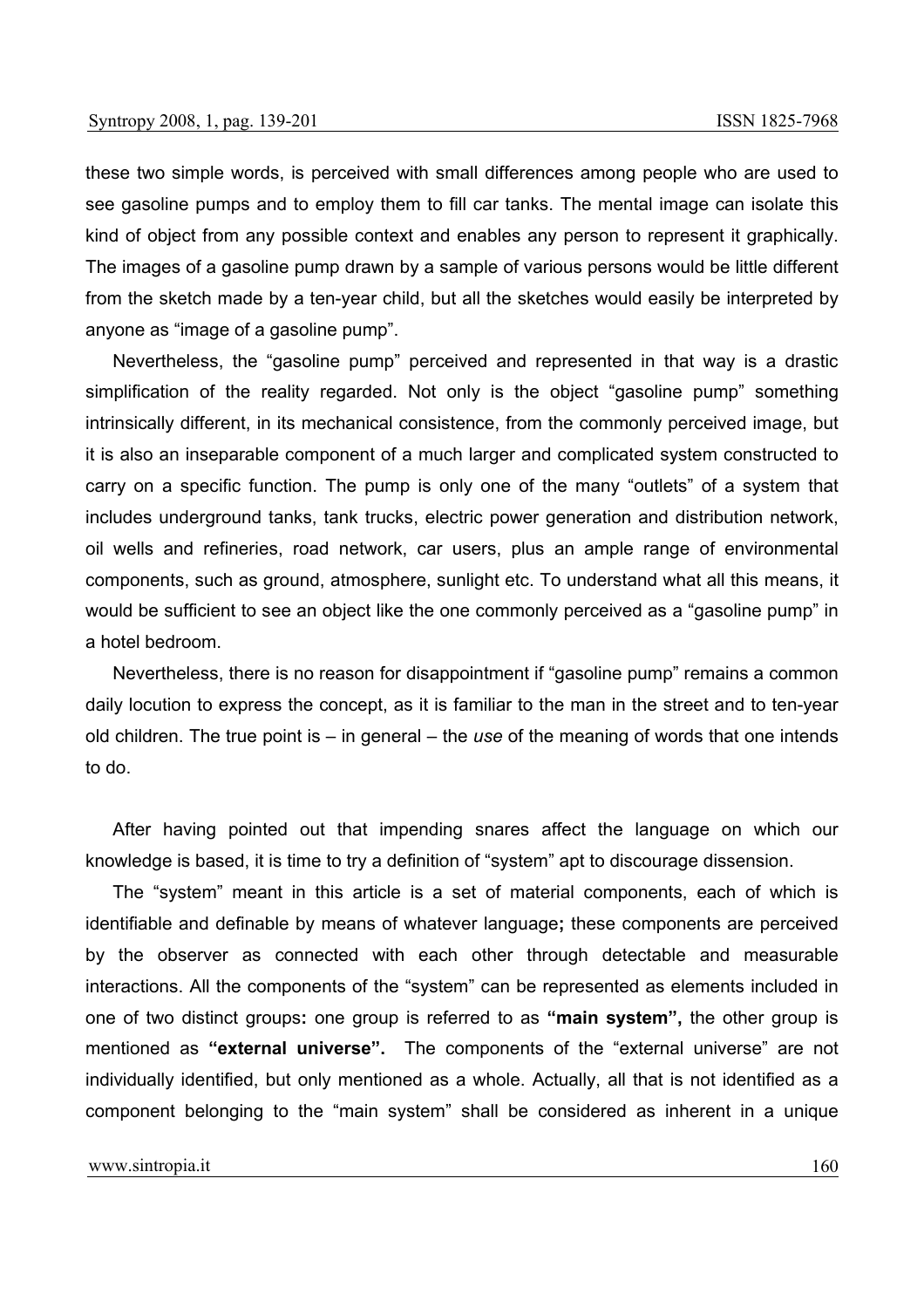these two simple words, is perceived with small differences among people who are used to see gasoline pumps and to employ them to fill car tanks. The mental image can isolate this kind of object from any possible context and enables any person to represent it graphically. The images of a gasoline pump drawn by a sample of various persons would be little different from the sketch made by a ten-year child, but all the sketches would easily be interpreted by anyone as "image of a gasoline pump".

Nevertheless, the "gasoline pump" perceived and represented in that way is a drastic simplification of the reality regarded. Not only is the object "gasoline pump" something intrinsically different, in its mechanical consistence, from the commonly perceived image, but it is also an inseparable component of a much larger and complicated system constructed to carry on a specific function. The pump is only one of the many "outlets" of a system that includes underground tanks, tank trucks, electric power generation and distribution network, oil wells and refineries, road network, car users, plus an ample range of environmental components, such as ground, atmosphere, sunlight etc. To understand what all this means, it would be sufficient to see an object like the one commonly perceived as a "gasoline pump" in a hotel bedroom.

Nevertheless, there is no reason for disappointment if "gasoline pump" remains a common daily locution to express the concept, as it is familiar to the man in the street and to ten-year old children. The true point is – in general – the *use* of the meaning of words that one intends to do.

After having pointed out that impending snares affect the language on which our knowledge is based, it is time to try a definition of "system" apt to discourage dissension.

The "system" meant in this article is a set of material components, each of which is identifiable and definable by means of whatever language**;** these components are perceived by the observer as connected with each other through detectable and measurable interactions. All the components of the "system" can be represented as elements included in one of two distinct groups**:** one group is referred to as **"main system",** the other group is mentioned as **"external universe".** The components of the "external universe" are not individually identified, but only mentioned as a whole. Actually, all that is not identified as a component belonging to the "main system" shall be considered as inherent in a unique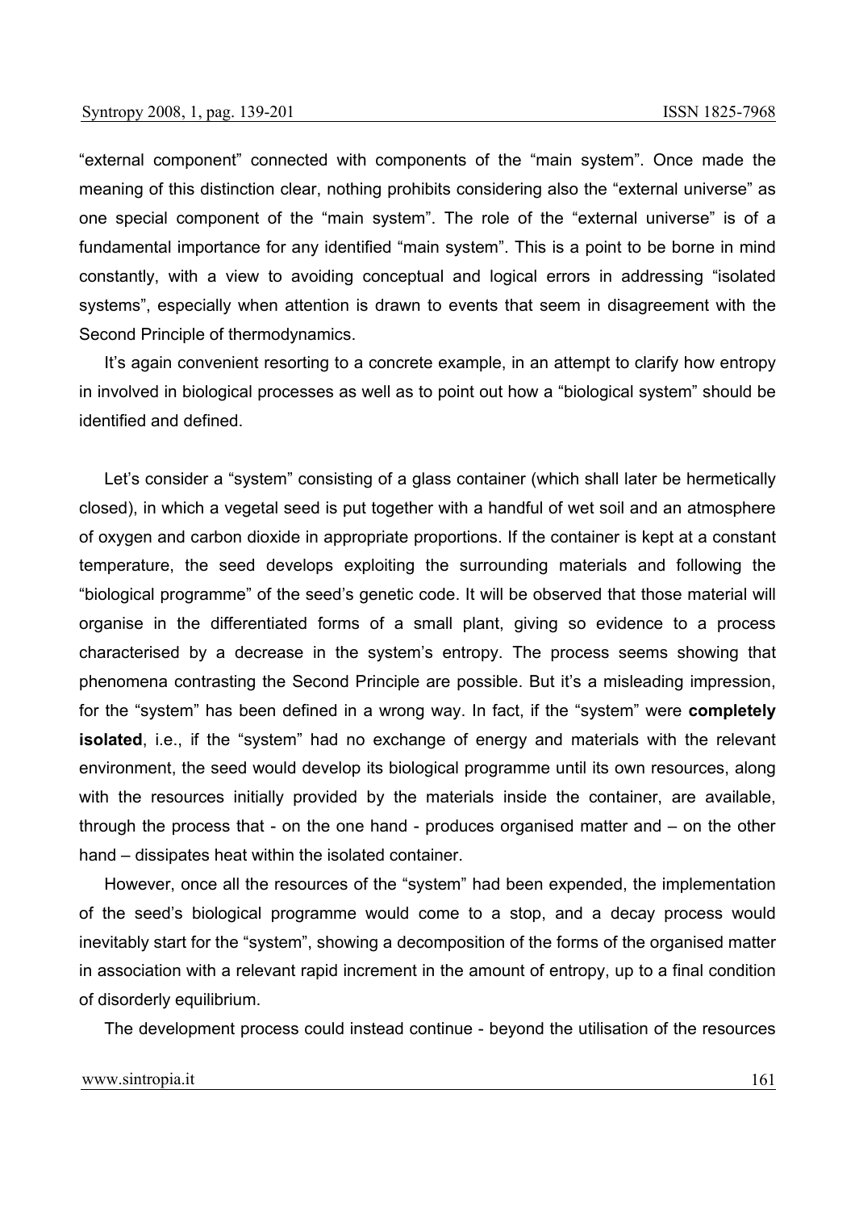"external component" connected with components of the "main system". Once made the meaning of this distinction clear, nothing prohibits considering also the "external universe" as one special component of the "main system". The role of the "external universe" is of a fundamental importance for any identified "main system". This is a point to be borne in mind constantly, with a view to avoiding conceptual and logical errors in addressing "isolated systems", especially when attention is drawn to events that seem in disagreement with the Second Principle of thermodynamics.

It's again convenient resorting to a concrete example, in an attempt to clarify how entropy in involved in biological processes as well as to point out how a "biological system" should be identified and defined.

Let's consider a "system" consisting of a glass container (which shall later be hermetically closed), in which a vegetal seed is put together with a handful of wet soil and an atmosphere of oxygen and carbon dioxide in appropriate proportions. If the container is kept at a constant temperature, the seed develops exploiting the surrounding materials and following the "biological programme" of the seed's genetic code. It will be observed that those material will organise in the differentiated forms of a small plant, giving so evidence to a process characterised by a decrease in the system's entropy. The process seems showing that phenomena contrasting the Second Principle are possible. But it's a misleading impression, for the "system" has been defined in a wrong way. In fact, if the "system" were **completely isolated**, i.e., if the "system" had no exchange of energy and materials with the relevant environment, the seed would develop its biological programme until its own resources, along with the resources initially provided by the materials inside the container, are available, through the process that - on the one hand - produces organised matter and – on the other hand – dissipates heat within the isolated container.

However, once all the resources of the "system" had been expended, the implementation of the seed's biological programme would come to a stop, and a decay process would inevitably start for the "system", showing a decomposition of the forms of the organised matter in association with a relevant rapid increment in the amount of entropy, up to a final condition of disorderly equilibrium.

The development process could instead continue - beyond the utilisation of the resources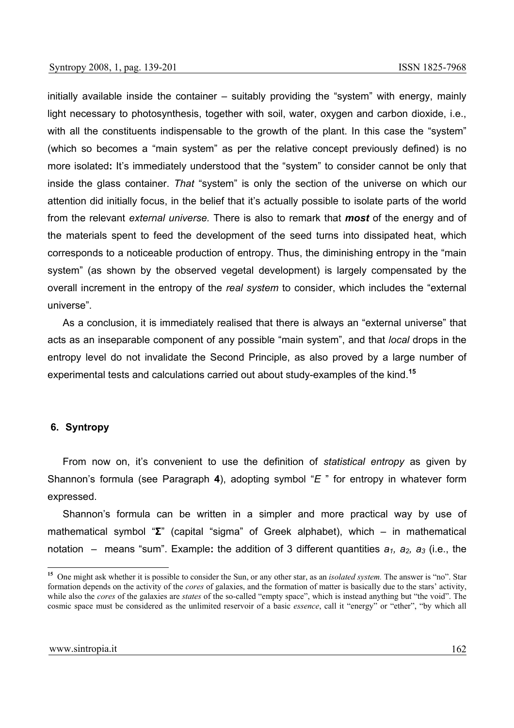initially available inside the container – suitably providing the “system” with energy, mainly light necessary to photosynthesis, together with soil, water, oxygen and carbon dioxide, i.e., with all the constituents indispensable to the growth of the plant. In this case the “system” (which so becomes a “main system” as per the relative concept previously defined) is no more isolated**:** It’s immediately understood that the “system” to consider cannot be only that inside the glass container. *That* “system” is only the section of the universe on which our attention did initially focus, in the belief that it’s actually possible to isolate parts of the world from the relevant *external universe.* There is also to remark that ***most*** of the energy and of the materials spent to feed the development of the seed turns into dissipated heat, which corresponds to a noticeable production of entropy. Thus, the diminishing entropy in the “main system” (as shown by the observed vegetal development) is largely compensated by the overall increment in the entropy of the *real system* to consider, which includes the “external universe”.

As a conclusion, it is immediately realised that there is always an “external universe” that acts as an inseparable component of any possible “main system”, and that *local* drops in the entropy level do not invalidate the Second Principle, as also proved by a large number of experimental tests and calculations carried out about study-examples of the kind.[15]

## 6. Syntropy

From now on, it’s convenient to use the definition of *statistical entropy* as given by Shannon’s formula (see Paragraph **4**), adopting symbol “$E$ ” for entropy in whatever form expressed.

Shannon’s formula can be written in a simpler and more practical way by use of mathematical symbol “**Σ**” (capital “sigma” of Greek alphabet), which – in mathematical notation – means “sum”. Example**:** the addition of 3 different quantities $a_1$, $a_2$, $a_3$ (i.e., the

[15] One might ask whether it is possible to consider the Sun, or any other star, as an *isolated system.* The answer is “no”. Star formation depends on the activity of the *cores* of galaxies, and the formation of matter is basically due to the stars’ activity, while also the *cores* of the galaxies are *states* of the so-called “empty space”, which is instead anything but “the void”. The cosmic space must be considered as the unlimited reservoir of a basic *essence*, call it “energy” or “ether”, “by which all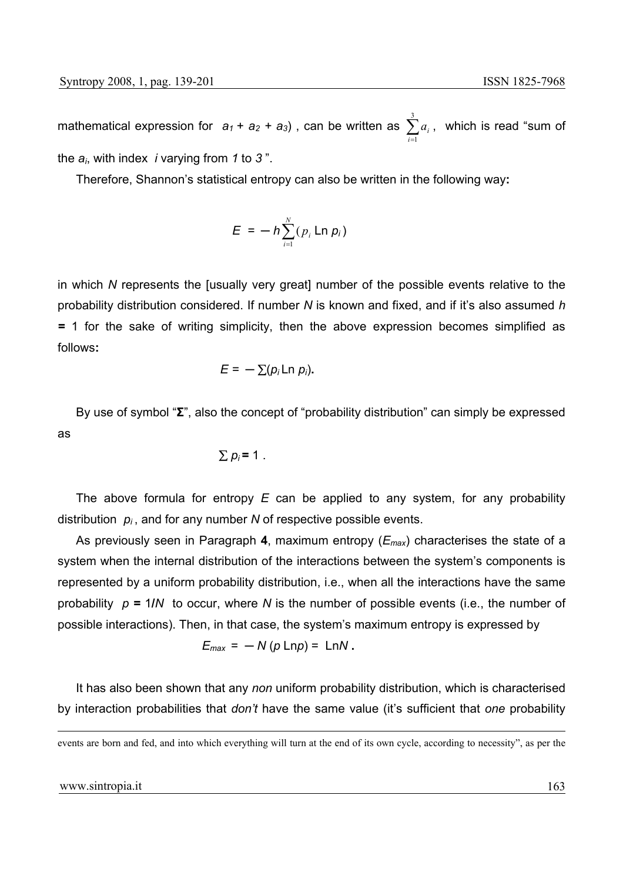mathematical expression for $a_1 + a_2 + a_3$) , can be written as $\sum_{i=1}^{3} a_i$ , which is read "sum of the $a_i$, with index $i$ varying from *1* to *3* ".

Therefore, Shannon's statistical entropy can also be written in the following way**:**

$$E = -h\sum_{i=1}^{N}(p_i \text{ Ln } p_i)$$

in which *N* represents the [usually very great] number of the possible events relative to the probability distribution considered. If number *N* is known and fixed, and if it's also assumed $h = 1$ for the sake of writing simplicity, then the above expression becomes simplified as follows**:**

$$E = -\sum(p_i \text{ Ln } p_i).$$

By use of symbol "**Σ**", also the concept of "probability distribution" can simply be expressed as

$$\sum p_i = 1 .$$

The above formula for entropy *E* can be applied to any system, for any probability distribution $p_i$ , and for any number *N* of respective possible events.

As previously seen in Paragraph **4**, maximum entropy ($E_{max}$) characterises the state of a system when the internal distribution of the interactions between the system's components is represented by a uniform probability distribution, i.e., when all the interactions have the same probability $p = 1/N$ to occur, where *N* is the number of possible events (i.e., the number of possible interactions). Then, in that case, the system's maximum entropy is expressed by

$$E_{max} = -N\,(p \text{ Ln} p) = \text{ Ln} N .$$

It has also been shown that any *non* uniform probability distribution, which is characterised by interaction probabilities that *don't* have the same value (it's sufficient that *one* probability

events are born and fed, and into which everything will turn at the end of its own cycle, according to necessity", as per the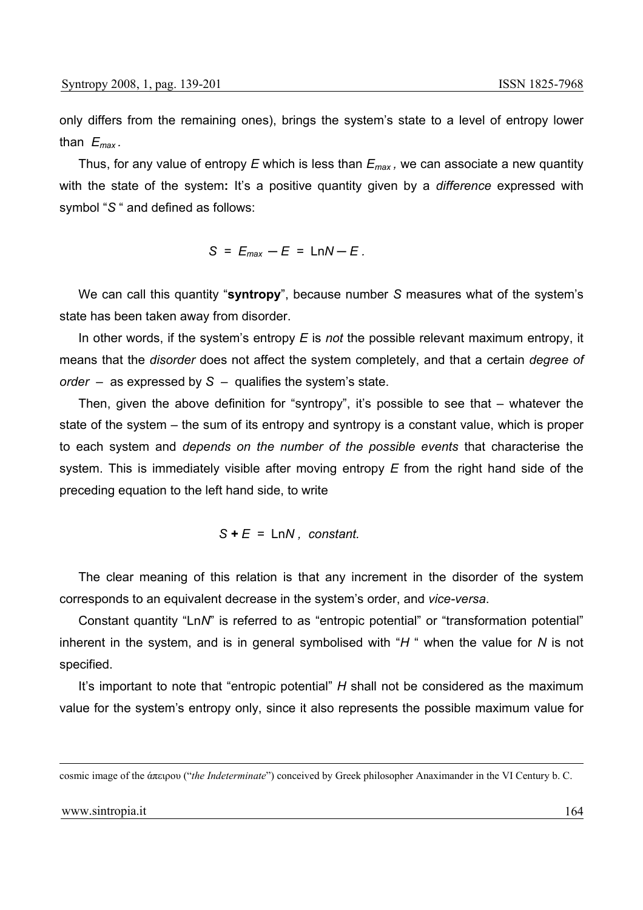only differs from the remaining ones), brings the system's state to a level of entropy lower than $E_{max}$.

Thus, for any value of entropy $E$ which is less than $E_{max}$, we can associate a new quantity with the state of the system**:** It's a positive quantity given by a *difference* expressed with symbol "$S$ " and defined as follows:

$$S = E_{max} - E = \mathrm{Ln}N - E\,.$$

We can call this quantity "**syntropy**", because number $S$ measures what of the system's state has been taken away from disorder.

In other words, if the system's entropy $E$ is *not* the possible relevant maximum entropy, it means that the *disorder* does not affect the system completely, and that a certain *degree of order* – as expressed by $S$ – qualifies the system's state.

Then, given the above definition for "syntropy", it's possible to see that – whatever the state of the system – the sum of its entropy and syntropy is a constant value, which is proper to each system and *depends on the number of the possible events* that characterise the system. This is immediately visible after moving entropy $E$ from the right hand side of the preceding equation to the left hand side, to write

$$S + E = \mathrm{Ln}N\,, \ \textit{constant.}$$

The clear meaning of this relation is that any increment in the disorder of the system corresponds to an equivalent decrease in the system's order, and *vice-versa*.

Constant quantity "Ln$N$" is referred to as "entropic potential" or "transformation potential" inherent in the system, and is in general symbolised with "$H$ " when the value for $N$ is not specified.

It's important to note that "entropic potential" $H$ shall not be considered as the maximum value for the system's entropy only, since it also represents the possible maximum value for

cosmic image of the ἄπειρου ("*the Indeterminate*") conceived by Greek philosopher Anaximander in the VI Century b. C.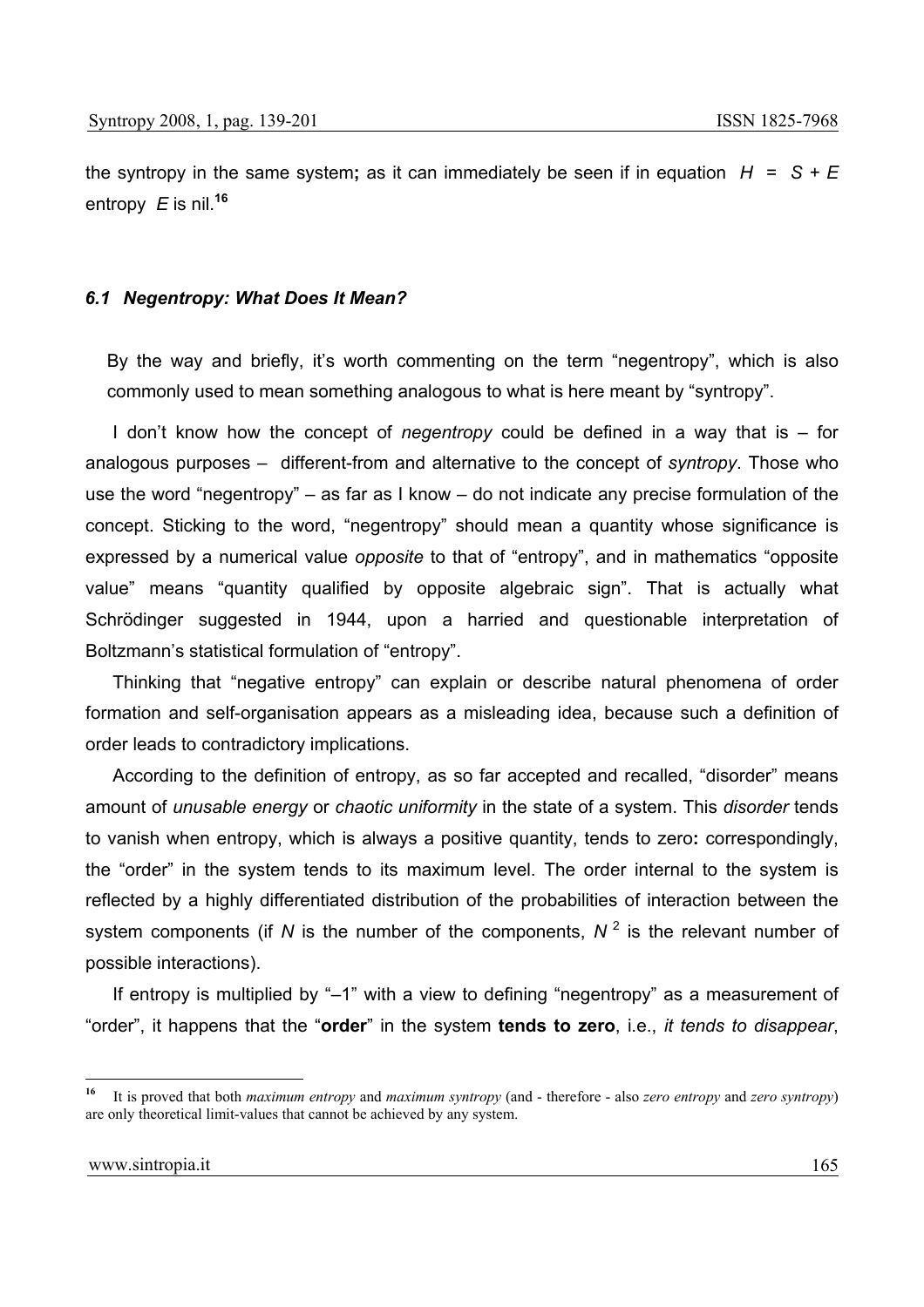the syntropy in the same system**;** as it can immediately be seen if in equation $H = S + E$ entropy $E$ is nil.[16]

### *6.1 Negentropy: What Does It Mean?*

By the way and briefly, it's worth commenting on the term "negentropy", which is also commonly used to mean something analogous to what is here meant by "syntropy".

I don't know how the concept of *negentropy* could be defined in a way that is – for analogous purposes – different-from and alternative to the concept of *syntropy*. Those who use the word "negentropy" – as far as I know – do not indicate any precise formulation of the concept. Sticking to the word, "negentropy" should mean a quantity whose significance is expressed by a numerical value *opposite* to that of "entropy", and in mathematics "opposite value" means "quantity qualified by opposite algebraic sign". That is actually what Schrödinger suggested in 1944, upon a harried and questionable interpretation of Boltzmann's statistical formulation of "entropy".

Thinking that "negative entropy" can explain or describe natural phenomena of order formation and self-organisation appears as a misleading idea, because such a definition of order leads to contradictory implications.

According to the definition of entropy, as so far accepted and recalled, "disorder" means amount of *unusable energy* or *chaotic uniformity* in the state of a system. This *disorder* tends to vanish when entropy, which is always a positive quantity, tends to zero**:** correspondingly, the "order" in the system tends to its maximum level. The order internal to the system is reflected by a highly differentiated distribution of the probabilities of interaction between the system components (if $N$ is the number of the components, $N^2$ is the relevant number of possible interactions).

If entropy is multiplied by "–1" with a view to defining "negentropy" as a measurement of "order", it happens that the "**order**" in the system **tends to zero**, i.e., *it tends to disappear*,

[16] It is proved that both *maximum entropy* and *maximum syntropy* (and - therefore - also *zero entropy* and *zero syntropy*) are only theoretical limit-values that cannot be achieved by any system.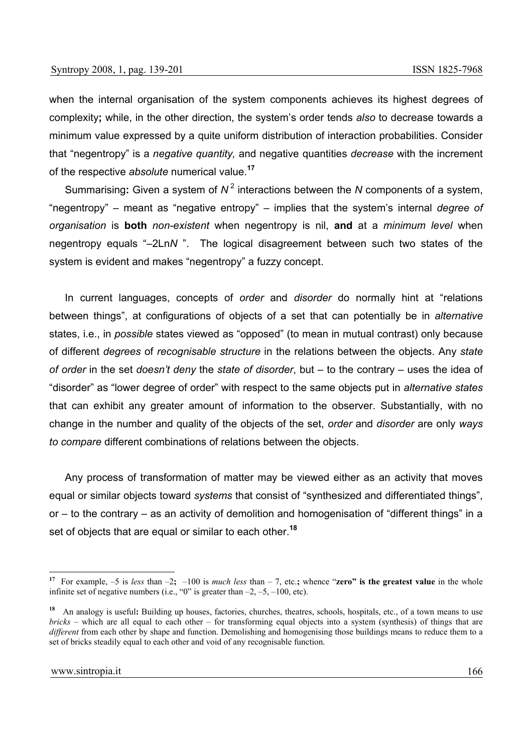when the internal organisation of the system components achieves its highest degrees of complexity**;** while, in the other direction, the system's order tends *also* to decrease towards a minimum value expressed by a quite uniform distribution of interaction probabilities. Consider that "negentropy" is a *negative quantity,* and negative quantities *decrease* with the increment of the respective *absolute* numerical value.[17]

Summarising**:** Given a system of $N^2$ interactions between the $N$ components of a system, "negentropy" – meant as "negative entropy" – implies that the system's internal *degree of organisation* is **both** *non-existent* when negentropy is nil, **and** at a *minimum level* when negentropy equals "$-2\text{Ln}N$". The logical disagreement between such two states of the system is evident and makes "negentropy" a fuzzy concept.

In current languages, concepts of *order* and *disorder* do normally hint at "relations between things", at configurations of objects of a set that can potentially be in *alternative* states, i.e., in *possible* states viewed as "opposed" (to mean in mutual contrast) only because of different *degrees* of *recognisable structure* in the relations between the objects. Any *state of order* in the set *doesn't deny* the *state of disorder*, but – to the contrary – uses the idea of "disorder" as "lower degree of order" with respect to the same objects put in *alternative states* that can exhibit any greater amount of information to the observer. Substantially, with no change in the number and quality of the objects of the set, *order* and *disorder* are only *ways to compare* different combinations of relations between the objects.

Any process of transformation of matter may be viewed either as an activity that moves equal or similar objects toward *systems* that consist of "synthesized and differentiated things", or – to the contrary – as an activity of demolition and homogenisation of "different things" in a set of objects that are equal or similar to each other.[18]

---

[17] For example, –5 is *less* than –2**;** –100 is *much less* than – 7, etc.**;** whence "**zero" is the greatest value** in the whole infinite set of negative numbers (i.e., "0" is greater than –2, –5, –100, etc).

[18] An analogy is useful**:** Building up houses, factories, churches, theatres, schools, hospitals, etc., of a town means to use *bricks* – which are all equal to each other – for transforming equal objects into a system (synthesis) of things that are *different* from each other by shape and function. Demolishing and homogenising those buildings means to reduce them to a set of bricks steadily equal to each other and void of any recognisable function.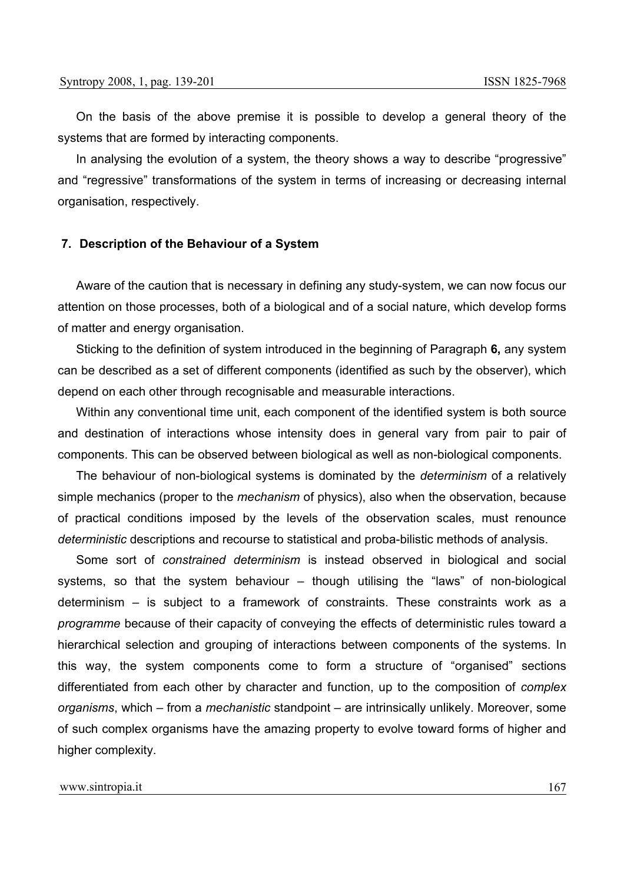On the basis of the above premise it is possible to develop a general theory of the systems that are formed by interacting components.

In analysing the evolution of a system, the theory shows a way to describe "progressive" and "regressive" transformations of the system in terms of increasing or decreasing internal organisation, respectively.

## 7. Description of the Behaviour of a System

Aware of the caution that is necessary in defining any study-system, we can now focus our attention on those processes, both of a biological and of a social nature, which develop forms of matter and energy organisation.

Sticking to the definition of system introduced in the beginning of Paragraph **6,** any system can be described as a set of different components (identified as such by the observer), which depend on each other through recognisable and measurable interactions.

Within any conventional time unit, each component of the identified system is both source and destination of interactions whose intensity does in general vary from pair to pair of components. This can be observed between biological as well as non-biological components.

The behaviour of non-biological systems is dominated by the *determinism* of a relatively simple mechanics (proper to the *mechanism* of physics), also when the observation, because of practical conditions imposed by the levels of the observation scales, must renounce *deterministic* descriptions and recourse to statistical and proba-bilistic methods of analysis.

Some sort of *constrained determinism* is instead observed in biological and social systems, so that the system behaviour – though utilising the "laws" of non-biological determinism – is subject to a framework of constraints. These constraints work as a *programme* because of their capacity of conveying the effects of deterministic rules toward a hierarchical selection and grouping of interactions between components of the systems. In this way, the system components come to form a structure of "organised" sections differentiated from each other by character and function, up to the composition of *complex organisms*, which – from a *mechanistic* standpoint – are intrinsically unlikely. Moreover, some of such complex organisms have the amazing property to evolve toward forms of higher and higher complexity.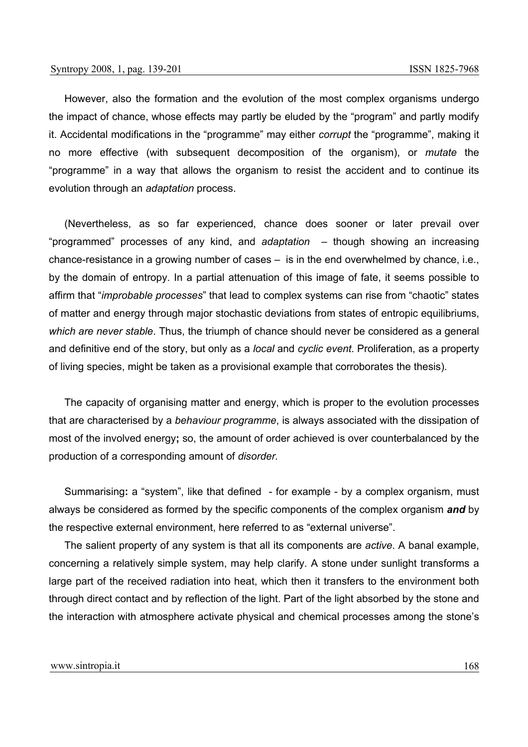However, also the formation and the evolution of the most complex organisms undergo the impact of chance, whose effects may partly be eluded by the "program" and partly modify it. Accidental modifications in the "programme" may either *corrupt* the "programme", making it no more effective (with subsequent decomposition of the organism), or *mutate* the "programme" in a way that allows the organism to resist the accident and to continue its evolution through an *adaptation* process.

(Nevertheless, as so far experienced, chance does sooner or later prevail over "programmed" processes of any kind, and *adaptation* – though showing an increasing chance-resistance in a growing number of cases – is in the end overwhelmed by chance, i.e., by the domain of entropy. In a partial attenuation of this image of fate, it seems possible to affirm that "*improbable processes*" that lead to complex systems can rise from "chaotic" states of matter and energy through major stochastic deviations from states of entropic equilibriums, *which are never stable*. Thus, the triumph of chance should never be considered as a general and definitive end of the story, but only as a *local* and *cyclic event*. Proliferation, as a property of living species, might be taken as a provisional example that corroborates the thesis).

The capacity of organising matter and energy, which is proper to the evolution processes that are characterised by a *behaviour programme*, is always associated with the dissipation of most of the involved energy**;** so, the amount of order achieved is over counterbalanced by the production of a corresponding amount of *disorder*.

Summarising**:** a "system", like that defined - for example - by a complex organism, must always be considered as formed by the specific components of the complex organism ***and*** by the respective external environment, here referred to as "external universe".

The salient property of any system is that all its components are *active*. A banal example, concerning a relatively simple system, may help clarify. A stone under sunlight transforms a large part of the received radiation into heat, which then it transfers to the environment both through direct contact and by reflection of the light. Part of the light absorbed by the stone and the interaction with atmosphere activate physical and chemical processes among the stone's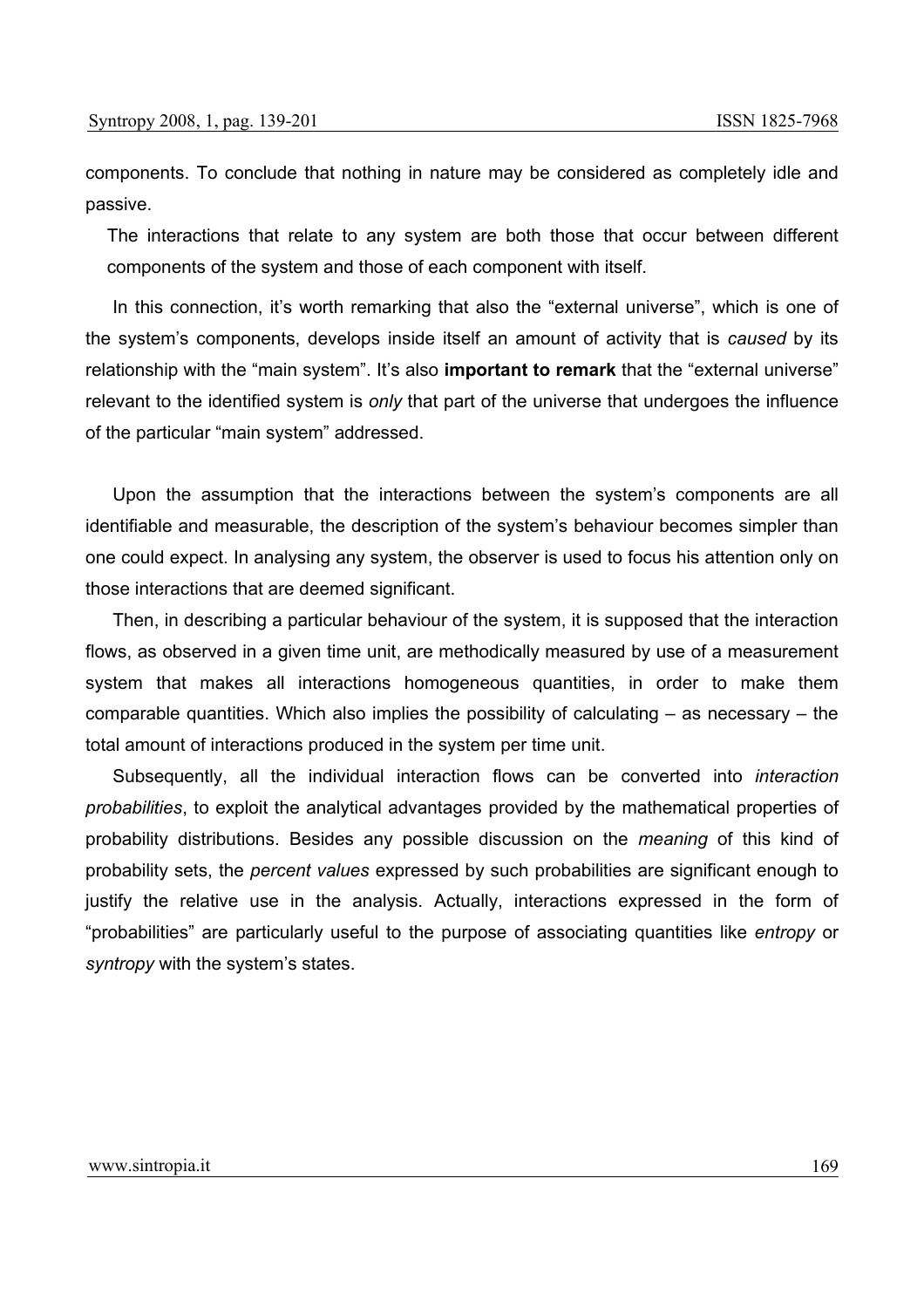components. To conclude that nothing in nature may be considered as completely idle and passive.

> The interactions that relate to any system are both those that occur between different components of the system and those of each component with itself.

In this connection, it's worth remarking that also the "external universe", which is one of the system's components, develops inside itself an amount of activity that is *caused* by its relationship with the "main system". It's also **important to remark** that the "external universe" relevant to the identified system is *only* that part of the universe that undergoes the influence of the particular "main system" addressed.

Upon the assumption that the interactions between the system's components are all identifiable and measurable, the description of the system's behaviour becomes simpler than one could expect. In analysing any system, the observer is used to focus his attention only on those interactions that are deemed significant.

Then, in describing a particular behaviour of the system, it is supposed that the interaction flows, as observed in a given time unit, are methodically measured by use of a measurement system that makes all interactions homogeneous quantities, in order to make them comparable quantities. Which also implies the possibility of calculating – as necessary – the total amount of interactions produced in the system per time unit.

Subsequently, all the individual interaction flows can be converted into *interaction probabilities*, to exploit the analytical advantages provided by the mathematical properties of probability distributions. Besides any possible discussion on the *meaning* of this kind of probability sets, the *percent values* expressed by such probabilities are significant enough to justify the relative use in the analysis. Actually, interactions expressed in the form of "probabilities" are particularly useful to the purpose of associating quantities like *entropy* or *syntropy* with the system's states.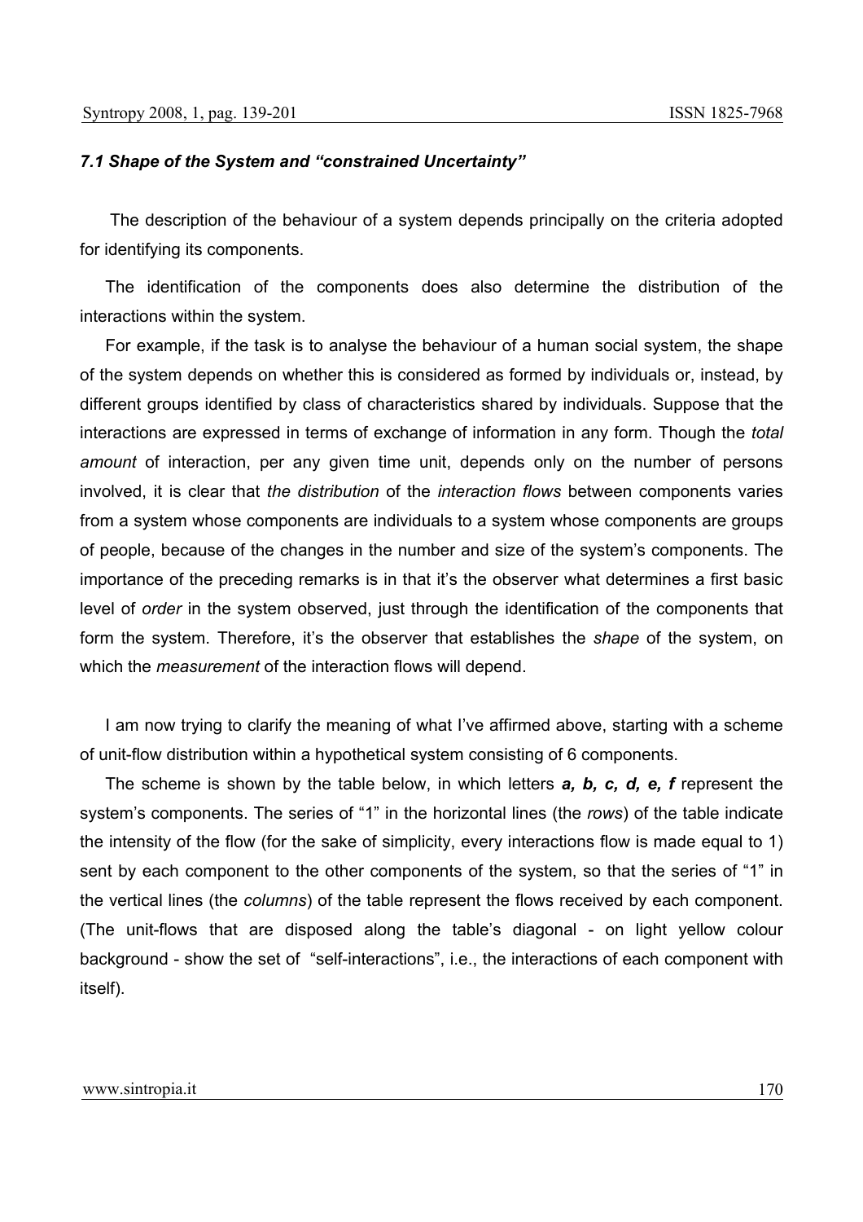### *7.1 Shape of the System and "constrained Uncertainty"*

The description of the behaviour of a system depends principally on the criteria adopted for identifying its components.

The identification of the components does also determine the distribution of the interactions within the system.

For example, if the task is to analyse the behaviour of a human social system, the shape of the system depends on whether this is considered as formed by individuals or, instead, by different groups identified by class of characteristics shared by individuals. Suppose that the interactions are expressed in terms of exchange of information in any form. Though the *total amount* of interaction, per any given time unit, depends only on the number of persons involved, it is clear that *the distribution* of the *interaction flows* between components varies from a system whose components are individuals to a system whose components are groups of people, because of the changes in the number and size of the system's components. The importance of the preceding remarks is in that it's the observer what determines a first basic level of *order* in the system observed, just through the identification of the components that form the system. Therefore, it's the observer that establishes the *shape* of the system, on which the *measurement* of the interaction flows will depend.

I am now trying to clarify the meaning of what I've affirmed above, starting with a scheme of unit-flow distribution within a hypothetical system consisting of 6 components.

The scheme is shown by the table below, in which letters ***a, b, c, d, e, f*** represent the system's components. The series of "1" in the horizontal lines (the *rows*) of the table indicate the intensity of the flow (for the sake of simplicity, every interactions flow is made equal to 1) sent by each component to the other components of the system, so that the series of "1" in the vertical lines (the *columns*) of the table represent the flows received by each component. (The unit-flows that are disposed along the table's diagonal - on light yellow colour background - show the set of "self-interactions", i.e., the interactions of each component with itself).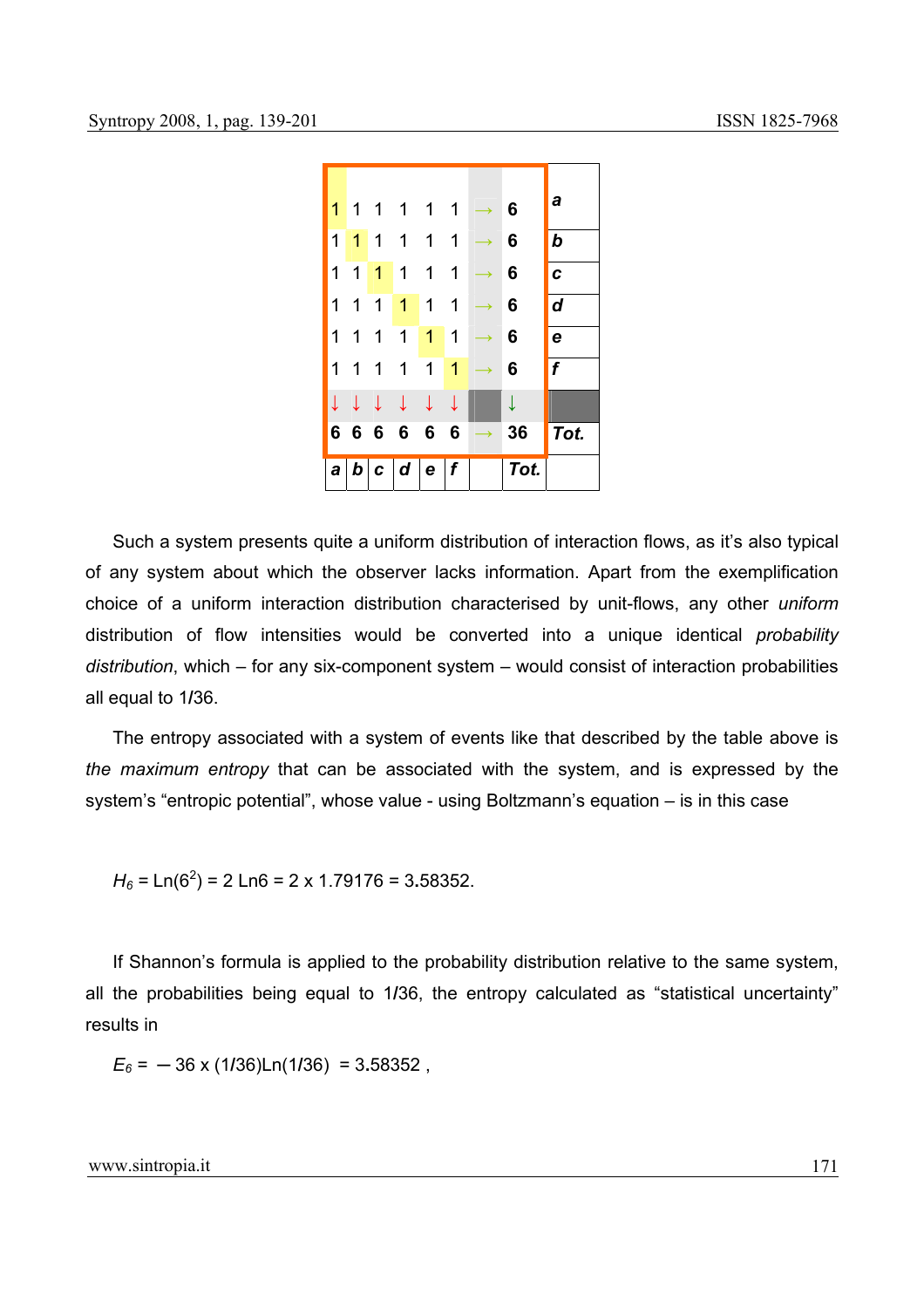| | | | | | | | | |
|---|---|---|---|---|---|---|---|---|
| 1 | 1 | 1 | 1 | 1 | 1 | → | 6 | *a* |
| 1 | 1 | 1 | 1 | 1 | 1 | → | 6 | *b* |
| 1 | 1 | 1 | 1 | 1 | 1 | → | 6 | *c* |
| 1 | 1 | 1 | 1 | 1 | 1 | → | 6 | *d* |
| 1 | 1 | 1 | 1 | 1 | 1 | → | 6 | *e* |
| 1 | 1 | 1 | 1 | 1 | 1 | → | 6 | *f* |
| ↓ | ↓ | ↓ | ↓ | ↓ | ↓ | | ↓ | |
| 6 | 6 | 6 | 6 | 6 | 6 | → | 36 | *Tot.* |
| *a* | *b* | *c* | *d* | *e* | *f* | | *Tot.* | |

Such a system presents quite a uniform distribution of interaction flows, as it's also typical of any system about which the observer lacks information. Apart from the exemplification choice of a uniform interaction distribution characterised by unit-flows, any other *uniform* distribution of flow intensities would be converted into a unique identical *probability distribution*, which – for any six-component system – would consist of interaction probabilities all equal to 1/36.

The entropy associated with a system of events like that described by the table above is *the maximum entropy* that can be associated with the system, and is expressed by the system's "entropic potential", whose value - using Boltzmann's equation – is in this case

$$H_6 = \text{Ln}(6^2) = 2\,\text{Ln}6 = 2 \times 1.79176 = 3.58352.$$

If Shannon's formula is applied to the probability distribution relative to the same system, all the probabilities being equal to 1/36, the entropy calculated as "statistical uncertainty" results in

$$E_6 = -36 \times (1/36)\text{Ln}(1/36) = 3.58352\,,$$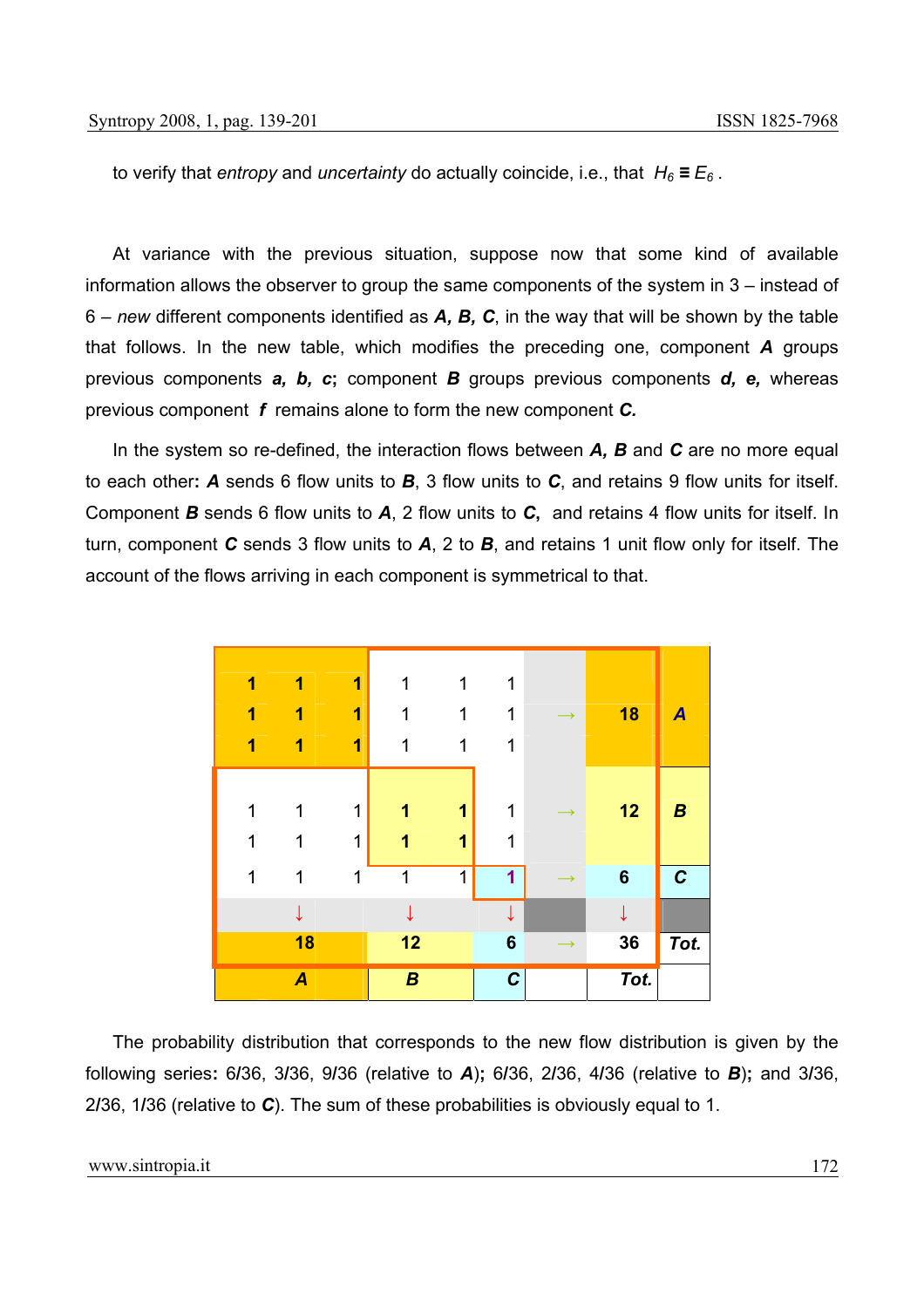to verify that *entropy* and *uncertainty* do actually coincide, i.e., that $H_6 \equiv E_6$ .

At variance with the previous situation, suppose now that some kind of available information allows the observer to group the same components of the system in 3 – instead of 6 – *new* different components identified as ***A, B, C***, in the way that will be shown by the table that follows. In the new table, which modifies the preceding one, component ***A*** groups previous components ***a, b, c***; component ***B*** groups previous components ***d, e,*** whereas previous component ***f*** remains alone to form the new component ***C.***

In the system so re-defined, the interaction flows between ***A, B*** and ***C*** are no more equal to each other**:** ***A*** sends 6 flow units to ***B***, 3 flow units to ***C***, and retains 9 flow units for itself. Component ***B*** sends 6 flow units to ***A***, 2 flow units to ***C***, and retains 4 flow units for itself. In turn, component ***C*** sends 3 flow units to ***A***, 2 to ***B***, and retains 1 unit flow only for itself. The account of the flows arriving in each component is symmetrical to that.

| | | | | | | | | |
|---|---|---|---|---|---|---|---|---|
| **1** | **1** | **1** | 1 | 1 | 1 | | | |
| **1** | **1** | **1** | 1 | 1 | 1 | → | **18** | ***A*** |
| **1** | **1** | **1** | 1 | 1 | 1 | | | |
| 1 | 1 | 1 | **1** | **1** | 1 | → | **12** | ***B*** |
| 1 | 1 | 1 | **1** | **1** | 1 | | | |
| 1 | 1 | 1 | 1 | 1 | **1** | → | **6** | ***C*** |
| | ↓ | | ↓ | | ↓ | | ↓ | |
| | **18** | | **12** | | **6** | → | **36** | ***Tot.*** |
| | ***A*** | | ***B*** | | ***C*** | | ***Tot.*** | |

The probability distribution that corresponds to the new flow distribution is given by the following series**:** 6/36, 3/36, 9/36 (relative to ***A***)**;** 6/36, 2/36, 4/36 (relative to ***B***)**;** and 3/36, 2/36, 1/36 (relative to ***C***). The sum of these probabilities is obviously equal to 1.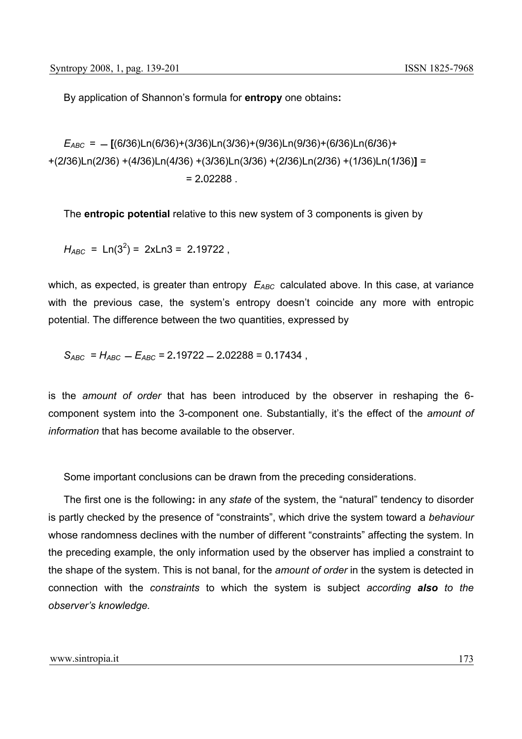By application of Shannon's formula for **entropy** one obtains**:**

$$E_{ABC} = -[(6/36)\mathrm{Ln}(6/36)+(3/36)\mathrm{Ln}(3/36)+(9/36)\mathrm{Ln}(9/36)+(6/36)\mathrm{Ln}(6/36)+$$
$$+(2/36)\mathrm{Ln}(2/36)+(4/36)\mathrm{Ln}(4/36)+(3/36)\mathrm{Ln}(3/36)+(2/36)\mathrm{Ln}(2/36)+(1/36)\mathrm{Ln}(1/36)] =$$
$$= 2.02288 .$$

The **entropic potential** relative to this new system of 3 components is given by

$$H_{ABC} = \mathrm{Ln}(3^2) = 2\mathrm{x}\mathrm{Ln}3 = 2.19722 ,$$

which, as expected, is greater than entropy $E_{ABC}$ calculated above. In this case, at variance with the previous case, the system's entropy doesn't coincide any more with entropic potential. The difference between the two quantities, expressed by

$$S_{ABC} = H_{ABC} - E_{ABC} = 2.19722 - 2.02288 = 0.17434 ,$$

is the *amount of order* that has been introduced by the observer in reshaping the 6-component system into the 3-component one. Substantially, it's the effect of the *amount of information* that has become available to the observer.

Some important conclusions can be drawn from the preceding considerations.

The first one is the following**:** in any *state* of the system, the "natural" tendency to disorder is partly checked by the presence of "constraints", which drive the system toward a *behaviour* whose randomness declines with the number of different "constraints" affecting the system. In the preceding example, the only information used by the observer has implied a constraint to the shape of the system. This is not banal, for the *amount of order* in the system is detected in connection with the *constraints* to which the system is subject *according* ***also*** *to the observer's knowledge.*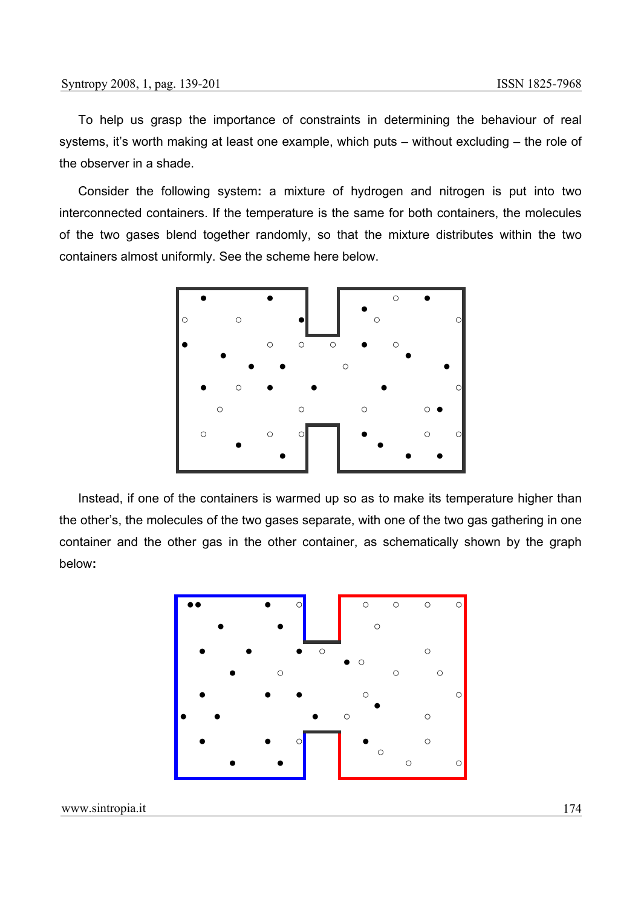To help us grasp the importance of constraints in determining the behaviour of real systems, it's worth making at least one example, which puts – without excluding – the role of the observer in a shade.

Consider the following system**:** a mixture of hydrogen and nitrogen is put into two interconnected containers. If the temperature is the same for both containers, the molecules of the two gases blend together randomly, so that the mixture distributes within the two containers almost uniformly. See the scheme here below.

Instead, if one of the containers is warmed up so as to make its temperature higher than the other's, the molecules of the two gases separate, with one of the two gas gathering in one container and the other gas in the other container, as schematically shown by the graph below**:**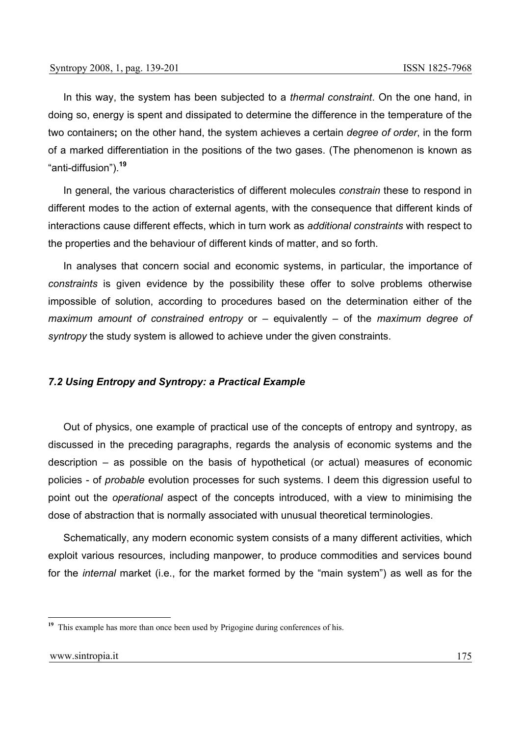In this way, the system has been subjected to a *thermal constraint*. On the one hand, in doing so, energy is spent and dissipated to determine the difference in the temperature of the two containers**;** on the other hand, the system achieves a certain *degree of order*, in the form of a marked differentiation in the positions of the two gases. (The phenomenon is known as "anti-diffusion").[19]

In general, the various characteristics of different molecules *constrain* these to respond in different modes to the action of external agents, with the consequence that different kinds of interactions cause different effects, which in turn work as *additional constraints* with respect to the properties and the behaviour of different kinds of matter, and so forth.

In analyses that concern social and economic systems, in particular, the importance of *constraints* is given evidence by the possibility these offer to solve problems otherwise impossible of solution, according to procedures based on the determination either of the *maximum amount of constrained entropy* or – equivalently – of the *maximum degree of syntropy* the study system is allowed to achieve under the given constraints.

### *7.2 Using Entropy and Syntropy: a Practical Example*

Out of physics, one example of practical use of the concepts of entropy and syntropy, as discussed in the preceding paragraphs, regards the analysis of economic systems and the description – as possible on the basis of hypothetical (or actual) measures of economic policies - of *probable* evolution processes for such systems. I deem this digression useful to point out the *operational* aspect of the concepts introduced, with a view to minimising the dose of abstraction that is normally associated with unusual theoretical terminologies.

Schematically, any modern economic system consists of a many different activities, which exploit various resources, including manpower, to produce commodities and services bound for the *internal* market (i.e., for the market formed by the "main system") as well as for the

---

[19] This example has more than once been used by Prigogine during conferences of his.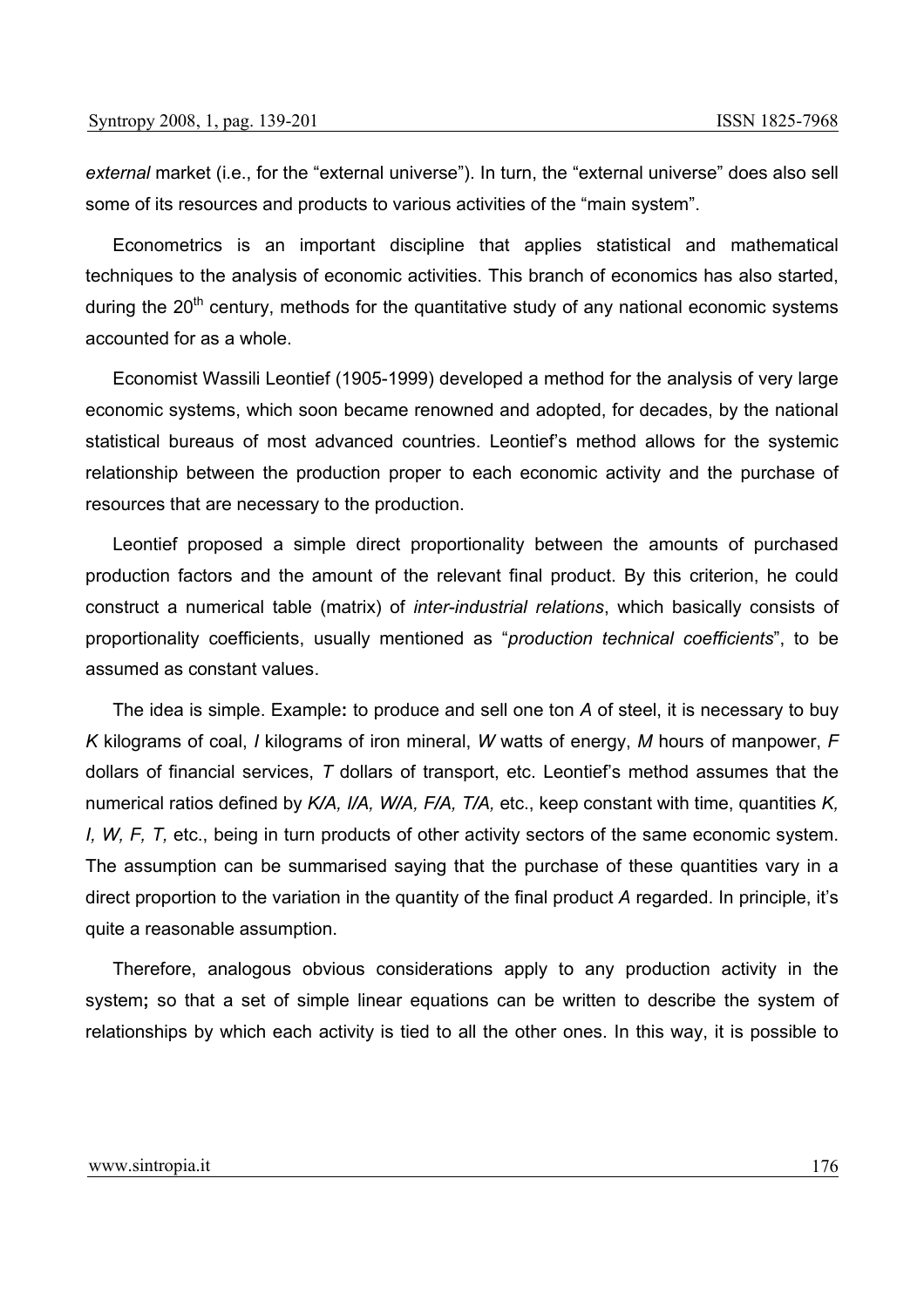*external* market (i.e., for the "external universe"). In turn, the "external universe" does also sell some of its resources and products to various activities of the "main system".

Econometrics is an important discipline that applies statistical and mathematical techniques to the analysis of economic activities. This branch of economics has also started, during the $20^{th}$ century, methods for the quantitative study of any national economic systems accounted for as a whole.

Economist Wassili Leontief (1905-1999) developed a method for the analysis of very large economic systems, which soon became renowned and adopted, for decades, by the national statistical bureaus of most advanced countries. Leontief's method allows for the systemic relationship between the production proper to each economic activity and the purchase of resources that are necessary to the production.

Leontief proposed a simple direct proportionality between the amounts of purchased production factors and the amount of the relevant final product. By this criterion, he could construct a numerical table (matrix) of *inter-industrial relations*, which basically consists of proportionality coefficients, usually mentioned as "*production technical coefficients*", to be assumed as constant values.

The idea is simple. Example**:** to produce and sell one ton $A$ of steel, it is necessary to buy $K$ kilograms of coal, $I$ kilograms of iron mineral, $W$ watts of energy, $M$ hours of manpower, $F$ dollars of financial services, $T$ dollars of transport, etc. Leontief's method assumes that the numerical ratios defined by $K/A$, $I/A$, $W/A$, $F/A$, $T/A$, etc., keep constant with time, quantities $K$, $I$, $W$, $F$, $T$, etc., being in turn products of other activity sectors of the same economic system. The assumption can be summarised saying that the purchase of these quantities vary in a direct proportion to the variation in the quantity of the final product $A$ regarded. In principle, it's quite a reasonable assumption.

Therefore, analogous obvious considerations apply to any production activity in the system**;** so that a set of simple linear equations can be written to describe the system of relationships by which each activity is tied to all the other ones. In this way, it is possible to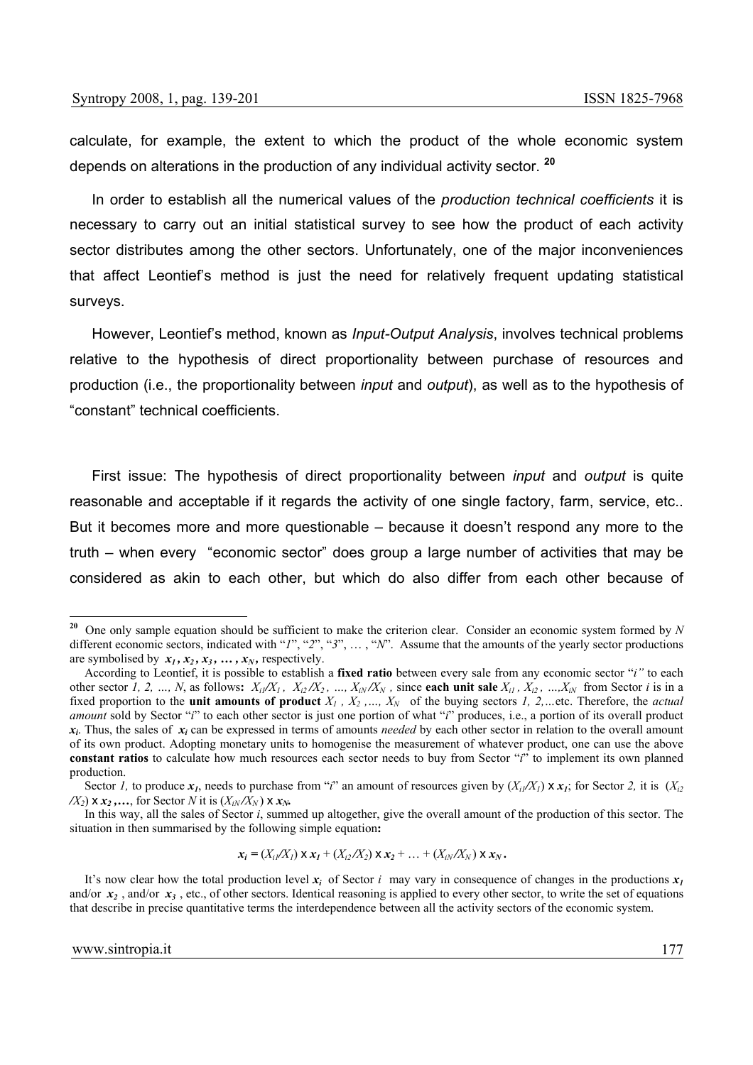calculate, for example, the extent to which the product of the whole economic system depends on alterations in the production of any individual activity sector. [20]

In order to establish all the numerical values of the *production technical coefficients* it is necessary to carry out an initial statistical survey to see how the product of each activity sector distributes among the other sectors. Unfortunately, one of the major inconveniences that affect Leontief's method is just the need for relatively frequent updating statistical surveys.

However, Leontief's method, known as *Input-Output Analysis*, involves technical problems relative to the hypothesis of direct proportionality between purchase of resources and production (i.e., the proportionality between *input* and *output*), as well as to the hypothesis of "constant" technical coefficients.

First issue: The hypothesis of direct proportionality between *input* and *output* is quite reasonable and acceptable if it regards the activity of one single factory, farm, service, etc.. But it becomes more and more questionable – because it doesn't respond any more to the truth – when every "economic sector" does group a large number of activities that may be considered as akin to each other, but which do also differ from each other because of

---

[20] One only sample equation should be sufficient to make the criterion clear. Consider an economic system formed by $N$ different economic sectors, indicated with "*1*", "*2*", "*3*", … , "*N*". Assume that the amounts of the yearly sector productions are symbolised by $x_1, x_2, x_3, \ldots, x_N$, respectively.

According to Leontief, it is possible to establish a **fixed ratio** between every sale from any economic sector "*i"* to each other sector *1, 2, …, N*, as follows**:** $X_{i1}/X_1,\ X_{i2}/X_2,\ \ldots,\ X_{iN}/X_N$, since **each unit sale** $X_{i1},\ X_{i2},\ \ldots, X_{iN}$ from Sector $i$ is in a fixed proportion to the **unit amounts of product** $X_1,\ X_2,\ \ldots,\ X_N$ of the buying sectors *1, 2,…*etc. Therefore, the *actual amount* sold by Sector "*i*" to each other sector is just one portion of what "*i*" produces, i.e., a portion of its overall product $x_i$. Thus, the sales of $x_i$ can be expressed in terms of amounts *needed* by each other sector in relation to the overall amount of its own product. Adopting monetary units to homogenise the measurement of whatever product, one can use the above **constant ratios** to calculate how much resources each sector needs to buy from Sector "*i*" to implement its own planned production.

Sector *1,* to produce $x_1$, needs to purchase from "*i*" an amount of resources given by $(X_{i1}/X_1) \times x_1$; for Sector *2,* it is $(X_{i2}/X_2) \times x_2, \ldots$, for Sector $N$ it is $(X_{iN}/X_N) \times x_N$.

In this way, all the sales of Sector $i$, summed up altogether, give the overall amount of the production of this sector. The situation in then summarised by the following simple equation**:**

$$x_i = (X_{i1}/X_1) \times x_1 + (X_{i2}/X_2) \times x_2 + \ldots + (X_{iN}/X_N) \times x_N\,.$$

It's now clear how the total production level $x_i$ of Sector $i$ may vary in consequence of changes in the productions $x_1$ and/or $x_2$, and/or $x_3$, etc., of other sectors. Identical reasoning is applied to every other sector, to write the set of equations that describe in precise quantitative terms the interdependence between all the activity sectors of the economic system.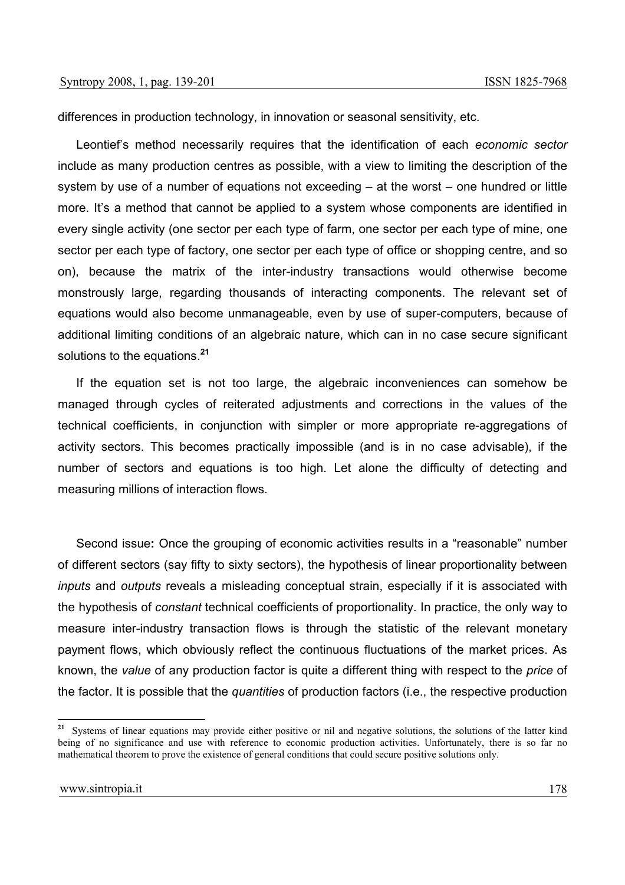differences in production technology, in innovation or seasonal sensitivity, etc.

Leontief's method necessarily requires that the identification of each *economic sector* include as many production centres as possible, with a view to limiting the description of the system by use of a number of equations not exceeding – at the worst – one hundred or little more. It's a method that cannot be applied to a system whose components are identified in every single activity (one sector per each type of farm, one sector per each type of mine, one sector per each type of factory, one sector per each type of office or shopping centre, and so on), because the matrix of the inter-industry transactions would otherwise become monstrously large, regarding thousands of interacting components. The relevant set of equations would also become unmanageable, even by use of super-computers, because of additional limiting conditions of an algebraic nature, which can in no case secure significant solutions to the equations.[21]

If the equation set is not too large, the algebraic inconveniences can somehow be managed through cycles of reiterated adjustments and corrections in the values of the technical coefficients, in conjunction with simpler or more appropriate re-aggregations of activity sectors. This becomes practically impossible (and is in no case advisable), if the number of sectors and equations is too high. Let alone the difficulty of detecting and measuring millions of interaction flows.

Second issue**:** Once the grouping of economic activities results in a "reasonable" number of different sectors (say fifty to sixty sectors), the hypothesis of linear proportionality between *inputs* and *outputs* reveals a misleading conceptual strain, especially if it is associated with the hypothesis of *constant* technical coefficients of proportionality. In practice, the only way to measure inter-industry transaction flows is through the statistic of the relevant monetary payment flows, which obviously reflect the continuous fluctuations of the market prices. As known, the *value* of any production factor is quite a different thing with respect to the *price* of the factor. It is possible that the *quantities* of production factors (i.e., the respective production

---

[21] Systems of linear equations may provide either positive or nil and negative solutions, the solutions of the latter kind being of no significance and use with reference to economic production activities. Unfortunately, there is so far no mathematical theorem to prove the existence of general conditions that could secure positive solutions only.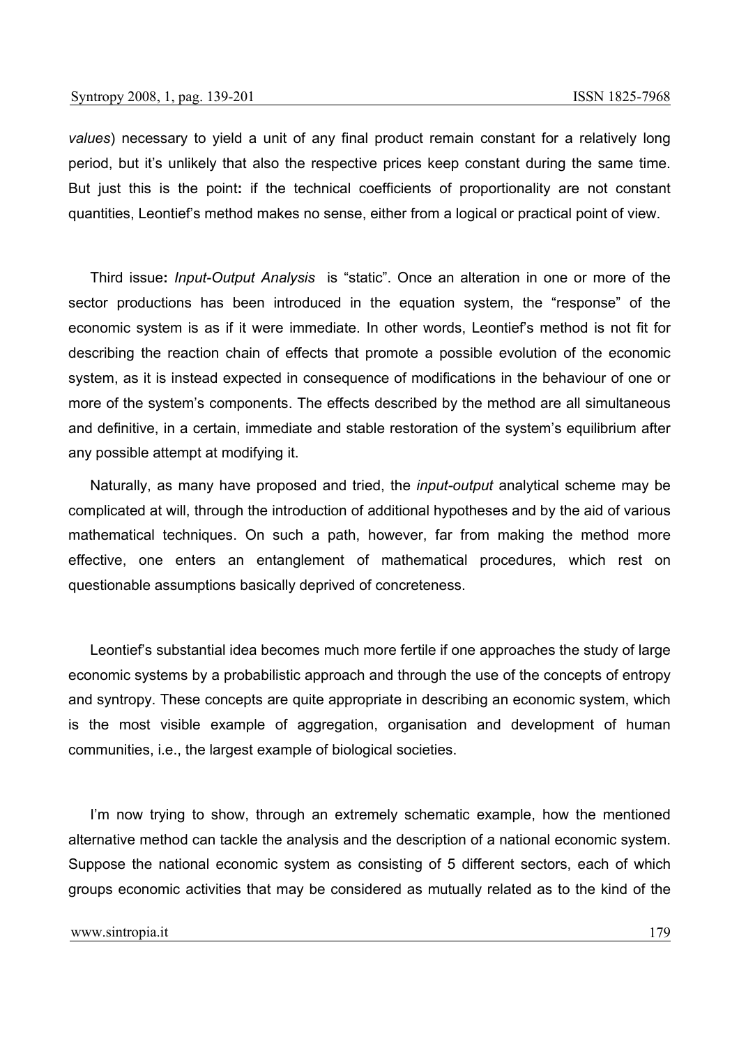*values*) necessary to yield a unit of any final product remain constant for a relatively long period, but it's unlikely that also the respective prices keep constant during the same time. But just this is the point**:** if the technical coefficients of proportionality are not constant quantities, Leontief's method makes no sense, either from a logical or practical point of view.

Third issue**:** *Input-Output Analysis* is "static". Once an alteration in one or more of the sector productions has been introduced in the equation system, the "response" of the economic system is as if it were immediate. In other words, Leontief's method is not fit for describing the reaction chain of effects that promote a possible evolution of the economic system, as it is instead expected in consequence of modifications in the behaviour of one or more of the system's components. The effects described by the method are all simultaneous and definitive, in a certain, immediate and stable restoration of the system's equilibrium after any possible attempt at modifying it.

Naturally, as many have proposed and tried, the *input-output* analytical scheme may be complicated at will, through the introduction of additional hypotheses and by the aid of various mathematical techniques. On such a path, however, far from making the method more effective, one enters an entanglement of mathematical procedures, which rest on questionable assumptions basically deprived of concreteness.

Leontief's substantial idea becomes much more fertile if one approaches the study of large economic systems by a probabilistic approach and through the use of the concepts of entropy and syntropy. These concepts are quite appropriate in describing an economic system, which is the most visible example of aggregation, organisation and development of human communities, i.e., the largest example of biological societies.

I'm now trying to show, through an extremely schematic example, how the mentioned alternative method can tackle the analysis and the description of a national economic system. Suppose the national economic system as consisting of 5 different sectors, each of which groups economic activities that may be considered as mutually related as to the kind of the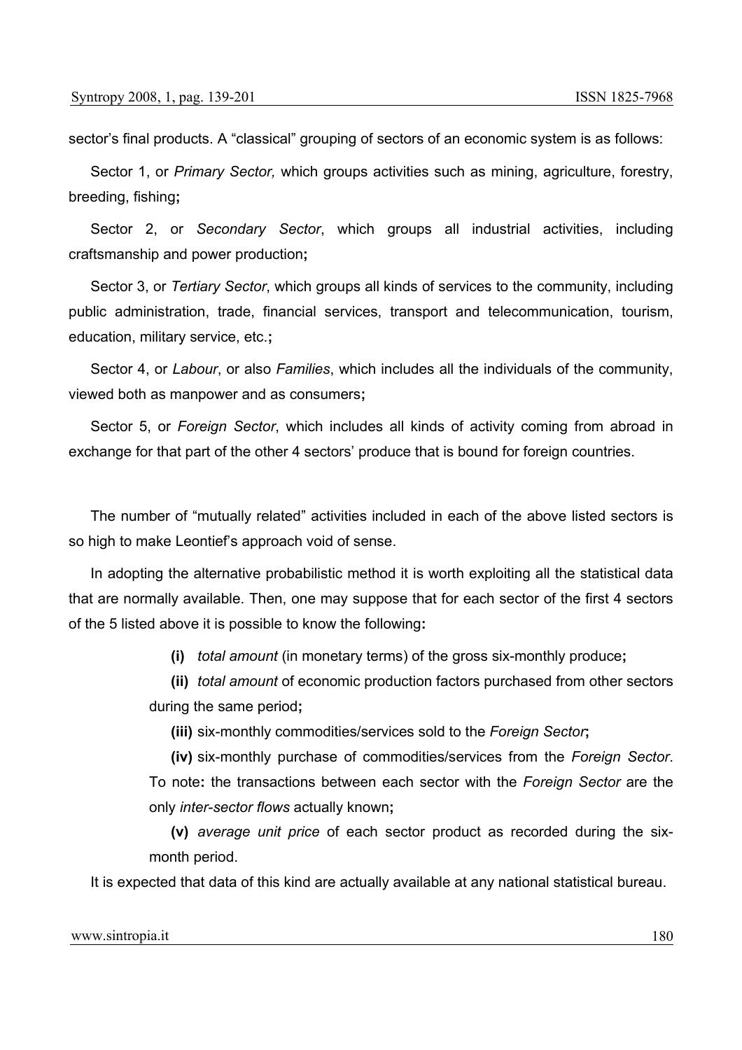sector's final products. A "classical" grouping of sectors of an economic system is as follows:

Sector 1, or *Primary Sector,* which groups activities such as mining, agriculture, forestry, breeding, fishing**;**

Sector 2, or *Secondary Sector*, which groups all industrial activities, including craftsmanship and power production**;**

Sector 3, or *Tertiary Sector*, which groups all kinds of services to the community, including public administration, trade, financial services, transport and telecommunication, tourism, education, military service, etc.**;**

Sector 4, or *Labour*, or also *Families*, which includes all the individuals of the community, viewed both as manpower and as consumers**;**

Sector 5, or *Foreign Sector*, which includes all kinds of activity coming from abroad in exchange for that part of the other 4 sectors' produce that is bound for foreign countries.

The number of "mutually related" activities included in each of the above listed sectors is so high to make Leontief's approach void of sense.

In adopting the alternative probabilistic method it is worth exploiting all the statistical data that are normally available. Then, one may suppose that for each sector of the first 4 sectors of the 5 listed above it is possible to know the following**:**

**(i)** *total amount* (in monetary terms) of the gross six-monthly produce**;**

**(ii)** *total amount* of economic production factors purchased from other sectors during the same period**;**

**(iii)** six-monthly commodities/services sold to the *Foreign Sector***;**

**(iv)** six-monthly purchase of commodities/services from the *Foreign Sector*. To note**:** the transactions between each sector with the *Foreign Sector* are the only *inter-sector flows* actually known**;**

**(v)** *average unit price* of each sector product as recorded during the six-month period.

It is expected that data of this kind are actually available at any national statistical bureau.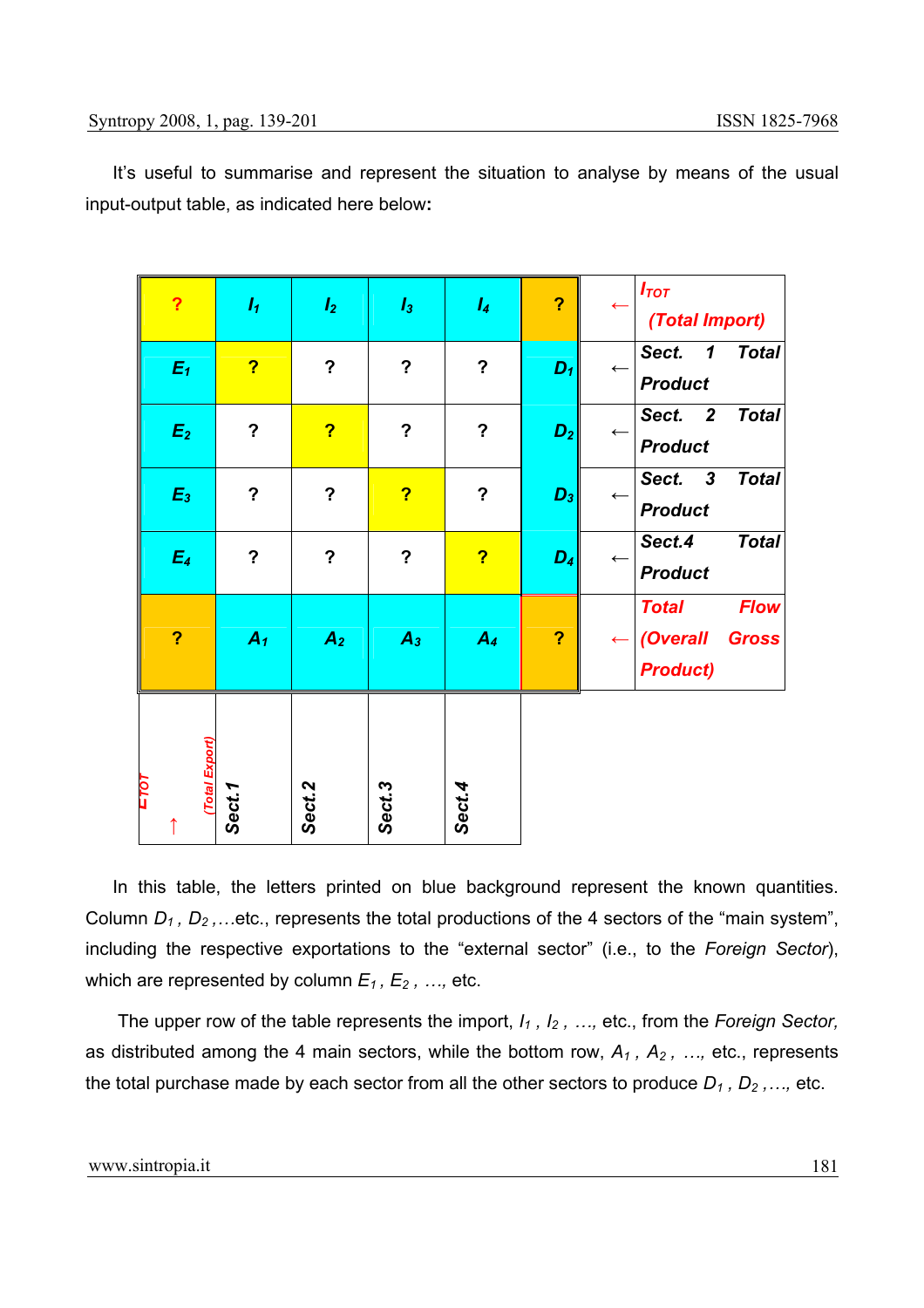It's useful to summarise and represent the situation to analyse by means of the usual input-output table, as indicated here below**:**

| ? | $I_1$ | $I_2$ | $I_3$ | $I_4$ | ? | ← | $I_{TOT}$ (Total Import) |
|---|---|---|---|---|---|---|---|
| $E_1$ | ? | ? | ? | ? | $D_1$ | ← | Sect. 1 Total Product |
| $E_2$ | ? | ? | ? | ? | $D_2$ | ← | Sect. 2 Total Product |
| $E_3$ | ? | ? | ? | ? | $D_3$ | ← | Sect. 3 Total Product |
| $E_4$ | ? | ? | ? | ? | $D_4$ | ← | Sect.4 Total Product |
| ? | $A_1$ | $A_2$ | $A_3$ | $A_4$ | ? | ← | Total Flow (Overall Gross Product) |
| ↑ $E_{TOT}$ (Total Export) | Sect.1 | Sect.2 | Sect.3 | Sect.4 | | | |

In this table, the letters printed on blue background represent the known quantities. Column $D_1$, $D_2$,…etc., represents the total productions of the 4 sectors of the "main system", including the respective exportations to the "external sector" (i.e., to the *Foreign Sector*), which are represented by column $E_1$, $E_2$, …, etc.

The upper row of the table represents the import, $I_1$, $I_2$, …, etc., from the *Foreign Sector,* as distributed among the 4 main sectors, while the bottom row, $A_1$, $A_2$, …, etc., represents the total purchase made by each sector from all the other sectors to produce $D_1$, $D_2$,…, etc.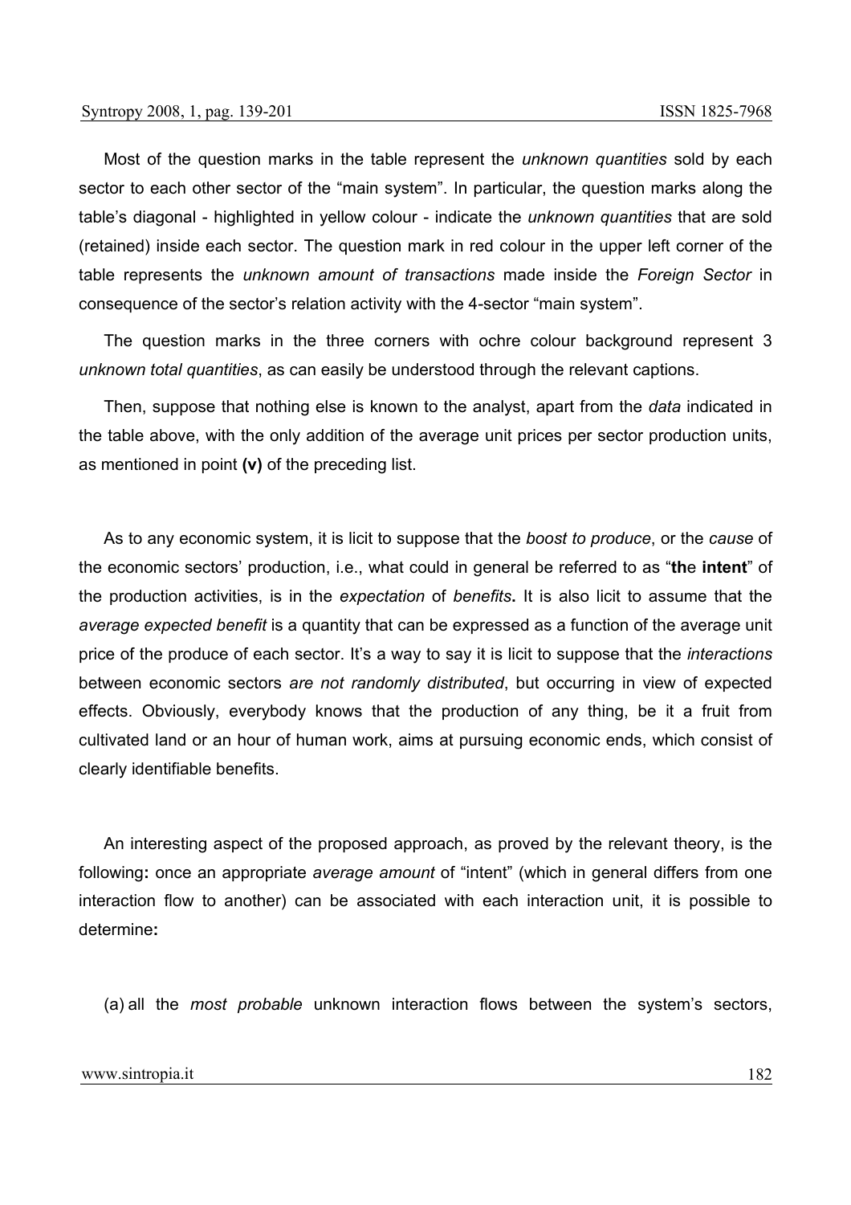Most of the question marks in the table represent the *unknown quantities* sold by each sector to each other sector of the "main system". In particular, the question marks along the table's diagonal - highlighted in yellow colour - indicate the *unknown quantities* that are sold (retained) inside each sector. The question mark in red colour in the upper left corner of the table represents the *unknown amount of transactions* made inside the *Foreign Sector* in consequence of the sector's relation activity with the 4-sector "main system".

The question marks in the three corners with ochre colour background represent 3 *unknown total quantities*, as can easily be understood through the relevant captions.

Then, suppose that nothing else is known to the analyst, apart from the *data* indicated in the table above, with the only addition of the average unit prices per sector production units, as mentioned in point **(v)** of the preceding list.

As to any economic system, it is licit to suppose that the *boost to produce*, or the *cause* of the economic sectors' production, i.e., what could in general be referred to as "**the intent**" of the production activities, is in the *expectation* of *benefits***.** It is also licit to assume that the *average expected benefit* is a quantity that can be expressed as a function of the average unit price of the produce of each sector. It's a way to say it is licit to suppose that the *interactions* between economic sectors *are not randomly distributed*, but occurring in view of expected effects. Obviously, everybody knows that the production of any thing, be it a fruit from cultivated land or an hour of human work, aims at pursuing economic ends, which consist of clearly identifiable benefits.

An interesting aspect of the proposed approach, as proved by the relevant theory, is the following**:** once an appropriate *average amount* of "intent" (which in general differs from one interaction flow to another) can be associated with each interaction unit, it is possible to determine**:**

(a) all the *most probable* unknown interaction flows between the system's sectors,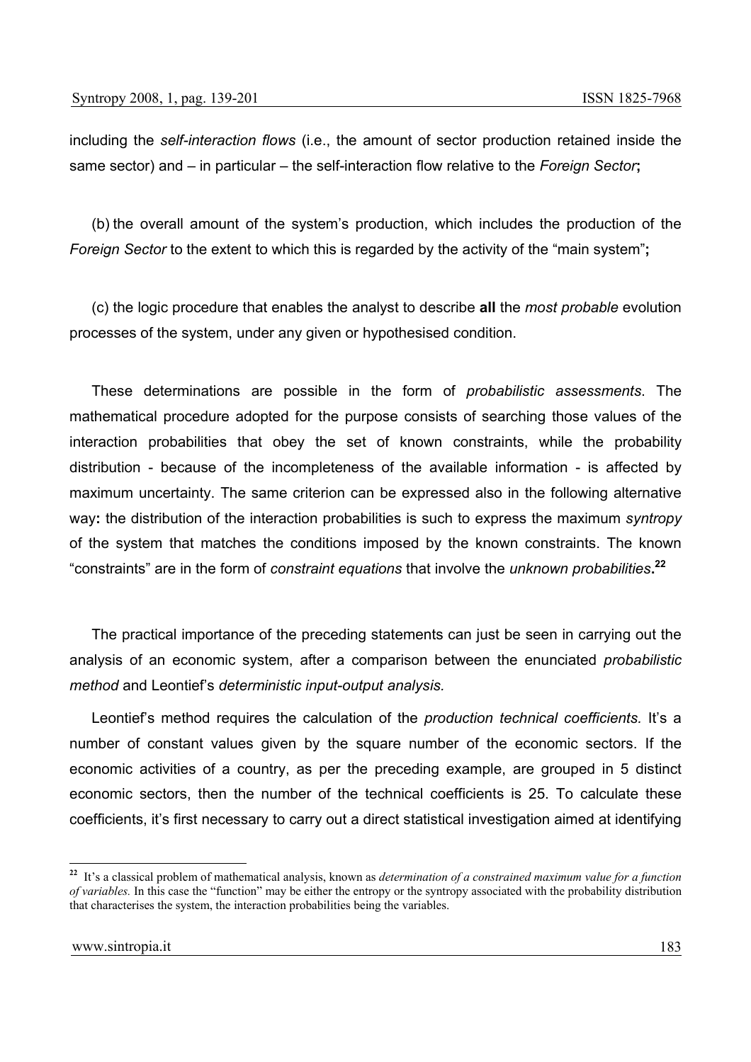including the *self-interaction flows* (i.e., the amount of sector production retained inside the same sector) and – in particular – the self-interaction flow relative to the *Foreign Sector***;**

(b) the overall amount of the system's production, which includes the production of the *Foreign Sector* to the extent to which this is regarded by the activity of the "main system"**;**

(c) the logic procedure that enables the analyst to describe **all** the *most probable* evolution processes of the system, under any given or hypothesised condition.

These determinations are possible in the form of *probabilistic assessments*. The mathematical procedure adopted for the purpose consists of searching those values of the interaction probabilities that obey the set of known constraints, while the probability distribution - because of the incompleteness of the available information - is affected by maximum uncertainty. The same criterion can be expressed also in the following alternative way**:** the distribution of the interaction probabilities is such to express the maximum *syntropy* of the system that matches the conditions imposed by the known constraints. The known "constraints" are in the form of *constraint equations* that involve the *unknown probabilities***.**[22]

The practical importance of the preceding statements can just be seen in carrying out the analysis of an economic system, after a comparison between the enunciated *probabilistic method* and Leontief's *deterministic input-output analysis.*

Leontief's method requires the calculation of the *production technical coefficients.* It's a number of constant values given by the square number of the economic sectors. If the economic activities of a country, as per the preceding example, are grouped in 5 distinct economic sectors, then the number of the technical coefficients is 25. To calculate these coefficients, it's first necessary to carry out a direct statistical investigation aimed at identifying

---

[22] It's a classical problem of mathematical analysis, known as *determination of a constrained maximum value for a function of variables.* In this case the "function" may be either the entropy or the syntropy associated with the probability distribution that characterises the system, the interaction probabilities being the variables.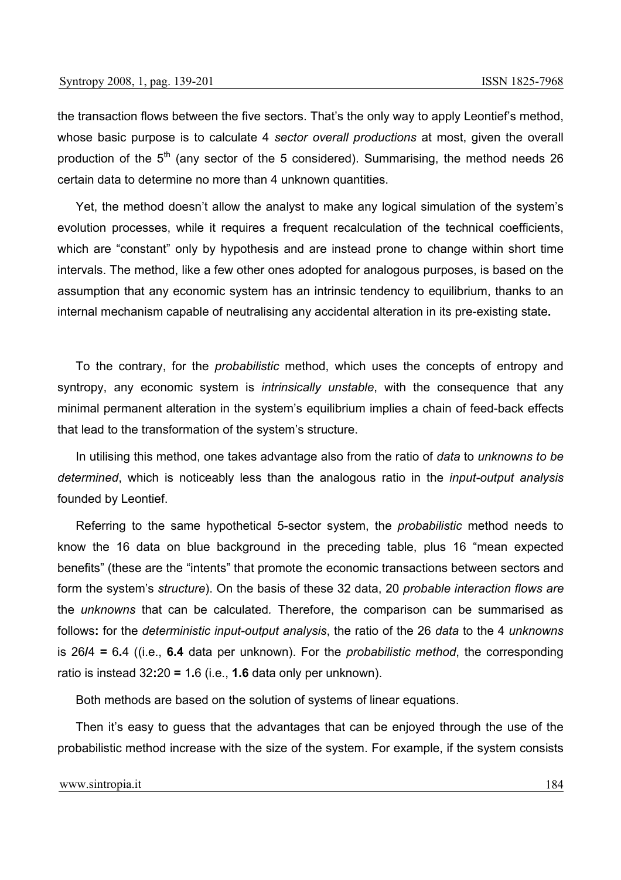the transaction flows between the five sectors. That's the only way to apply Leontief's method, whose basic purpose is to calculate 4 *sector overall productions* at most, given the overall production of the 5th (any sector of the 5 considered). Summarising, the method needs 26 certain data to determine no more than 4 unknown quantities.

Yet, the method doesn't allow the analyst to make any logical simulation of the system's evolution processes, while it requires a frequent recalculation of the technical coefficients, which are "constant" only by hypothesis and are instead prone to change within short time intervals. The method, like a few other ones adopted for analogous purposes, is based on the assumption that any economic system has an intrinsic tendency to equilibrium, thanks to an internal mechanism capable of neutralising any accidental alteration in its pre-existing state**.**

To the contrary, for the *probabilistic* method, which uses the concepts of entropy and syntropy, any economic system is *intrinsically unstable*, with the consequence that any minimal permanent alteration in the system's equilibrium implies a chain of feed-back effects that lead to the transformation of the system's structure.

In utilising this method, one takes advantage also from the ratio of *data* to *unknowns to be determined*, which is noticeably less than the analogous ratio in the *input-output analysis* founded by Leontief.

Referring to the same hypothetical 5-sector system, the *probabilistic* method needs to know the 16 data on blue background in the preceding table, plus 16 "mean expected benefits" (these are the "intents" that promote the economic transactions between sectors and form the system's *structure*). On the basis of these 32 data, 20 *probable interaction flows are* the *unknowns* that can be calculated*.* Therefore, the comparison can be summarised as follows**:** for the *deterministic input-output analysis*, the ratio of the 26 *data* to the 4 *unknowns* is 26**/**4 **=** 6**.**4 ((i.e., **6.4** data per unknown). For the *probabilistic method*, the corresponding ratio is instead 32**:**20 **=** 1**.**6 (i.e., **1.6** data only per unknown).

Both methods are based on the solution of systems of linear equations.

Then it's easy to guess that the advantages that can be enjoyed through the use of the probabilistic method increase with the size of the system. For example, if the system consists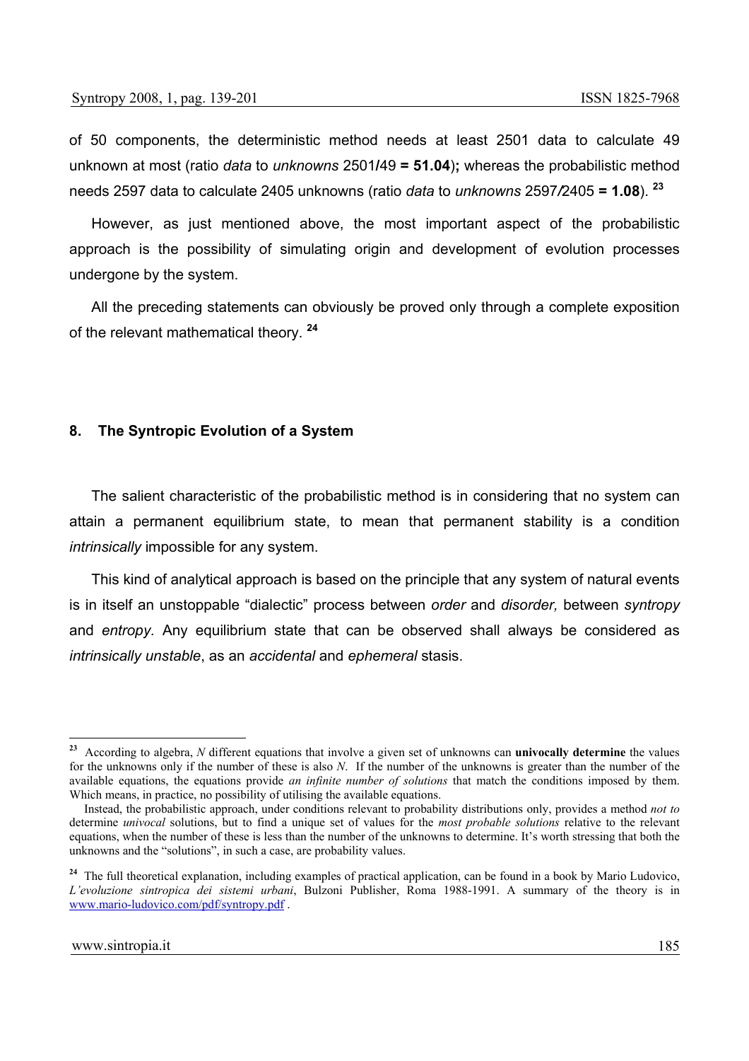of 50 components, the deterministic method needs at least 2501 data to calculate 49 unknown at most (ratio *data* to *unknowns* 2501/49 **= 51.04**)**;** whereas the probabilistic method needs 2597 data to calculate 2405 unknowns (ratio *data* to *unknowns* 2597/2405 **= 1.08**). [23]

However, as just mentioned above, the most important aspect of the probabilistic approach is the possibility of simulating origin and development of evolution processes undergone by the system.

All the preceding statements can obviously be proved only through a complete exposition of the relevant mathematical theory. [24]

### 8. The Syntropic Evolution of a System

The salient characteristic of the probabilistic method is in considering that no system can attain a permanent equilibrium state, to mean that permanent stability is a condition *intrinsically* impossible for any system.

This kind of analytical approach is based on the principle that any system of natural events is in itself an unstoppable "dialectic" process between *order* and *disorder,* between *syntropy* and *entropy.* Any equilibrium state that can be observed shall always be considered as *intrinsically unstable*, as an *accidental* and *ephemeral* stasis.

---

[23] According to algebra, $N$ different equations that involve a given set of unknowns can **univocally determine** the values for the unknowns only if the number of these is also $N$. If the number of the unknowns is greater than the number of the available equations, the equations provide *an infinite number of solutions* that match the conditions imposed by them. Which means, in practice, no possibility of utilising the available equations.

Instead, the probabilistic approach, under conditions relevant to probability distributions only, provides a method *not to* determine *univocal* solutions, but to find a unique set of values for the *most probable solutions* relative to the relevant equations, when the number of these is less than the number of the unknowns to determine. It's worth stressing that both the unknowns and the "solutions", in such a case, are probability values.

[24] The full theoretical explanation, including examples of practical application, can be found in a book by Mario Ludovico, *L'evoluzione sintropica dei sistemi urbani*, Bulzoni Publisher, Roma 1988-1991. A summary of the theory is in www.mario-ludovico.com/pdf/syntropy.pdf .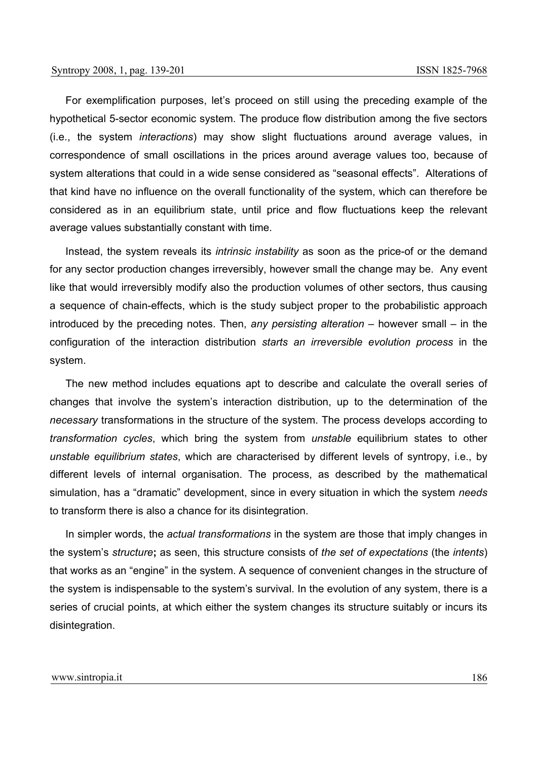For exemplification purposes, let's proceed on still using the preceding example of the hypothetical 5-sector economic system. The produce flow distribution among the five sectors (i.e., the system *interactions*) may show slight fluctuations around average values, in correspondence of small oscillations in the prices around average values too, because of system alterations that could in a wide sense considered as "seasonal effects". Alterations of that kind have no influence on the overall functionality of the system, which can therefore be considered as in an equilibrium state, until price and flow fluctuations keep the relevant average values substantially constant with time.

Instead, the system reveals its *intrinsic instability* as soon as the price-of or the demand for any sector production changes irreversibly, however small the change may be. Any event like that would irreversibly modify also the production volumes of other sectors, thus causing a sequence of chain-effects, which is the study subject proper to the probabilistic approach introduced by the preceding notes. Then, *any persisting alteration* – however small – in the configuration of the interaction distribution *starts an irreversible evolution process* in the system.

The new method includes equations apt to describe and calculate the overall series of changes that involve the system's interaction distribution, up to the determination of the *necessary* transformations in the structure of the system. The process develops according to *transformation cycles*, which bring the system from *unstable* equilibrium states to other *unstable equilibrium states*, which are characterised by different levels of syntropy, i.e., by different levels of internal organisation. The process, as described by the mathematical simulation, has a "dramatic" development, since in every situation in which the system *needs* to transform there is also a chance for its disintegration.

In simpler words, the *actual transformations* in the system are those that imply changes in the system's *structure*; as seen, this structure consists of *the set of expectations* (the *intents*) that works as an "engine" in the system. A sequence of convenient changes in the structure of the system is indispensable to the system's survival. In the evolution of any system, there is a series of crucial points, at which either the system changes its structure suitably or incurs its disintegration.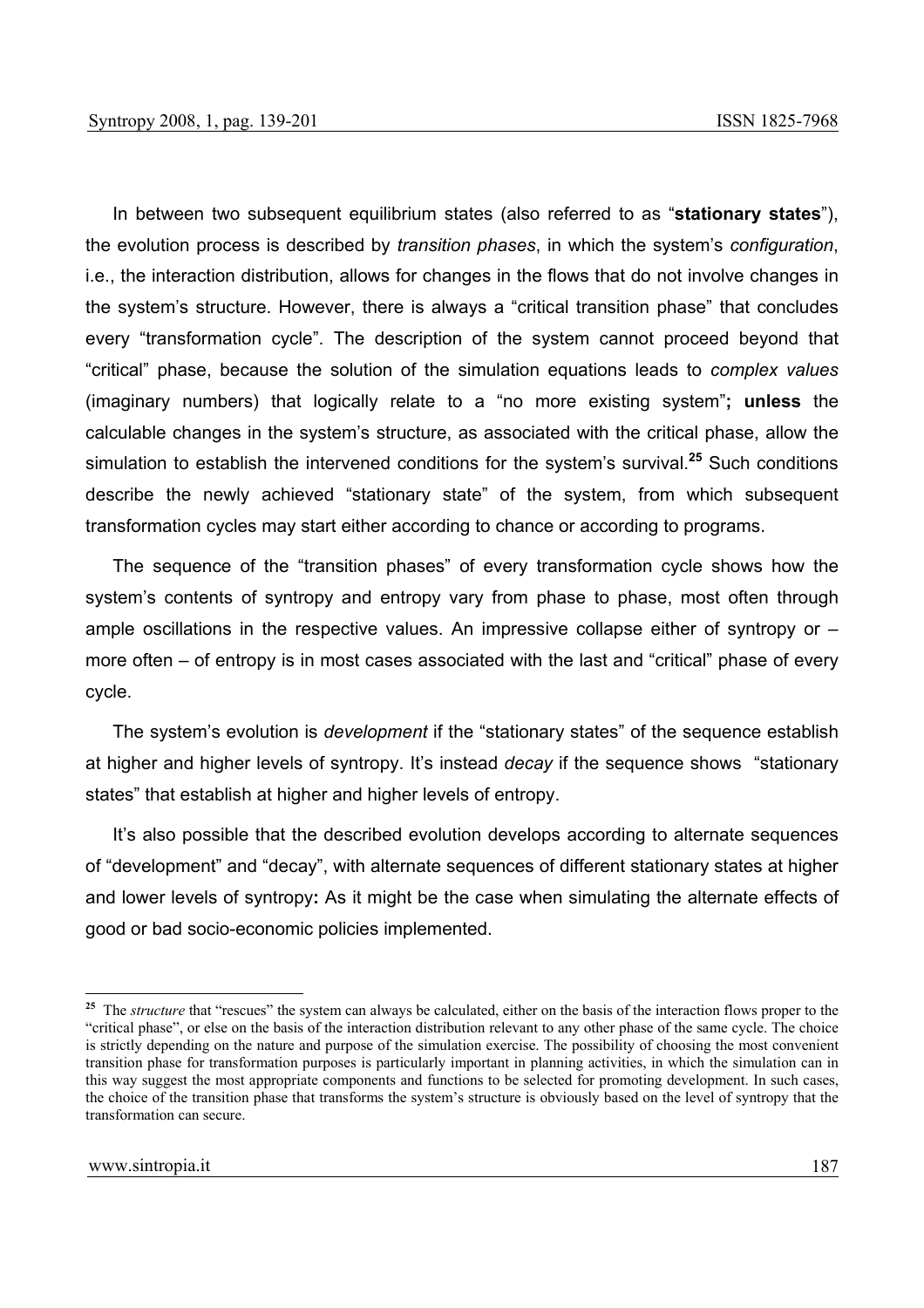In between two subsequent equilibrium states (also referred to as "**stationary states**"), the evolution process is described by *transition phases*, in which the system's *configuration*, i.e., the interaction distribution, allows for changes in the flows that do not involve changes in the system's structure. However, there is always a "critical transition phase" that concludes every "transformation cycle". The description of the system cannot proceed beyond that "critical" phase, because the solution of the simulation equations leads to *complex values* (imaginary numbers) that logically relate to a "no more existing system"**; unless** the calculable changes in the system's structure, as associated with the critical phase, allow the simulation to establish the intervened conditions for the system's survival.[25] Such conditions describe the newly achieved "stationary state" of the system, from which subsequent transformation cycles may start either according to chance or according to programs.

The sequence of the "transition phases" of every transformation cycle shows how the system's contents of syntropy and entropy vary from phase to phase, most often through ample oscillations in the respective values. An impressive collapse either of syntropy or – more often – of entropy is in most cases associated with the last and "critical" phase of every cycle.

The system's evolution is *development* if the "stationary states" of the sequence establish at higher and higher levels of syntropy. It's instead *decay* if the sequence shows "stationary states" that establish at higher and higher levels of entropy.

It's also possible that the described evolution develops according to alternate sequences of "development" and "decay", with alternate sequences of different stationary states at higher and lower levels of syntropy**:** As it might be the case when simulating the alternate effects of good or bad socio-economic policies implemented.

---

[25] The *structure* that "rescues" the system can always be calculated, either on the basis of the interaction flows proper to the "critical phase", or else on the basis of the interaction distribution relevant to any other phase of the same cycle. The choice is strictly depending on the nature and purpose of the simulation exercise. The possibility of choosing the most convenient transition phase for transformation purposes is particularly important in planning activities, in which the simulation can in this way suggest the most appropriate components and functions to be selected for promoting development. In such cases, the choice of the transition phase that transforms the system's structure is obviously based on the level of syntropy that the transformation can secure.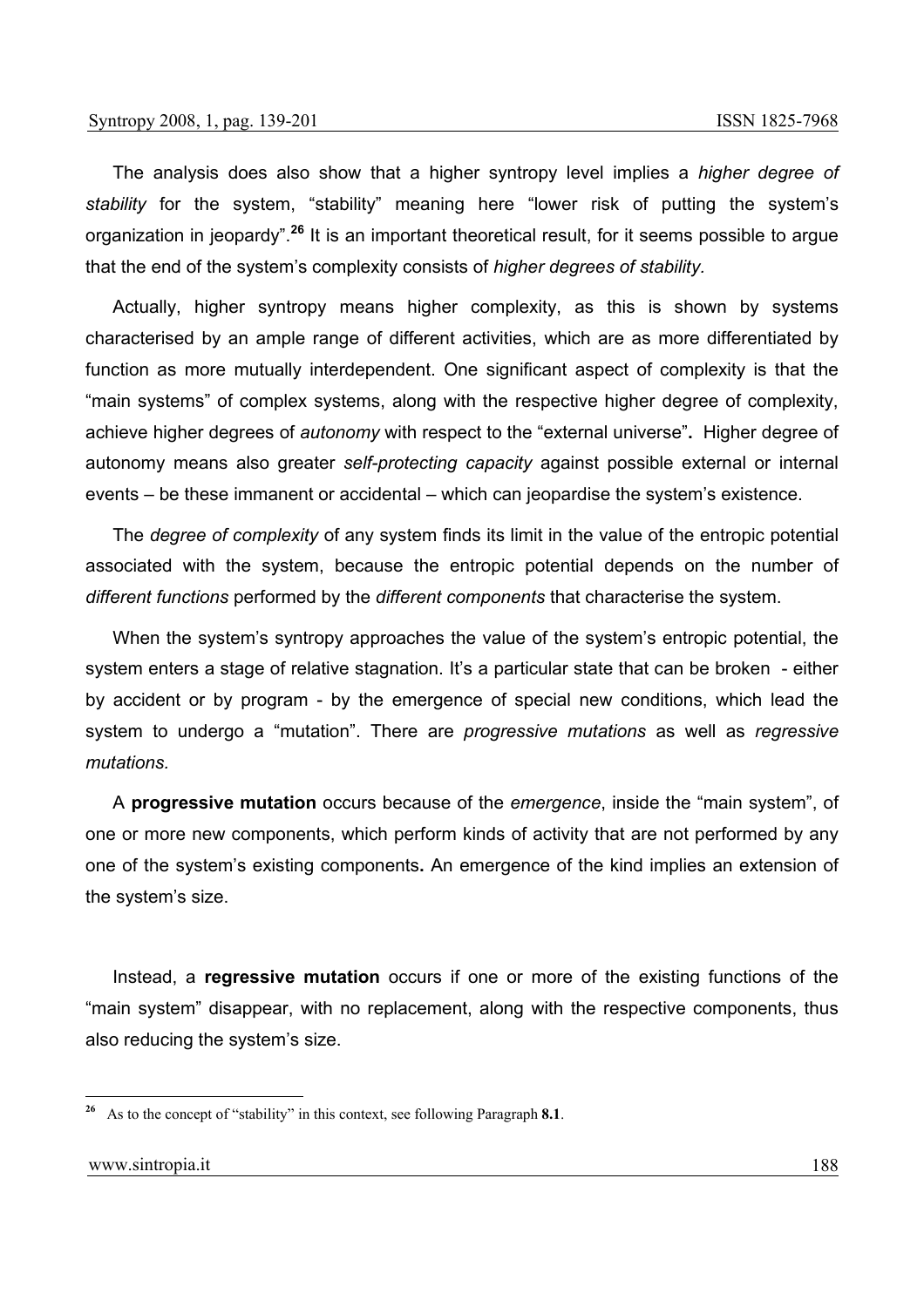The analysis does also show that a higher syntropy level implies a *higher degree of stability* for the system, "stability" meaning here "lower risk of putting the system's organization in jeopardy".[26] It is an important theoretical result, for it seems possible to argue that the end of the system's complexity consists of *higher degrees of stability.*

Actually, higher syntropy means higher complexity, as this is shown by systems characterised by an ample range of different activities, which are as more differentiated by function as more mutually interdependent. One significant aspect of complexity is that the "main systems" of complex systems, along with the respective higher degree of complexity, achieve higher degrees of *autonomy* with respect to the "external universe"**.** Higher degree of autonomy means also greater *self-protecting capacity* against possible external or internal events – be these immanent or accidental – which can jeopardise the system's existence.

The *degree of complexity* of any system finds its limit in the value of the entropic potential associated with the system, because the entropic potential depends on the number of *different functions* performed by the *different components* that characterise the system.

When the system's syntropy approaches the value of the system's entropic potential, the system enters a stage of relative stagnation. It's a particular state that can be broken - either by accident or by program - by the emergence of special new conditions, which lead the system to undergo a "mutation". There are *progressive mutations* as well as *regressive mutations.*

A **progressive mutation** occurs because of the *emergence*, inside the "main system", of one or more new components, which perform kinds of activity that are not performed by any one of the system's existing components**.** An emergence of the kind implies an extension of the system's size.

Instead, a **regressive mutation** occurs if one or more of the existing functions of the "main system" disappear, with no replacement, along with the respective components, thus also reducing the system's size.

---

[26] As to the concept of "stability" in this context, see following Paragraph **8.1**.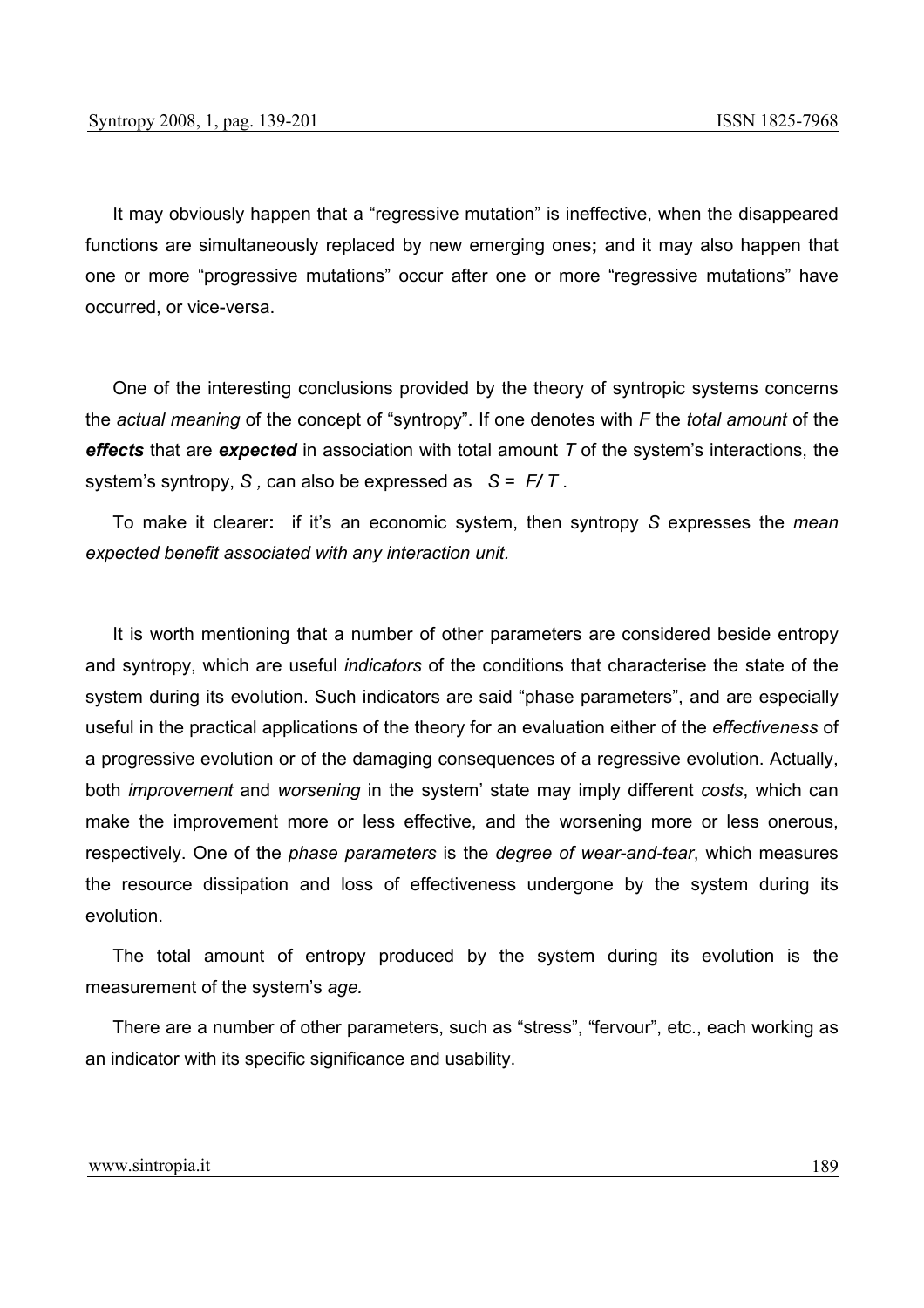It may obviously happen that a "regressive mutation" is ineffective, when the disappeared functions are simultaneously replaced by new emerging ones**;** and it may also happen that one or more "progressive mutations" occur after one or more "regressive mutations" have occurred, or vice-versa.

One of the interesting conclusions provided by the theory of syntropic systems concerns the *actual meaning* of the concept of "syntropy". If one denotes with $F$ the *total amount* of the ***effects*** that are ***expected*** in association with total amount $T$ of the system's interactions, the system's syntropy, $S$ , can also be expressed as $S = F/T$ .

To make it clearer**:** if it's an economic system, then syntropy $S$ expresses the *mean expected benefit associated with any interaction unit.*

It is worth mentioning that a number of other parameters are considered beside entropy and syntropy, which are useful *indicators* of the conditions that characterise the state of the system during its evolution. Such indicators are said "phase parameters", and are especially useful in the practical applications of the theory for an evaluation either of the *effectiveness* of a progressive evolution or of the damaging consequences of a regressive evolution. Actually, both *improvement* and *worsening* in the system' state may imply different *costs*, which can make the improvement more or less effective, and the worsening more or less onerous, respectively. One of the *phase parameters* is the *degree of wear-and-tear*, which measures the resource dissipation and loss of effectiveness undergone by the system during its evolution.

The total amount of entropy produced by the system during its evolution is the measurement of the system's *age.*

There are a number of other parameters, such as "stress", "fervour", etc., each working as an indicator with its specific significance and usability.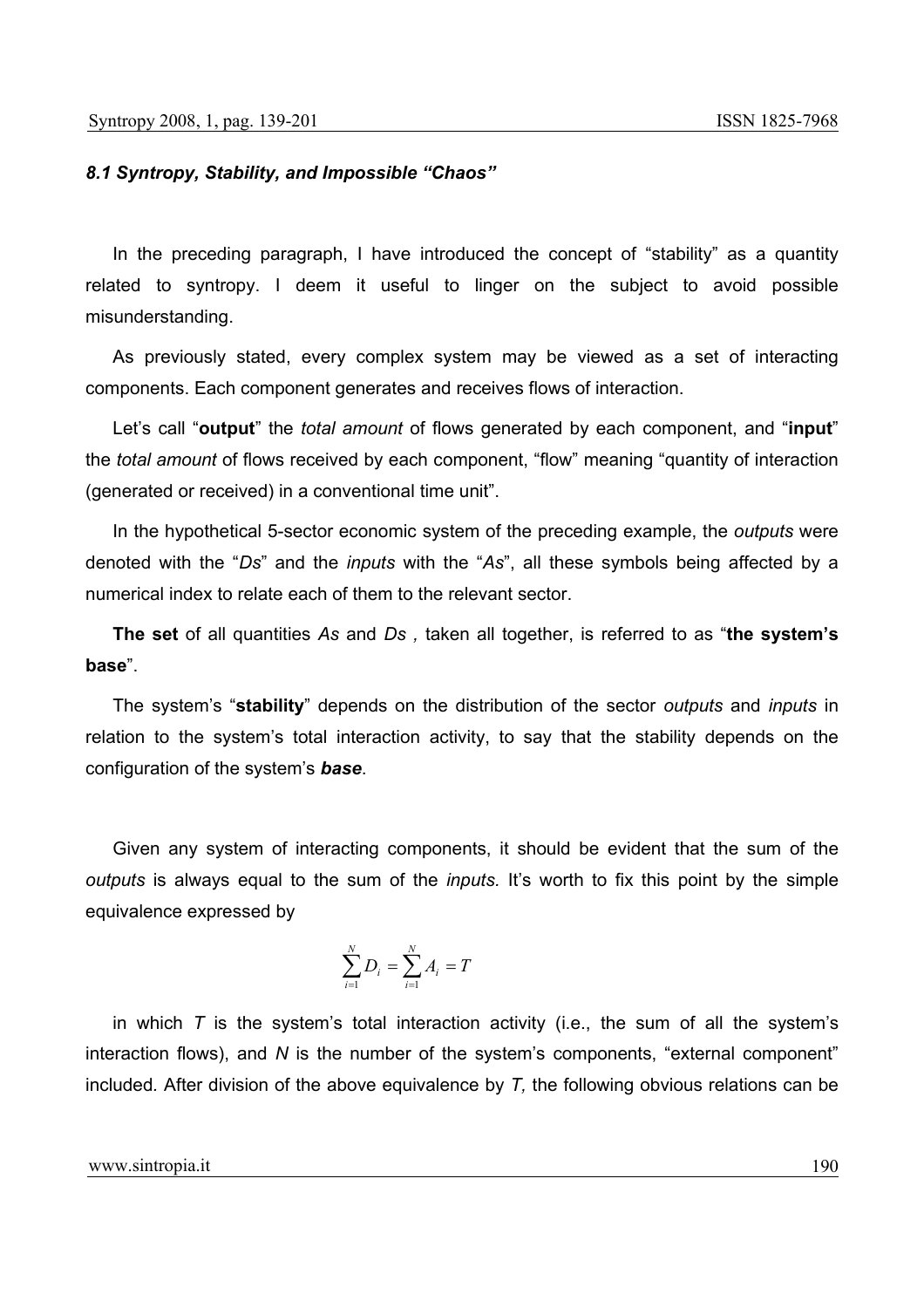### *8.1 Syntropy, Stability, and Impossible "Chaos"*

In the preceding paragraph, I have introduced the concept of "stability" as a quantity related to syntropy. I deem it useful to linger on the subject to avoid possible misunderstanding.

As previously stated, every complex system may be viewed as a set of interacting components. Each component generates and receives flows of interaction.

Let's call "**output**" the *total amount* of flows generated by each component, and "**input**" the *total amount* of flows received by each component, "flow" meaning "quantity of interaction (generated or received) in a conventional time unit".

In the hypothetical 5-sector economic system of the preceding example, the *outputs* were denoted with the "*Ds*" and the *inputs* with the "*As*", all these symbols being affected by a numerical index to relate each of them to the relevant sector.

**The set** of all quantities *As* and *Ds ,* taken all together, is referred to as "**the system's base**".

The system's "**stability**" depends on the distribution of the sector *outputs* and *inputs* in relation to the system's total interaction activity, to say that the stability depends on the configuration of the system's ***base***.

Given any system of interacting components, it should be evident that the sum of the *outputs* is always equal to the sum of the *inputs.* It's worth to fix this point by the simple equivalence expressed by

$$\sum_{i=1}^{N} D_i = \sum_{i=1}^{N} A_i = T$$

in which $T$ is the system's total interaction activity (i.e., the sum of all the system's interaction flows), and $N$ is the number of the system's components, "external component" included. After division of the above equivalence by $T,$ the following obvious relations can be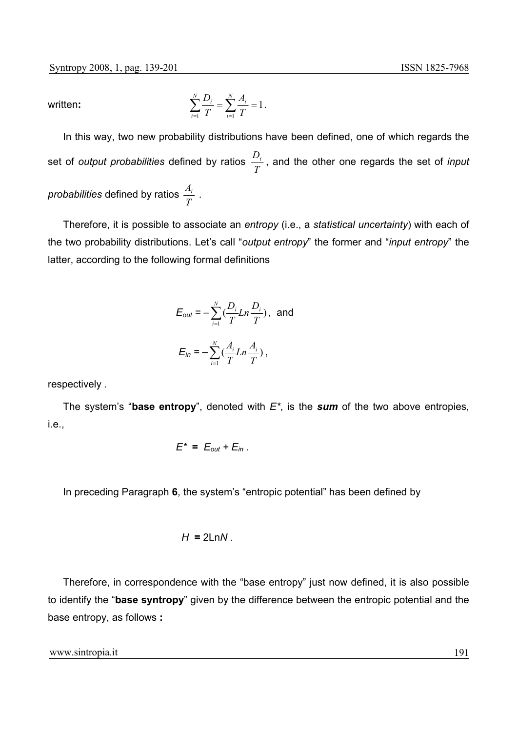written: $$\sum_{i=1}^{N} \frac{D_i}{T} = \sum_{i=1}^{N} \frac{A_i}{T} = 1.$$

In this way, two new probability distributions have been defined, one of which regards the set of *output probabilities* defined by ratios $\frac{D_i}{T}$, and the other one regards the set of *input probabilities* defined by ratios $\frac{A_i}{T}$.

Therefore, it is possible to associate an *entropy* (i.e., a *statistical uncertainty*) with each of the two probability distributions. Let's call "*output entropy*" the former and "*input entropy*" the latter, according to the following formal definitions

$$E_{out} = -\sum_{i=1}^{N} \left(\frac{D_i}{T} Ln \frac{D_i}{T}\right), \text{ and}$$

$$E_{in} = -\sum_{i=1}^{N} \left(\frac{A_i}{T} Ln \frac{A_i}{T}\right),$$

respectively .

The system's "**base entropy**", denoted with $E^*$, is the ***sum*** of the two above entropies, i.e.,

$$E^* = E_{out} + E_{in} .$$

In preceding Paragraph **6**, the system's "entropic potential" has been defined by

$$H = 2\text{Ln}N .$$

Therefore, in correspondence with the "base entropy" just now defined, it is also possible to identify the "**base syntropy**" given by the difference between the entropic potential and the base entropy, as follows **:**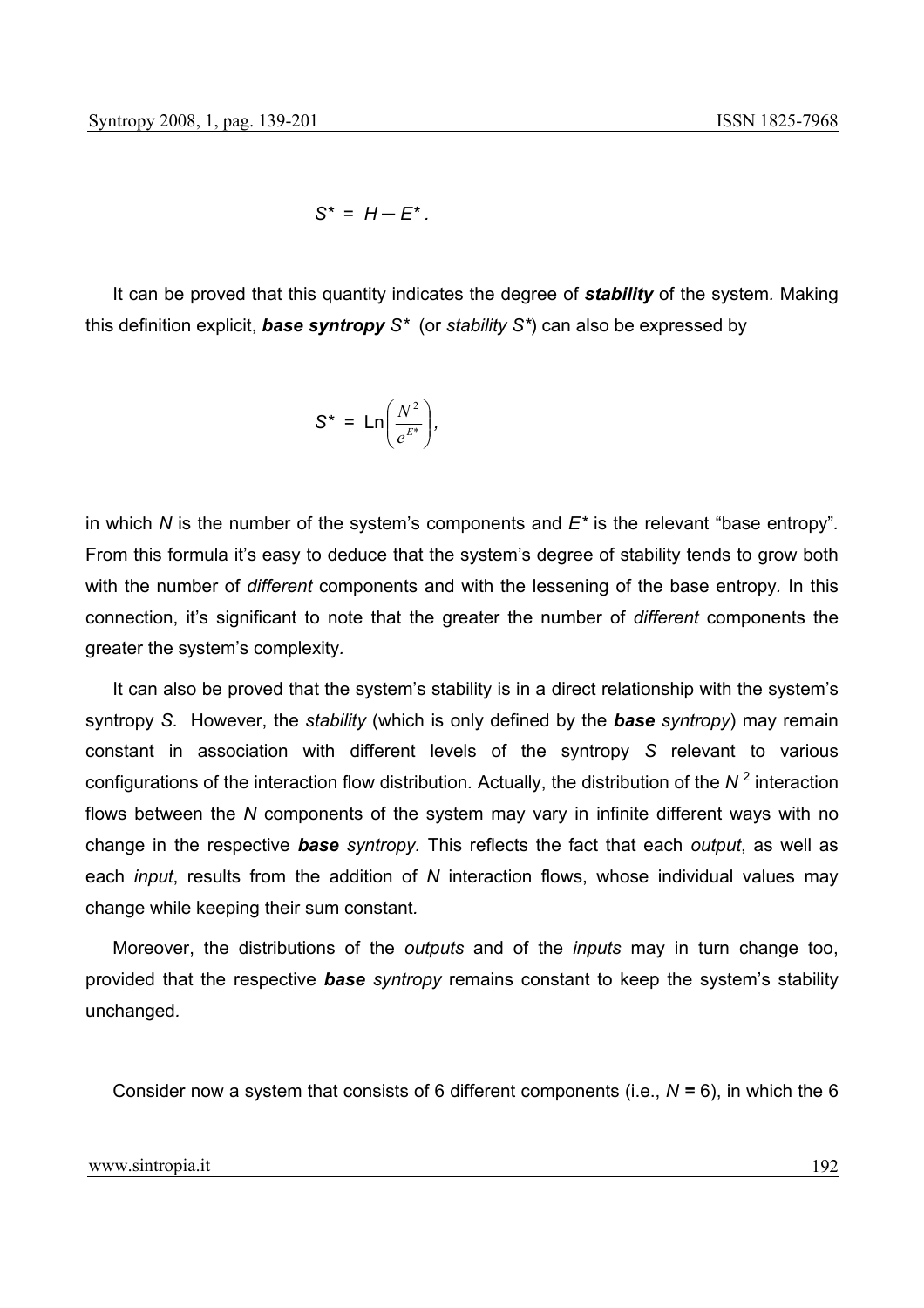$$S^* = H - E^* .$$

It can be proved that this quantity indicates the degree of ***stability*** of the system. Making this definition explicit, ***base syntropy*** $S^*$ (or *stability* $S^*$) can also be expressed by

$$S^* = \text{Ln}\left(\frac{N^2}{e^{E^*}}\right),$$

in which $N$ is the number of the system's components and $E^*$ is the relevant "base entropy". From this formula it's easy to deduce that the system's degree of stability tends to grow both with the number of *different* components and with the lessening of the base entropy. In this connection, it's significant to note that the greater the number of *different* components the greater the system's complexity.

It can also be proved that the system's stability is in a direct relationship with the system's syntropy $S$. However, the *stability* (which is only defined by the ***base*** *syntropy*) may remain constant in association with different levels of the syntropy $S$ relevant to various configurations of the interaction flow distribution. Actually, the distribution of the $N^2$ interaction flows between the $N$ components of the system may vary in infinite different ways with no change in the respective ***base*** *syntropy.* This reflects the fact that each *output*, as well as each *input*, results from the addition of $N$ interaction flows, whose individual values may change while keeping their sum constant.

Moreover, the distributions of the *outputs* and of the *inputs* may in turn change too, provided that the respective ***base*** *syntropy* remains constant to keep the system's stability unchanged.

Consider now a system that consists of 6 different components (i.e., $N = 6$), in which the 6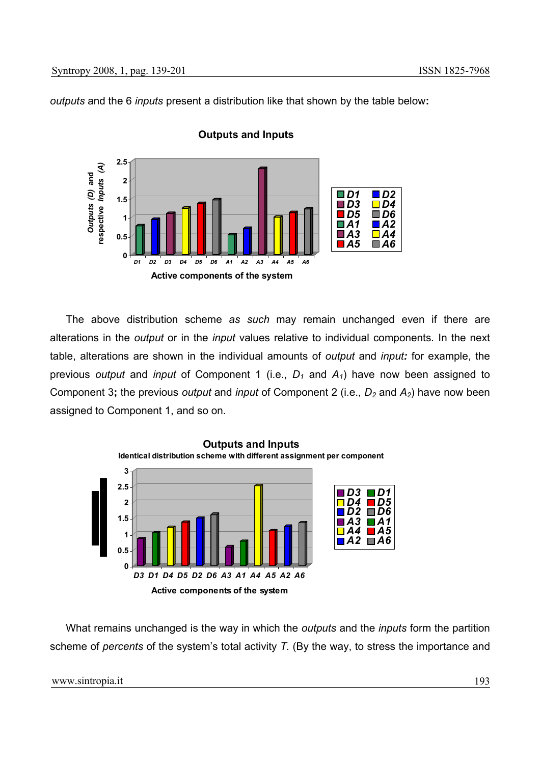*outputs* and the 6 *inputs* present a distribution like that shown by the table below**:**

**Outputs and Inputs**

Outputs (D) and respective *Inputs* (A)

Active components of the system

The above distribution scheme *as such* may remain unchanged even if there are alterations in the *output* or in the *input* values relative to individual components. In the next table, alterations are shown in the individual amounts of *output* and *input***:** for example, the previous *output* and *input* of Component 1 (i.e., $D_1$ and $A_1$) have now been assigned to Component 3**;** the previous *output* and *input* of Component 2 (i.e., $D_2$ and $A_2$) have now been assigned to Component 1, and so on.

**Outputs and Inputs**

**Identical distribution scheme with different assignment per component**

Active components of the system

What remains unchanged is the way in which the *outputs* and the *inputs* form the partition scheme of *percents* of the system's total activity *T.* (By the way, to stress the importance and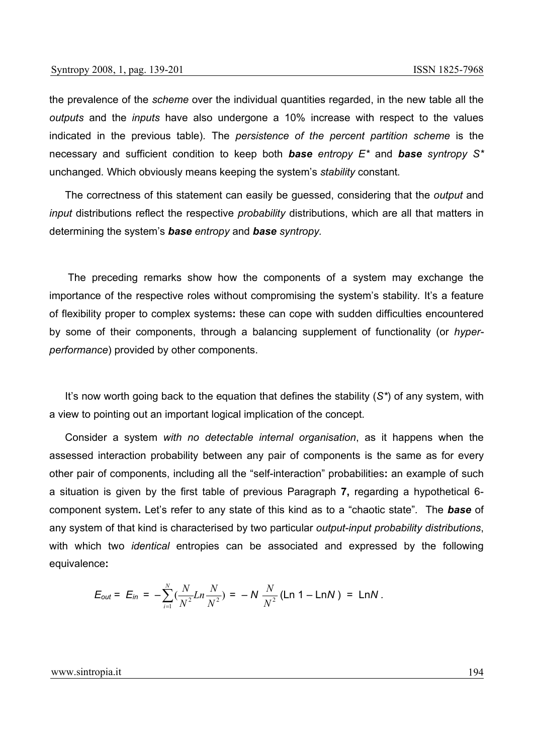the prevalence of the *scheme* over the individual quantities regarded, in the new table all the *outputs* and the *inputs* have also undergone a 10% increase with respect to the values indicated in the previous table). The *persistence of the percent partition scheme* is the necessary and sufficient condition to keep both ***base*** *entropy* $E^*$ and ***base*** *syntropy* $S^*$ unchanged. Which obviously means keeping the system's *stability* constant.

The correctness of this statement can easily be guessed, considering that the *output* and *input* distributions reflect the respective *probability* distributions, which are all that matters in determining the system's ***base*** *entropy* and ***base*** *syntropy.*

The preceding remarks show how the components of a system may exchange the importance of the respective roles without compromising the system's stability. It's a feature of flexibility proper to complex systems**:** these can cope with sudden difficulties encountered by some of their components, through a balancing supplement of functionality (or *hyper-performance*) provided by other components.

It's now worth going back to the equation that defines the stability ($S^*$) of any system, with a view to pointing out an important logical implication of the concept.

Consider a system *with no detectable internal organisation*, as it happens when the assessed interaction probability between any pair of components is the same as for every other pair of components, including all the "self-interaction" probabilities**:** an example of such a situation is given by the first table of previous Paragraph **7,** regarding a hypothetical 6-component system**.** Let's refer to any state of this kind as to a "chaotic state". The ***base*** of any system of that kind is characterised by two particular *output-input probability distributions*, with which two *identical* entropies can be associated and expressed by the following equivalence**:**

$$E_{out} = E_{in} = -\sum_{i=1}^{N}\left(\frac{N}{N^2}Ln\frac{N}{N^2}\right) = -N\,\frac{N}{N^2}\left(\text{Ln }1 - \text{Ln}N\right) = \text{Ln}N\,.$$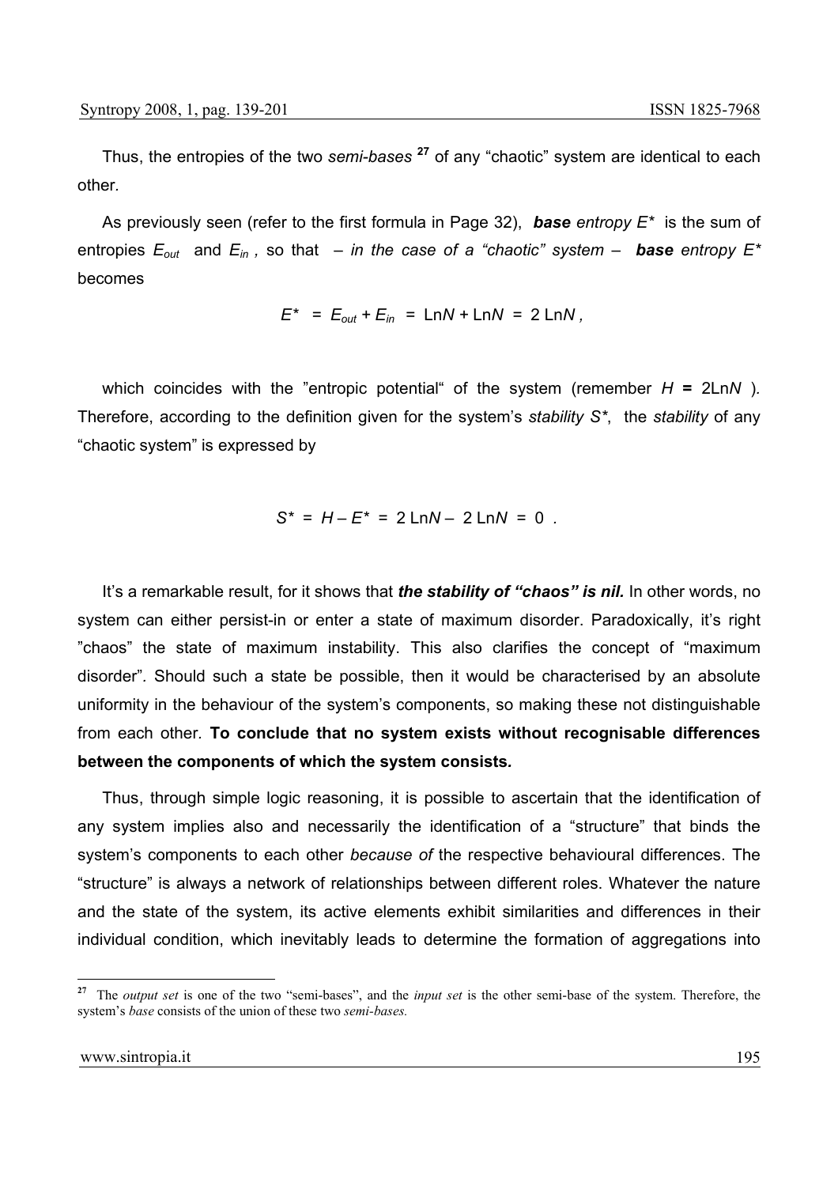Thus, the entropies of the two *semi-bases* [27] of any "chaotic" system are identical to each other.

As previously seen (refer to the first formula in Page 32), ***base** entropy* $E^*$ is the sum of entropies $E_{out}$ and $E_{in}$, so that – *in the case of a "chaotic" system* – ***base** entropy* $E^*$ becomes

$$E^* = E_{out} + E_{in} = \text{Ln}N + \text{Ln}N = 2\ \text{Ln}N\,,$$

which coincides with the "entropic potential" of the system (remember $H = 2\text{Ln}N$ ). Therefore, according to the definition given for the system's *stability* $S^*$, the *stability* of any "chaotic system" is expressed by

$$S^* = H - E^* = 2\ \text{Ln}N - 2\ \text{Ln}N = 0\ .$$

It's a remarkable result, for it shows that ***the stability of "chaos" is nil.*** In other words, no system can either persist-in or enter a state of maximum disorder. Paradoxically, it's right "chaos" the state of maximum instability. This also clarifies the concept of "maximum disorder". Should such a state be possible, then it would be characterised by an absolute uniformity in the behaviour of the system's components, so making these not distinguishable from each other. **To conclude that no system exists without recognisable differences between the components of which the system consists.**

Thus, through simple logic reasoning, it is possible to ascertain that the identification of any system implies also and necessarily the identification of a "structure" that binds the system's components to each other *because of* the respective behavioural differences. The "structure" is always a network of relationships between different roles. Whatever the nature and the state of the system, its active elements exhibit similarities and differences in their individual condition, which inevitably leads to determine the formation of aggregations into

---

[27] The *output set* is one of the two "semi-bases", and the *input set* is the other semi-base of the system. Therefore, the system's *base* consists of the union of these two *semi-bases.*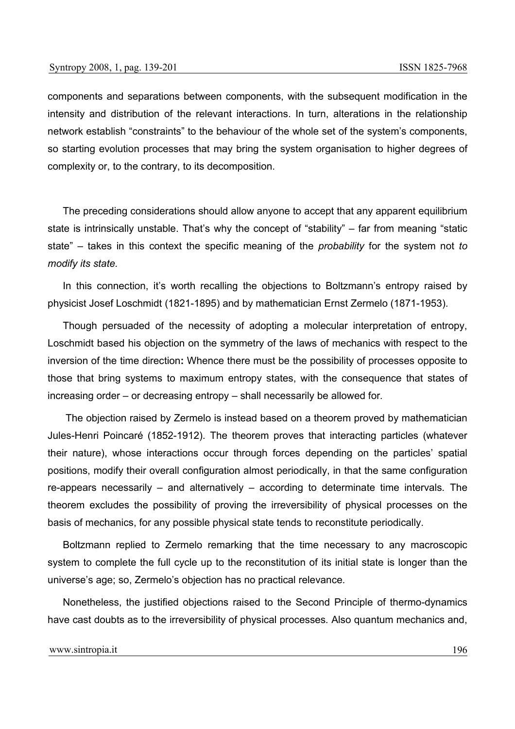components and separations between components, with the subsequent modification in the intensity and distribution of the relevant interactions. In turn, alterations in the relationship network establish "constraints" to the behaviour of the whole set of the system's components, so starting evolution processes that may bring the system organisation to higher degrees of complexity or, to the contrary, to its decomposition.

The preceding considerations should allow anyone to accept that any apparent equilibrium state is intrinsically unstable. That's why the concept of "stability" – far from meaning "static state" – takes in this context the specific meaning of the *probability* for the system not *to modify its state.*

In this connection, it's worth recalling the objections to Boltzmann's entropy raised by physicist Josef Loschmidt (1821-1895) and by mathematician Ernst Zermelo (1871-1953).

Though persuaded of the necessity of adopting a molecular interpretation of entropy, Loschmidt based his objection on the symmetry of the laws of mechanics with respect to the inversion of the time direction**:** Whence there must be the possibility of processes opposite to those that bring systems to maximum entropy states, with the consequence that states of increasing order – or decreasing entropy – shall necessarily be allowed for.

The objection raised by Zermelo is instead based on a theorem proved by mathematician Jules-Henri Poincaré (1852-1912). The theorem proves that interacting particles (whatever their nature), whose interactions occur through forces depending on the particles' spatial positions, modify their overall configuration almost periodically, in that the same configuration re-appears necessarily – and alternatively – according to determinate time intervals. The theorem excludes the possibility of proving the irreversibility of physical processes on the basis of mechanics, for any possible physical state tends to reconstitute periodically.

Boltzmann replied to Zermelo remarking that the time necessary to any macroscopic system to complete the full cycle up to the reconstitution of its initial state is longer than the universe's age; so, Zermelo's objection has no practical relevance.

Nonetheless, the justified objections raised to the Second Principle of thermo-dynamics have cast doubts as to the irreversibility of physical processes. Also quantum mechanics and,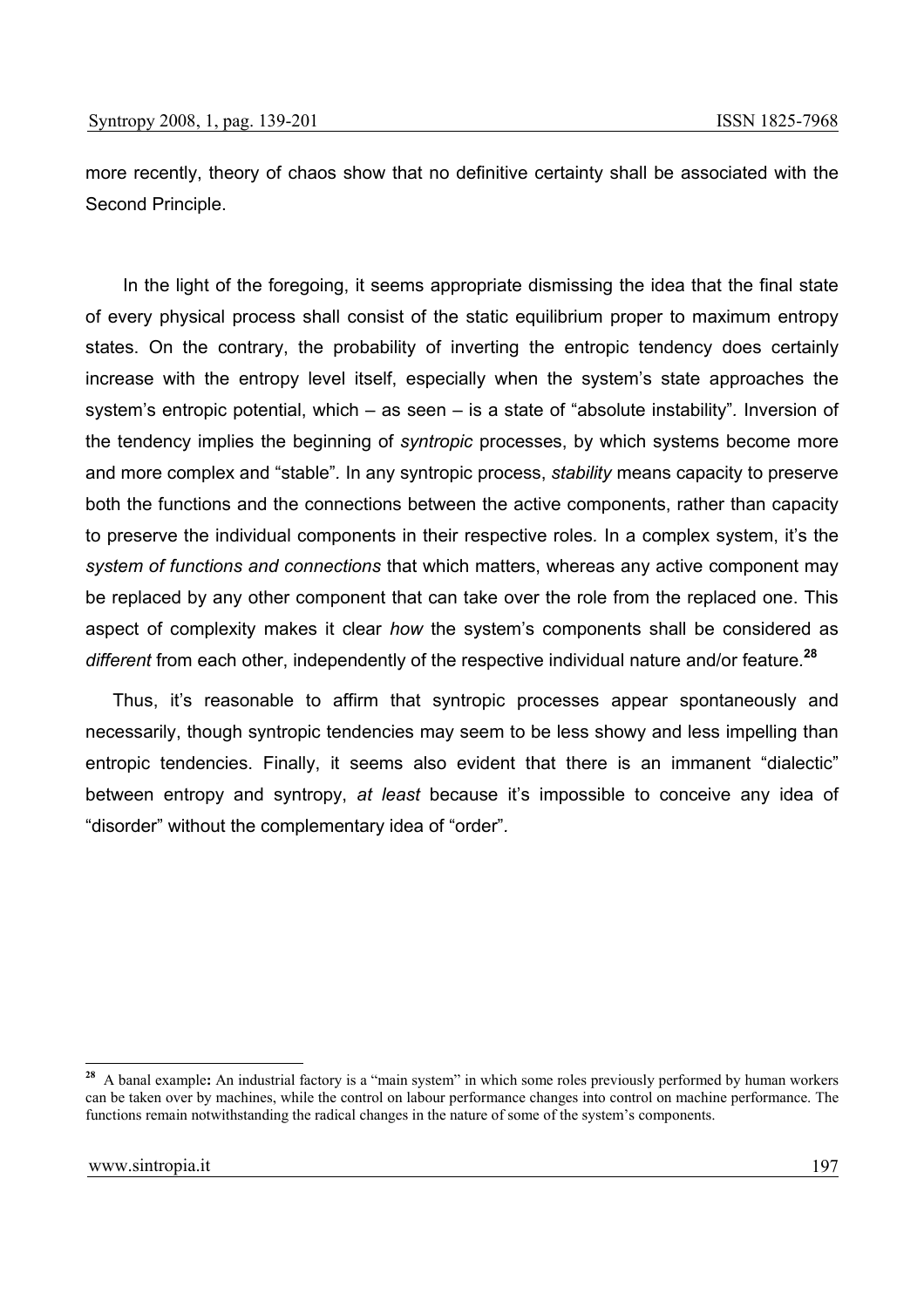more recently, theory of chaos show that no definitive certainty shall be associated with the Second Principle.

In the light of the foregoing, it seems appropriate dismissing the idea that the final state of every physical process shall consist of the static equilibrium proper to maximum entropy states. On the contrary, the probability of inverting the entropic tendency does certainly increase with the entropy level itself, especially when the system's state approaches the system's entropic potential, which – as seen – is a state of "absolute instability". Inversion of the tendency implies the beginning of *syntropic* processes, by which systems become more and more complex and "stable". In any syntropic process, *stability* means capacity to preserve both the functions and the connections between the active components, rather than capacity to preserve the individual components in their respective roles. In a complex system, it's the *system of functions and connections* that which matters, whereas any active component may be replaced by any other component that can take over the role from the replaced one. This aspect of complexity makes it clear *how* the system's components shall be considered as *different* from each other, independently of the respective individual nature and/or feature.[28]

Thus, it's reasonable to affirm that syntropic processes appear spontaneously and necessarily, though syntropic tendencies may seem to be less showy and less impelling than entropic tendencies. Finally, it seems also evident that there is an immanent "dialectic" between entropy and syntropy, *at least* because it's impossible to conceive any idea of "disorder" without the complementary idea of "order".

---

[28] A banal example**:** An industrial factory is a "main system" in which some roles previously performed by human workers can be taken over by machines, while the control on labour performance changes into control on machine performance. The functions remain notwithstanding the radical changes in the nature of some of the system's components.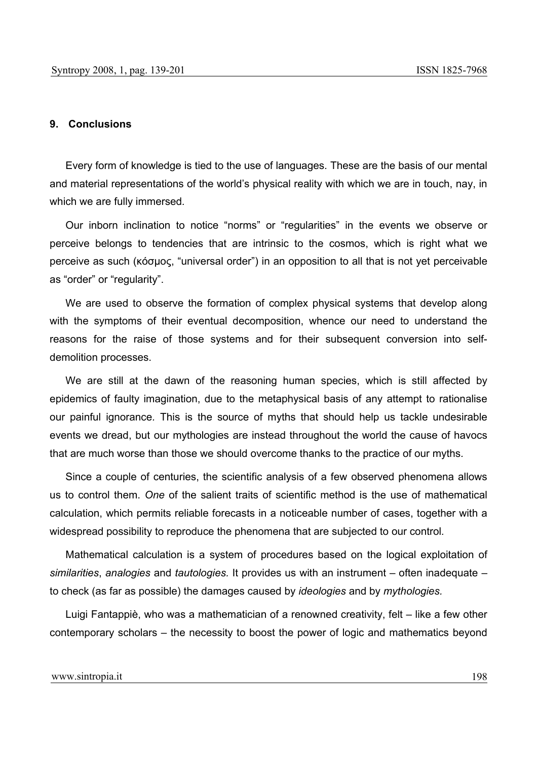## 9. Conclusions

Every form of knowledge is tied to the use of languages. These are the basis of our mental and material representations of the world's physical reality with which we are in touch, nay, in which we are fully immersed.

Our inborn inclination to notice "norms" or "regularities" in the events we observe or perceive belongs to tendencies that are intrinsic to the cosmos, which is right what we perceive as such (κόσμος, "universal order") in an opposition to all that is not yet perceivable as "order" or "regularity".

We are used to observe the formation of complex physical systems that develop along with the symptoms of their eventual decomposition, whence our need to understand the reasons for the raise of those systems and for their subsequent conversion into self-demolition processes.

We are still at the dawn of the reasoning human species, which is still affected by epidemics of faulty imagination, due to the metaphysical basis of any attempt to rationalise our painful ignorance. This is the source of myths that should help us tackle undesirable events we dread, but our mythologies are instead throughout the world the cause of havocs that are much worse than those we should overcome thanks to the practice of our myths.

Since a couple of centuries, the scientific analysis of a few observed phenomena allows us to control them. *One* of the salient traits of scientific method is the use of mathematical calculation, which permits reliable forecasts in a noticeable number of cases, together with a widespread possibility to reproduce the phenomena that are subjected to our control.

Mathematical calculation is a system of procedures based on the logical exploitation of *similarities*, *analogies* and *tautologies.* It provides us with an instrument – often inadequate – to check (as far as possible) the damages caused by *ideologies* and by *mythologies.*

Luigi Fantappiè, who was a mathematician of a renowned creativity, felt – like a few other contemporary scholars – the necessity to boost the power of logic and mathematics beyond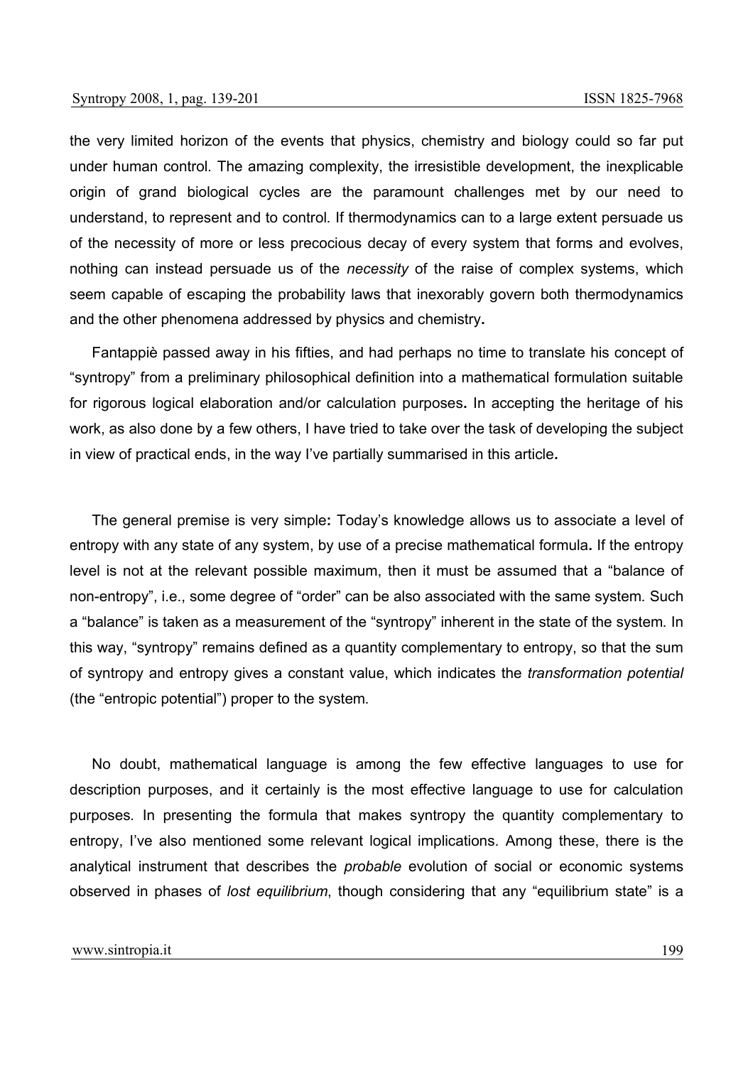the very limited horizon of the events that physics, chemistry and biology could so far put under human control. The amazing complexity, the irresistible development, the inexplicable origin of grand biological cycles are the paramount challenges met by our need to understand, to represent and to control. If thermodynamics can to a large extent persuade us of the necessity of more or less precocious decay of every system that forms and evolves, nothing can instead persuade us of the *necessity* of the raise of complex systems, which seem capable of escaping the probability laws that inexorably govern both thermodynamics and the other phenomena addressed by physics and chemistry.

Fantappiè passed away in his fifties, and had perhaps no time to translate his concept of "syntropy" from a preliminary philosophical definition into a mathematical formulation suitable for rigorous logical elaboration and/or calculation purposes. In accepting the heritage of his work, as also done by a few others, I have tried to take over the task of developing the subject in view of practical ends, in the way I've partially summarised in this article.

The general premise is very simple: Today's knowledge allows us to associate a level of entropy with any state of any system, by use of a precise mathematical formula. If the entropy level is not at the relevant possible maximum, then it must be assumed that a "balance of non-entropy", i.e., some degree of "order" can be also associated with the same system. Such a "balance" is taken as a measurement of the "syntropy" inherent in the state of the system. In this way, "syntropy" remains defined as a quantity complementary to entropy, so that the sum of syntropy and entropy gives a constant value, which indicates the *transformation potential* (the "entropic potential") proper to the system.

No doubt, mathematical language is among the few effective languages to use for description purposes, and it certainly is the most effective language to use for calculation purposes. In presenting the formula that makes syntropy the quantity complementary to entropy, I've also mentioned some relevant logical implications. Among these, there is the analytical instrument that describes the *probable* evolution of social or economic systems observed in phases of *lost equilibrium*, though considering that any "equilibrium state" is a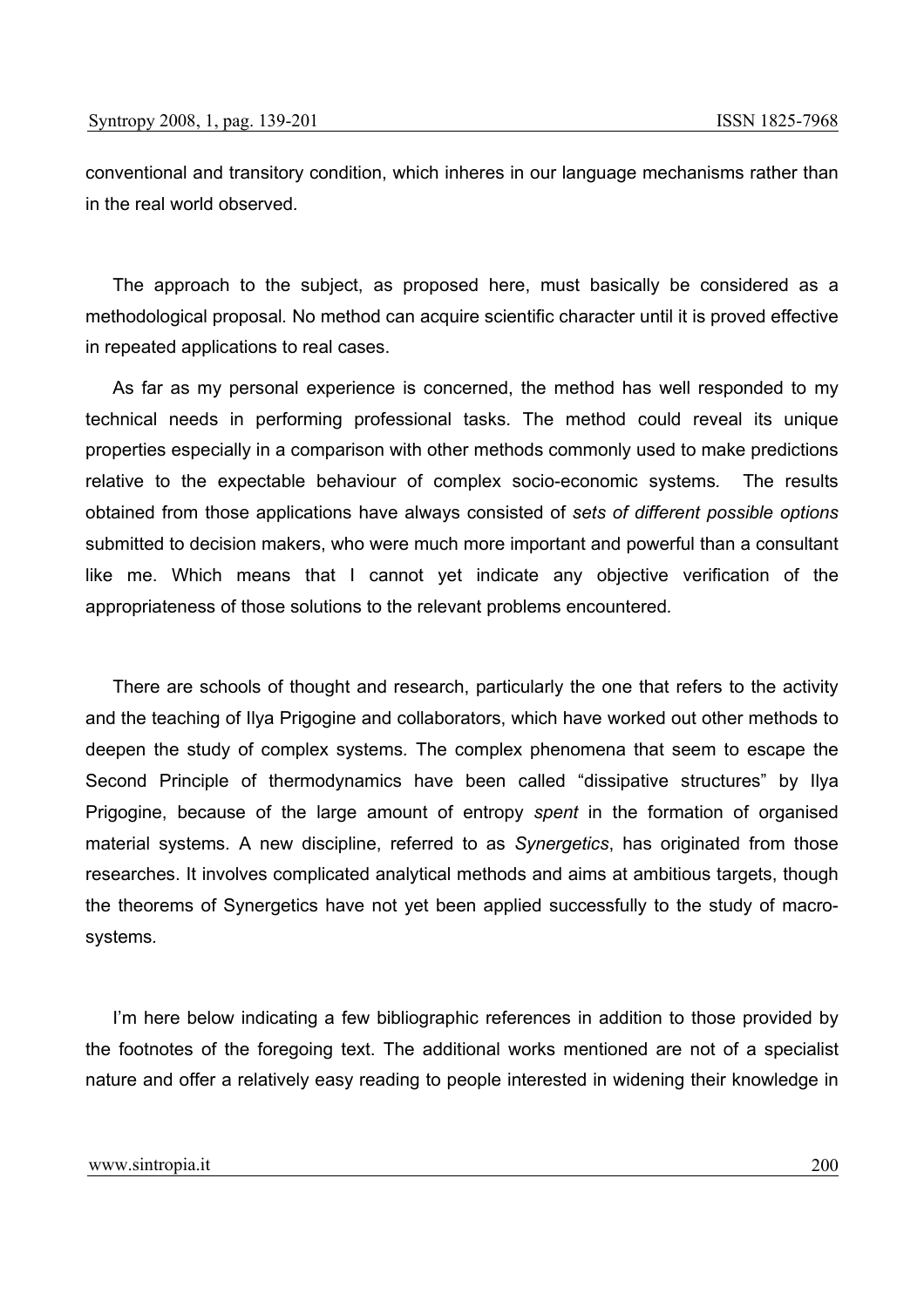conventional and transitory condition, which inheres in our language mechanisms rather than in the real world observed.

The approach to the subject, as proposed here, must basically be considered as a methodological proposal. No method can acquire scientific character until it is proved effective in repeated applications to real cases.

As far as my personal experience is concerned, the method has well responded to my technical needs in performing professional tasks. The method could reveal its unique properties especially in a comparison with other methods commonly used to make predictions relative to the expectable behaviour of complex socio-economic systems. The results obtained from those applications have always consisted of *sets of different possible options* submitted to decision makers, who were much more important and powerful than a consultant like me. Which means that I cannot yet indicate any objective verification of the appropriateness of those solutions to the relevant problems encountered.

There are schools of thought and research, particularly the one that refers to the activity and the teaching of Ilya Prigogine and collaborators, which have worked out other methods to deepen the study of complex systems. The complex phenomena that seem to escape the Second Principle of thermodynamics have been called "dissipative structures" by Ilya Prigogine, because of the large amount of entropy *spent* in the formation of organised material systems. A new discipline, referred to as *Synergetics*, has originated from those researches. It involves complicated analytical methods and aims at ambitious targets, though the theorems of Synergetics have not yet been applied successfully to the study of macro-systems.

I'm here below indicating a few bibliographic references in addition to those provided by the footnotes of the foregoing text. The additional works mentioned are not of a specialist nature and offer a relatively easy reading to people interested in widening their knowledge in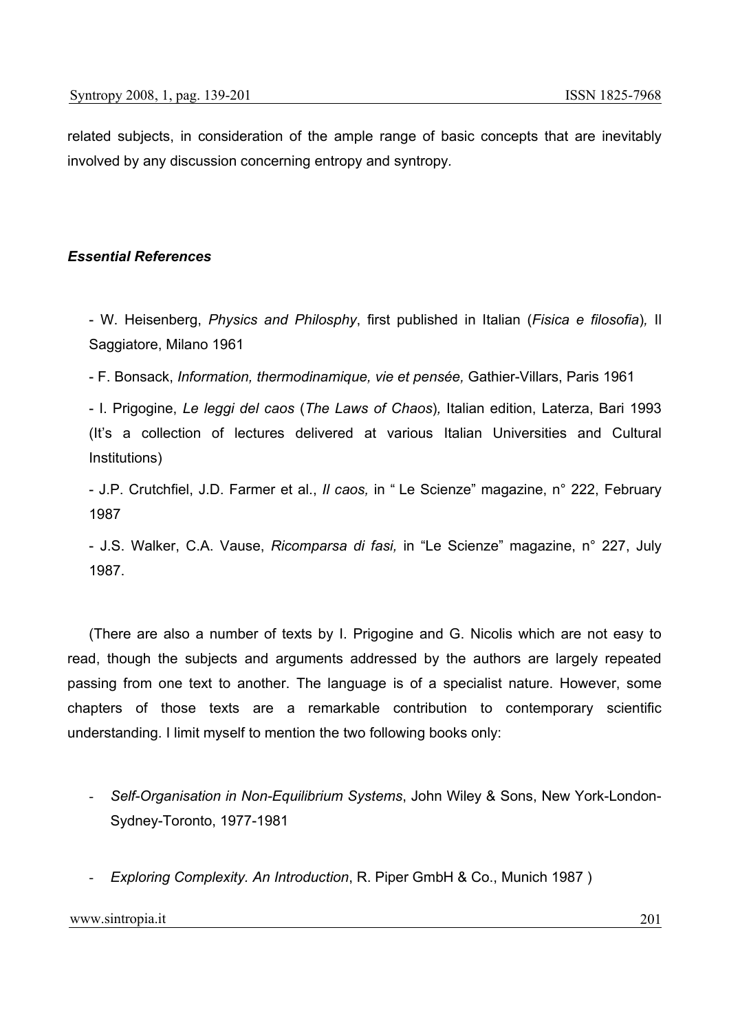related subjects, in consideration of the ample range of basic concepts that are inevitably involved by any discussion concerning entropy and syntropy.

***Essential References***

- W. Heisenberg, *Physics and Philosphy*, first published in Italian (*Fisica e filosofia*)*,* Il Saggiatore, Milano 1961

- F. Bonsack, *Information, thermodinamique, vie et pensée,* Gathier-Villars, Paris 1961

- I. Prigogine, *Le leggi del caos* (*The Laws of Chaos*)*,* Italian edition, Laterza, Bari 1993 (It's a collection of lectures delivered at various Italian Universities and Cultural Institutions)

- J.P. Crutchfiel, J.D. Farmer et al., *Il caos,* in " Le Scienze" magazine, n° 222, February 1987

- J.S. Walker, C.A. Vause, *Ricomparsa di fasi,* in "Le Scienze" magazine, n° 227, July 1987.

(There are also a number of texts by I. Prigogine and G. Nicolis which are not easy to read, though the subjects and arguments addressed by the authors are largely repeated passing from one text to another. The language is of a specialist nature. However, some chapters of those texts are a remarkable contribution to contemporary scientific understanding. I limit myself to mention the two following books only:

- *Self-Organisation in Non-Equilibrium Systems*, John Wiley & Sons, New York-London-Sydney-Toronto, 1977-1981

- *Exploring Complexity. An Introduction*, R. Piper GmbH & Co., Munich 1987 )